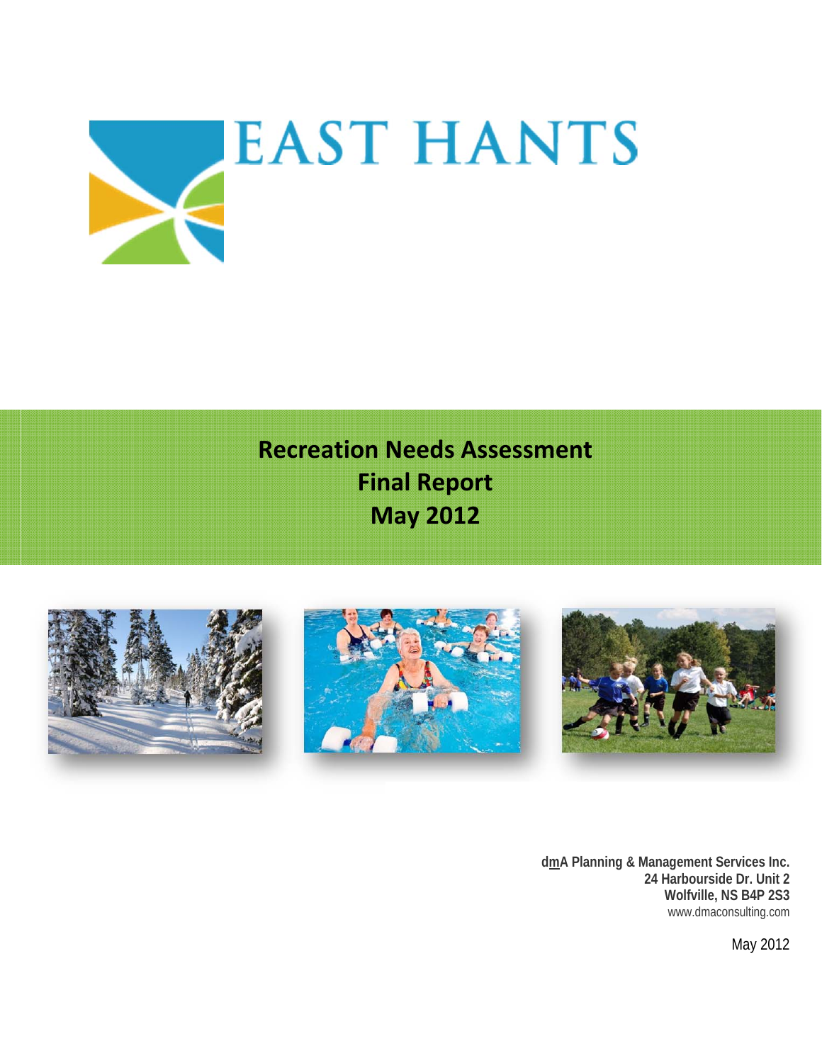EAST HANTS

# Recreation Needs Assessment
# Final Report
# May 2012

**dmA Planning & Management Services Inc.**
**24 Harbourside Dr. Unit 2**
**Wolfville, NS B4P 2S3**
www.dmaconsulting.com

May 2012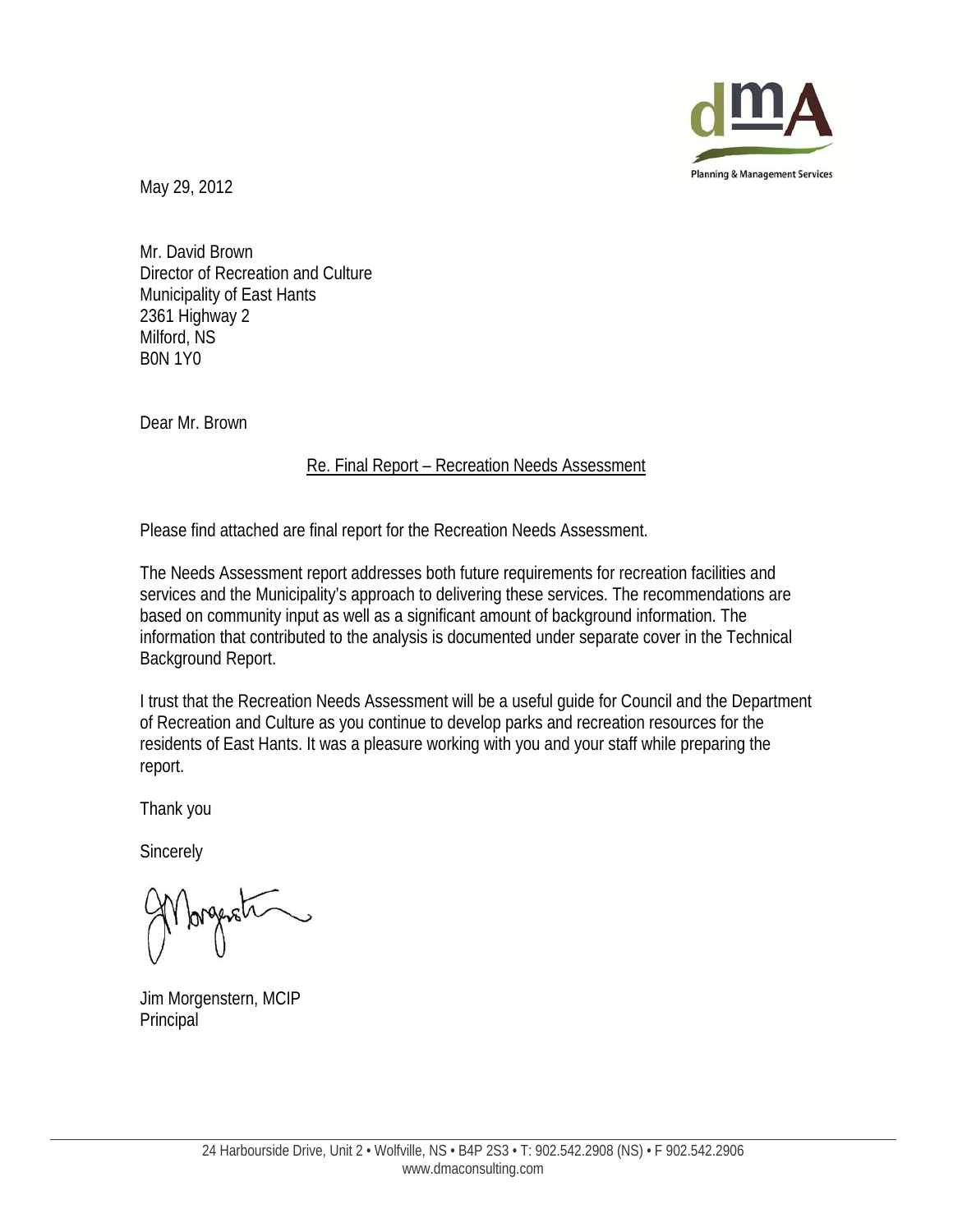May 29, 2012

Mr. David Brown
Director of Recreation and Culture
Municipality of East Hants
2361 Highway 2
Milford, NS
B0N 1Y0

Dear Mr. Brown

Re. Final Report – Recreation Needs Assessment

Please find attached are final report for the Recreation Needs Assessment.

The Needs Assessment report addresses both future requirements for recreation facilities and services and the Municipality's approach to delivering these services. The recommendations are based on community input as well as a significant amount of background information. The information that contributed to the analysis is documented under separate cover in the Technical Background Report.

I trust that the Recreation Needs Assessment will be a useful guide for Council and the Department of Recreation and Culture as you continue to develop parks and recreation resources for the residents of East Hants. It was a pleasure working with you and your staff while preparing the report.

Thank you

Sincerely

Jim Morgenstern, MCIP
Principal

24 Harbourside Drive, Unit 2 • Wolfville, NS • B4P 2S3 • T: 902.542.2908 (NS) • F 902.542.2906
www.dmaconsulting.com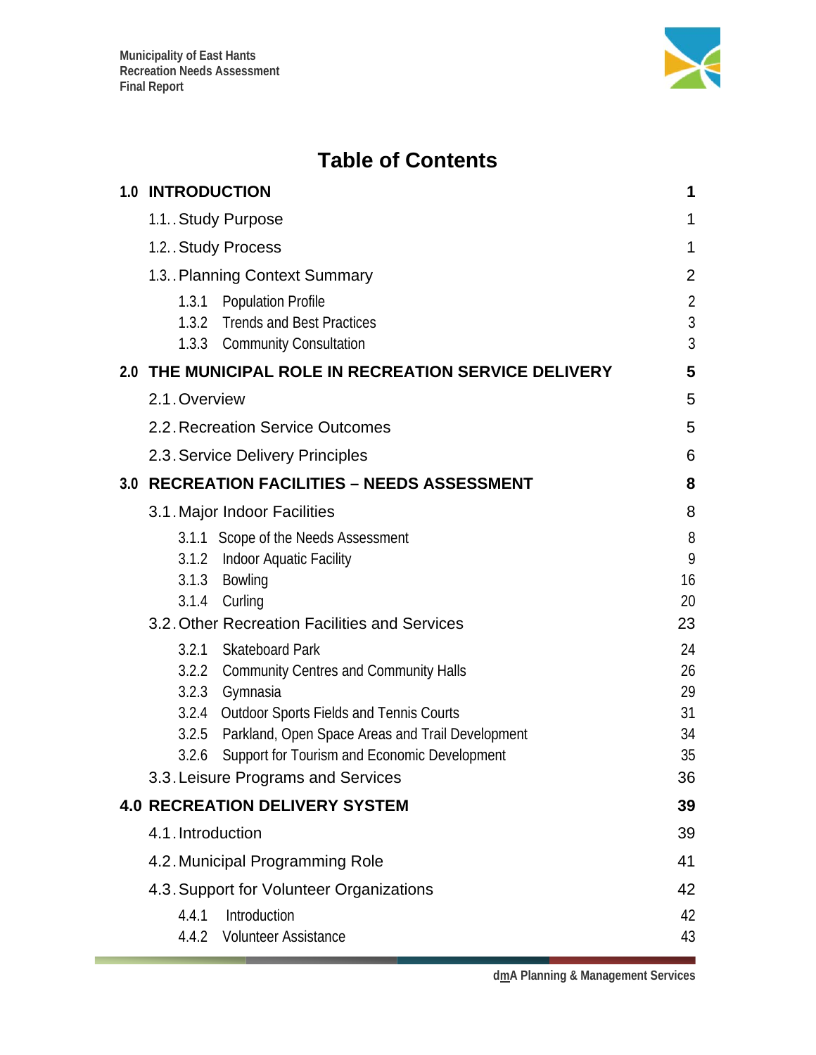# Table of Contents

| | |
|---|---|
| **1.0 INTRODUCTION** | **1** |
| 1.1. Study Purpose | 1 |
| 1.2. Study Process | 1 |
| 1.3. Planning Context Summary | 2 |
| 1.3.1 Population Profile | 2 |
| 1.3.2 Trends and Best Practices | 3 |
| 1.3.3 Community Consultation | 3 |
| **2.0 THE MUNICIPAL ROLE IN RECREATION SERVICE DELIVERY** | **5** |
| 2.1. Overview | 5 |
| 2.2. Recreation Service Outcomes | 5 |
| 2.3. Service Delivery Principles | 6 |
| **3.0 RECREATION FACILITIES – NEEDS ASSESSMENT** | **8** |
| 3.1. Major Indoor Facilities | 8 |
| 3.1.1 Scope of the Needs Assessment | 8 |
| 3.1.2 Indoor Aquatic Facility | 9 |
| 3.1.3 Bowling | 16 |
| 3.1.4 Curling | 20 |
| 3.2. Other Recreation Facilities and Services | 23 |
| 3.2.1 Skateboard Park | 24 |
| 3.2.2 Community Centres and Community Halls | 26 |
| 3.2.3 Gymnasia | 29 |
| 3.2.4 Outdoor Sports Fields and Tennis Courts | 31 |
| 3.2.5 Parkland, Open Space Areas and Trail Development | 34 |
| 3.2.6 Support for Tourism and Economic Development | 35 |
| 3.3. Leisure Programs and Services | 36 |
| **4.0 RECREATION DELIVERY SYSTEM** | **39** |
| 4.1. Introduction | 39 |
| 4.2. Municipal Programming Role | 41 |
| 4.3. Support for Volunteer Organizations | 42 |
| 4.4.1 Introduction | 42 |
| 4.4.2 Volunteer Assistance | 43 |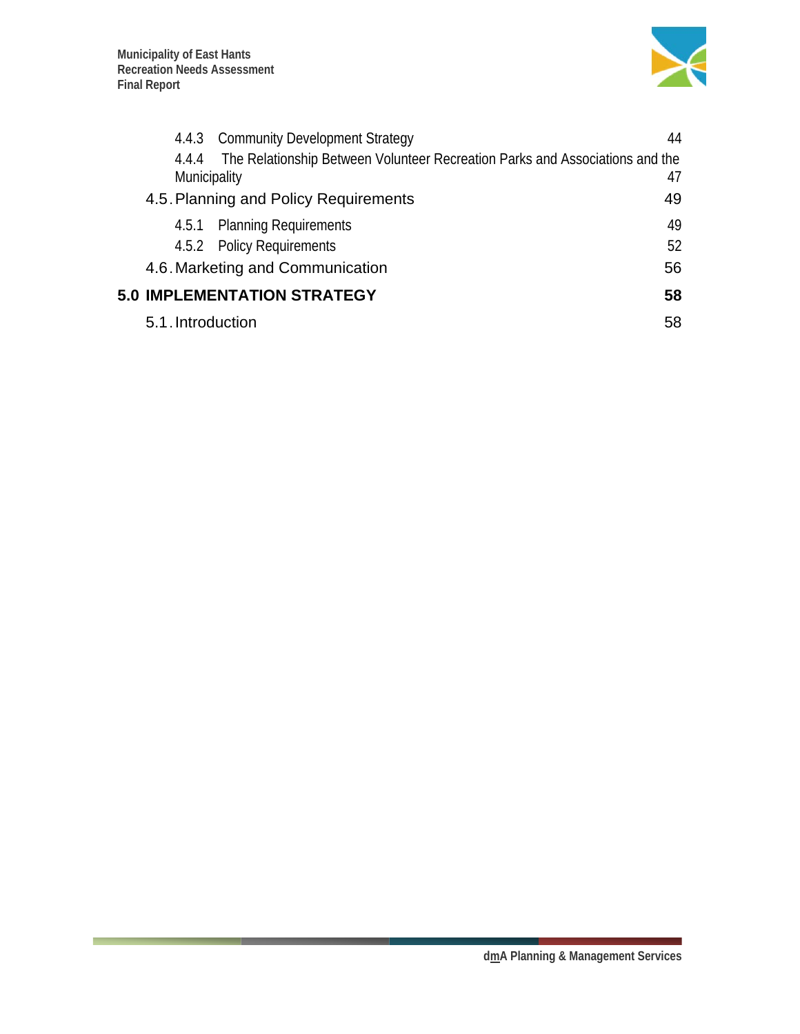4.4.3 Community Development Strategy 44

4.4.4 The Relationship Between Volunteer Recreation Parks and Associations and the Municipality 47

4.5. Planning and Policy Requirements 49

4.5.1 Planning Requirements 49

4.5.2 Policy Requirements 52

4.6. Marketing and Communication 56

**5.0 IMPLEMENTATION STRATEGY 58**

5.1. Introduction 58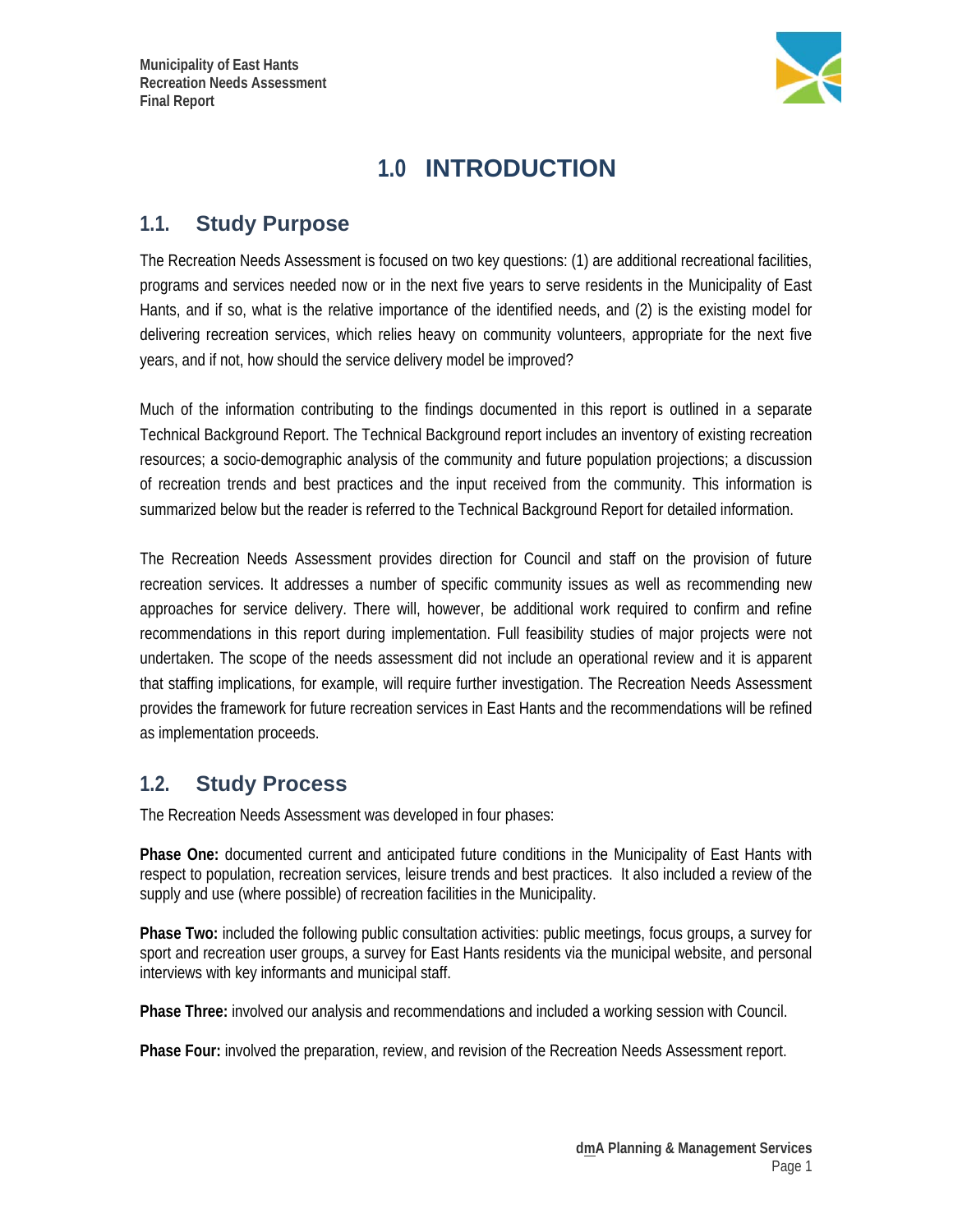# 1.0 INTRODUCTION

## 1.1. Study Purpose

The Recreation Needs Assessment is focused on two key questions: (1) are additional recreational facilities, programs and services needed now or in the next five years to serve residents in the Municipality of East Hants, and if so, what is the relative importance of the identified needs, and (2) is the existing model for delivering recreation services, which relies heavy on community volunteers, appropriate for the next five years, and if not, how should the service delivery model be improved?

Much of the information contributing to the findings documented in this report is outlined in a separate Technical Background Report. The Technical Background report includes an inventory of existing recreation resources; a socio-demographic analysis of the community and future population projections; a discussion of recreation trends and best practices and the input received from the community. This information is summarized below but the reader is referred to the Technical Background Report for detailed information.

The Recreation Needs Assessment provides direction for Council and staff on the provision of future recreation services. It addresses a number of specific community issues as well as recommending new approaches for service delivery. There will, however, be additional work required to confirm and refine recommendations in this report during implementation. Full feasibility studies of major projects were not undertaken. The scope of the needs assessment did not include an operational review and it is apparent that staffing implications, for example, will require further investigation. The Recreation Needs Assessment provides the framework for future recreation services in East Hants and the recommendations will be refined as implementation proceeds.

## 1.2. Study Process

The Recreation Needs Assessment was developed in four phases:

**Phase One:** documented current and anticipated future conditions in the Municipality of East Hants with respect to population, recreation services, leisure trends and best practices. It also included a review of the supply and use (where possible) of recreation facilities in the Municipality.

**Phase Two:** included the following public consultation activities: public meetings, focus groups, a survey for sport and recreation user groups, a survey for East Hants residents via the municipal website, and personal interviews with key informants and municipal staff.

**Phase Three:** involved our analysis and recommendations and included a working session with Council.

**Phase Four:** involved the preparation, review, and revision of the Recreation Needs Assessment report.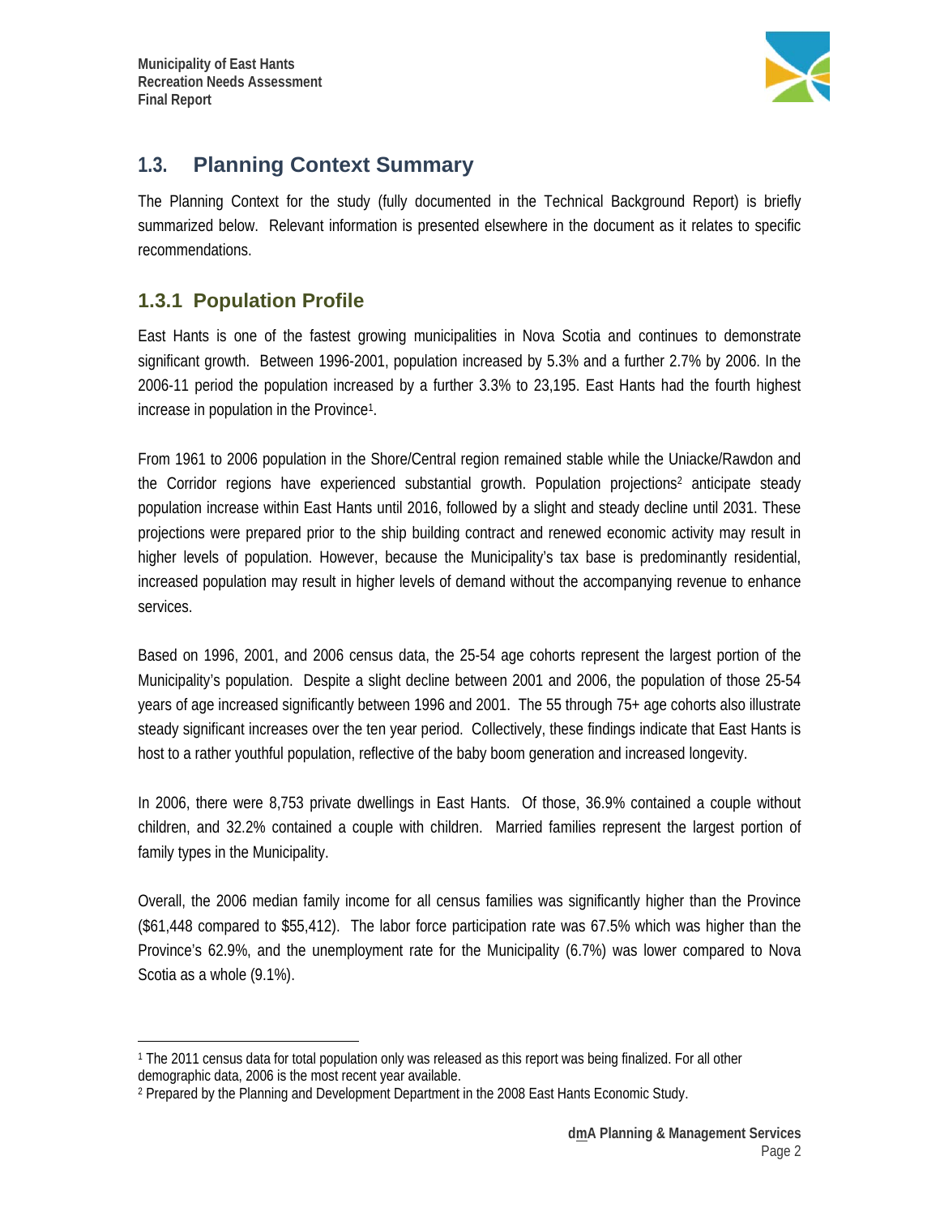## 1.3. Planning Context Summary

The Planning Context for the study (fully documented in the Technical Background Report) is briefly summarized below. Relevant information is presented elsewhere in the document as it relates to specific recommendations.

### 1.3.1 Population Profile

East Hants is one of the fastest growing municipalities in Nova Scotia and continues to demonstrate significant growth. Between 1996-2001, population increased by 5.3% and a further 2.7% by 2006. In the 2006-11 period the population increased by a further 3.3% to 23,195. East Hants had the fourth highest increase in population in the Province[1].

From 1961 to 2006 population in the Shore/Central region remained stable while the Uniacke/Rawdon and the Corridor regions have experienced substantial growth. Population projections[2] anticipate steady population increase within East Hants until 2016, followed by a slight and steady decline until 2031. These projections were prepared prior to the ship building contract and renewed economic activity may result in higher levels of population. However, because the Municipality's tax base is predominantly residential, increased population may result in higher levels of demand without the accompanying revenue to enhance services.

Based on 1996, 2001, and 2006 census data, the 25-54 age cohorts represent the largest portion of the Municipality's population. Despite a slight decline between 2001 and 2006, the population of those 25-54 years of age increased significantly between 1996 and 2001. The 55 through 75+ age cohorts also illustrate steady significant increases over the ten year period. Collectively, these findings indicate that East Hants is host to a rather youthful population, reflective of the baby boom generation and increased longevity.

In 2006, there were 8,753 private dwellings in East Hants. Of those, 36.9% contained a couple without children, and 32.2% contained a couple with children. Married families represent the largest portion of family types in the Municipality.

Overall, the 2006 median family income for all census families was significantly higher than the Province ($61,448 compared to $55,412). The labor force participation rate was 67.5% which was higher than the Province's 62.9%, and the unemployment rate for the Municipality (6.7%) was lower compared to Nova Scotia as a whole (9.1%).

---

[1] The 2011 census data for total population only was released as this report was being finalized. For all other demographic data, 2006 is the most recent year available.

[2] Prepared by the Planning and Development Department in the 2008 East Hants Economic Study.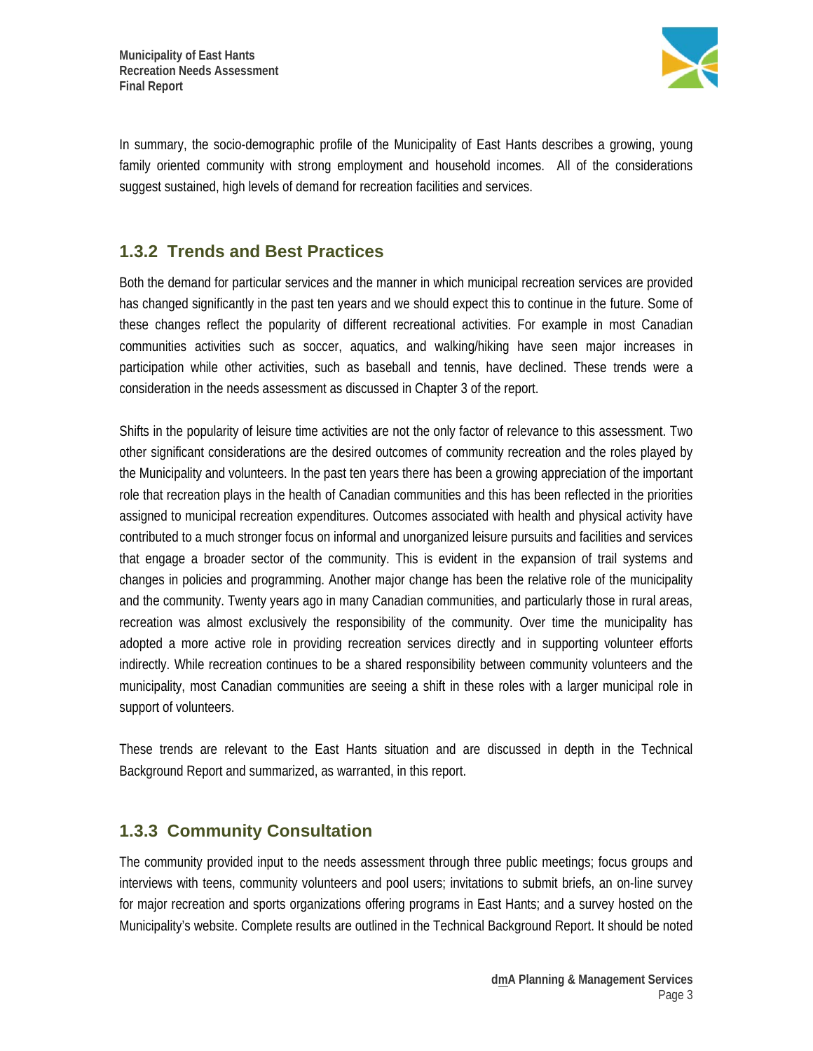In summary, the socio-demographic profile of the Municipality of East Hants describes a growing, young family oriented community with strong employment and household incomes. All of the considerations suggest sustained, high levels of demand for recreation facilities and services.

### 1.3.2 Trends and Best Practices

Both the demand for particular services and the manner in which municipal recreation services are provided has changed significantly in the past ten years and we should expect this to continue in the future. Some of these changes reflect the popularity of different recreational activities. For example in most Canadian communities activities such as soccer, aquatics, and walking/hiking have seen major increases in participation while other activities, such as baseball and tennis, have declined. These trends were a consideration in the needs assessment as discussed in Chapter 3 of the report.

Shifts in the popularity of leisure time activities are not the only factor of relevance to this assessment. Two other significant considerations are the desired outcomes of community recreation and the roles played by the Municipality and volunteers. In the past ten years there has been a growing appreciation of the important role that recreation plays in the health of Canadian communities and this has been reflected in the priorities assigned to municipal recreation expenditures. Outcomes associated with health and physical activity have contributed to a much stronger focus on informal and unorganized leisure pursuits and facilities and services that engage a broader sector of the community. This is evident in the expansion of trail systems and changes in policies and programming. Another major change has been the relative role of the municipality and the community. Twenty years ago in many Canadian communities, and particularly those in rural areas, recreation was almost exclusively the responsibility of the community. Over time the municipality has adopted a more active role in providing recreation services directly and in supporting volunteer efforts indirectly. While recreation continues to be a shared responsibility between community volunteers and the municipality, most Canadian communities are seeing a shift in these roles with a larger municipal role in support of volunteers.

These trends are relevant to the East Hants situation and are discussed in depth in the Technical Background Report and summarized, as warranted, in this report.

### 1.3.3 Community Consultation

The community provided input to the needs assessment through three public meetings; focus groups and interviews with teens, community volunteers and pool users; invitations to submit briefs, an on-line survey for major recreation and sports organizations offering programs in East Hants; and a survey hosted on the Municipality's website. Complete results are outlined in the Technical Background Report. It should be noted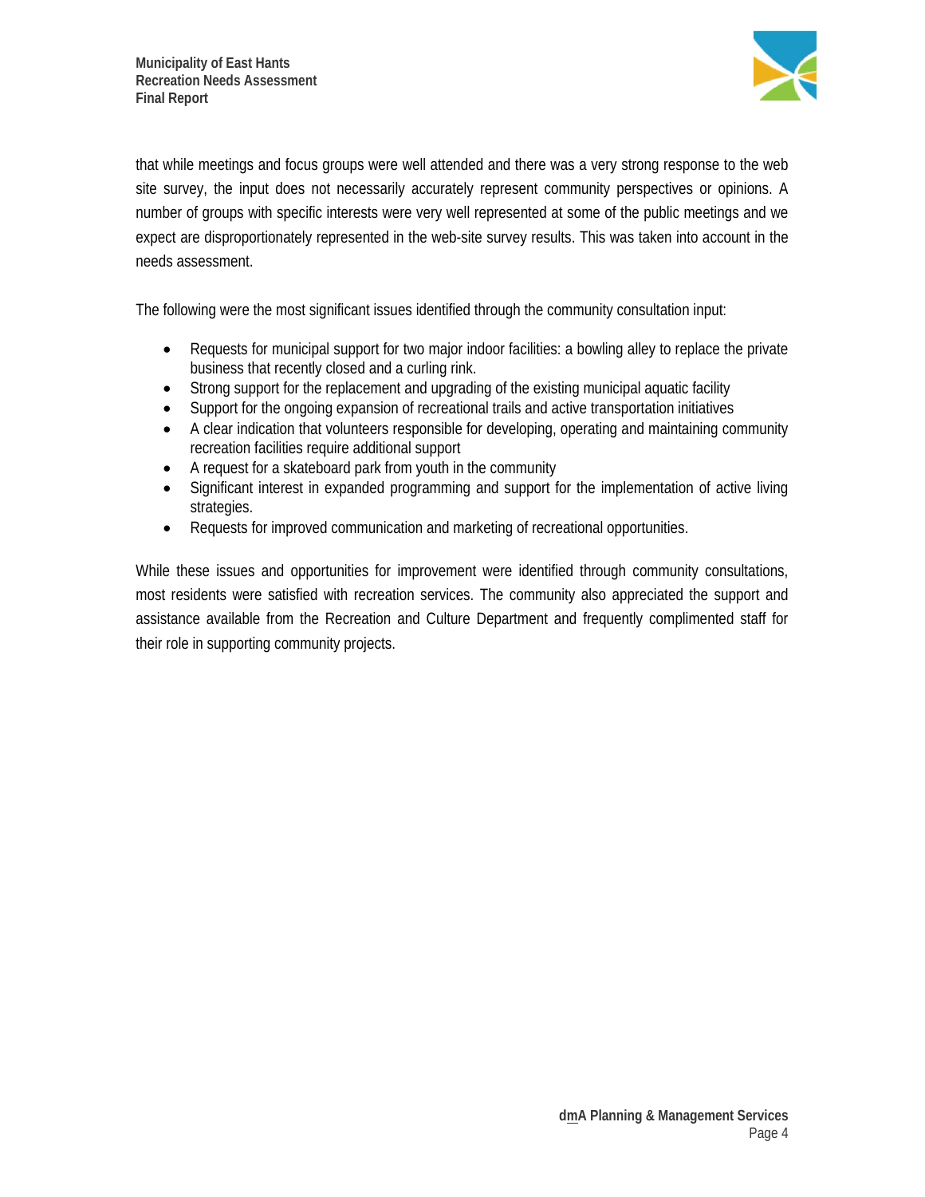that while meetings and focus groups were well attended and there was a very strong response to the web site survey, the input does not necessarily accurately represent community perspectives or opinions. A number of groups with specific interests were very well represented at some of the public meetings and we expect are disproportionately represented in the web-site survey results. This was taken into account in the needs assessment.

The following were the most significant issues identified through the community consultation input:

- Requests for municipal support for two major indoor facilities: a bowling alley to replace the private business that recently closed and a curling rink.
- Strong support for the replacement and upgrading of the existing municipal aquatic facility
- Support for the ongoing expansion of recreational trails and active transportation initiatives
- A clear indication that volunteers responsible for developing, operating and maintaining community recreation facilities require additional support
- A request for a skateboard park from youth in the community
- Significant interest in expanded programming and support for the implementation of active living strategies.
- Requests for improved communication and marketing of recreational opportunities.

While these issues and opportunities for improvement were identified through community consultations, most residents were satisfied with recreation services. The community also appreciated the support and assistance available from the Recreation and Culture Department and frequently complimented staff for their role in supporting community projects.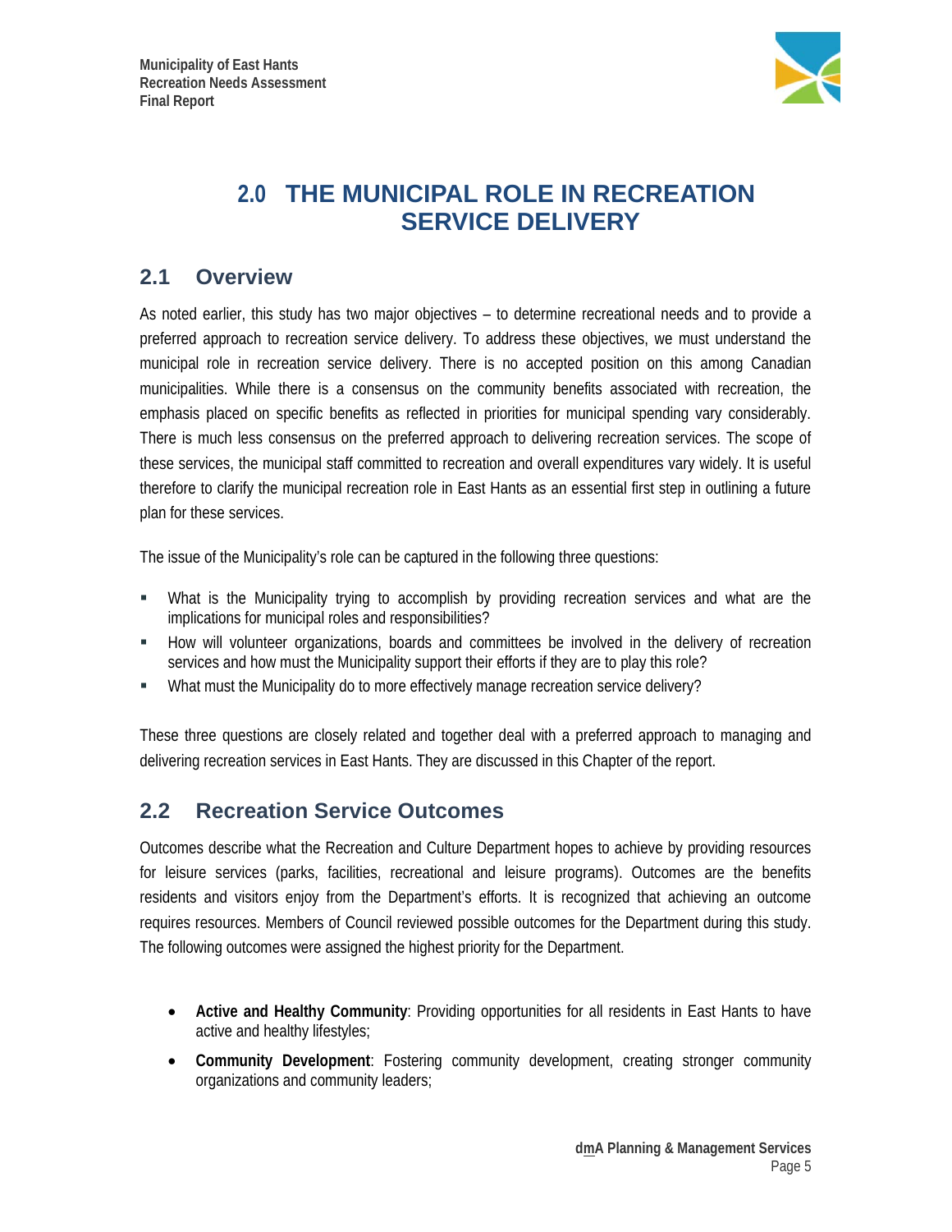# 2.0 THE MUNICIPAL ROLE IN RECREATION SERVICE DELIVERY

## 2.1 Overview

As noted earlier, this study has two major objectives – to determine recreational needs and to provide a preferred approach to recreation service delivery. To address these objectives, we must understand the municipal role in recreation service delivery. There is no accepted position on this among Canadian municipalities. While there is a consensus on the community benefits associated with recreation, the emphasis placed on specific benefits as reflected in priorities for municipal spending vary considerably. There is much less consensus on the preferred approach to delivering recreation services. The scope of these services, the municipal staff committed to recreation and overall expenditures vary widely. It is useful therefore to clarify the municipal recreation role in East Hants as an essential first step in outlining a future plan for these services.

The issue of the Municipality's role can be captured in the following three questions:

- What is the Municipality trying to accomplish by providing recreation services and what are the implications for municipal roles and responsibilities?
- How will volunteer organizations, boards and committees be involved in the delivery of recreation services and how must the Municipality support their efforts if they are to play this role?
- What must the Municipality do to more effectively manage recreation service delivery?

These three questions are closely related and together deal with a preferred approach to managing and delivering recreation services in East Hants. They are discussed in this Chapter of the report.

## 2.2 Recreation Service Outcomes

Outcomes describe what the Recreation and Culture Department hopes to achieve by providing resources for leisure services (parks, facilities, recreational and leisure programs). Outcomes are the benefits residents and visitors enjoy from the Department's efforts. It is recognized that achieving an outcome requires resources. Members of Council reviewed possible outcomes for the Department during this study. The following outcomes were assigned the highest priority for the Department.

- **Active and Healthy Community**: Providing opportunities for all residents in East Hants to have active and healthy lifestyles;
- **Community Development**: Fostering community development, creating stronger community organizations and community leaders;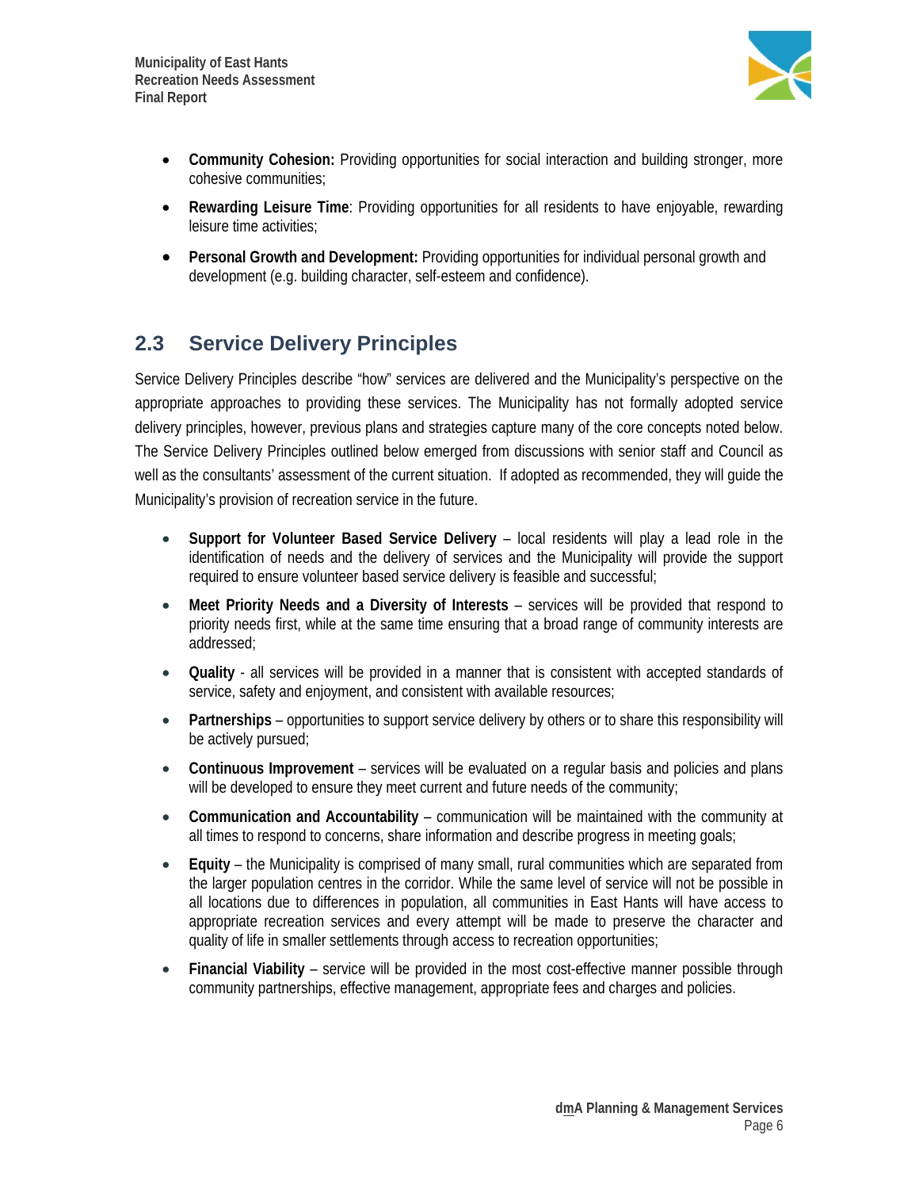- **Community Cohesion:** Providing opportunities for social interaction and building stronger, more cohesive communities;
- **Rewarding Leisure Time**: Providing opportunities for all residents to have enjoyable, rewarding leisure time activities;
- **Personal Growth and Development:** Providing opportunities for individual personal growth and development (e.g. building character, self-esteem and confidence).

## 2.3 Service Delivery Principles

Service Delivery Principles describe "how" services are delivered and the Municipality's perspective on the appropriate approaches to providing these services. The Municipality has not formally adopted service delivery principles, however, previous plans and strategies capture many of the core concepts noted below. The Service Delivery Principles outlined below emerged from discussions with senior staff and Council as well as the consultants' assessment of the current situation. If adopted as recommended, they will guide the Municipality's provision of recreation service in the future.

- **Support for Volunteer Based Service Delivery** – local residents will play a lead role in the identification of needs and the delivery of services and the Municipality will provide the support required to ensure volunteer based service delivery is feasible and successful;
- **Meet Priority Needs and a Diversity of Interests** – services will be provided that respond to priority needs first, while at the same time ensuring that a broad range of community interests are addressed;
- **Quality** - all services will be provided in a manner that is consistent with accepted standards of service, safety and enjoyment, and consistent with available resources;
- **Partnerships** – opportunities to support service delivery by others or to share this responsibility will be actively pursued;
- **Continuous Improvement** – services will be evaluated on a regular basis and policies and plans will be developed to ensure they meet current and future needs of the community;
- **Communication and Accountability** – communication will be maintained with the community at all times to respond to concerns, share information and describe progress in meeting goals;
- **Equity** – the Municipality is comprised of many small, rural communities which are separated from the larger population centres in the corridor. While the same level of service will not be possible in all locations due to differences in population, all communities in East Hants will have access to appropriate recreation services and every attempt will be made to preserve the character and quality of life in smaller settlements through access to recreation opportunities;
- **Financial Viability** – service will be provided in the most cost-effective manner possible through community partnerships, effective management, appropriate fees and charges and policies.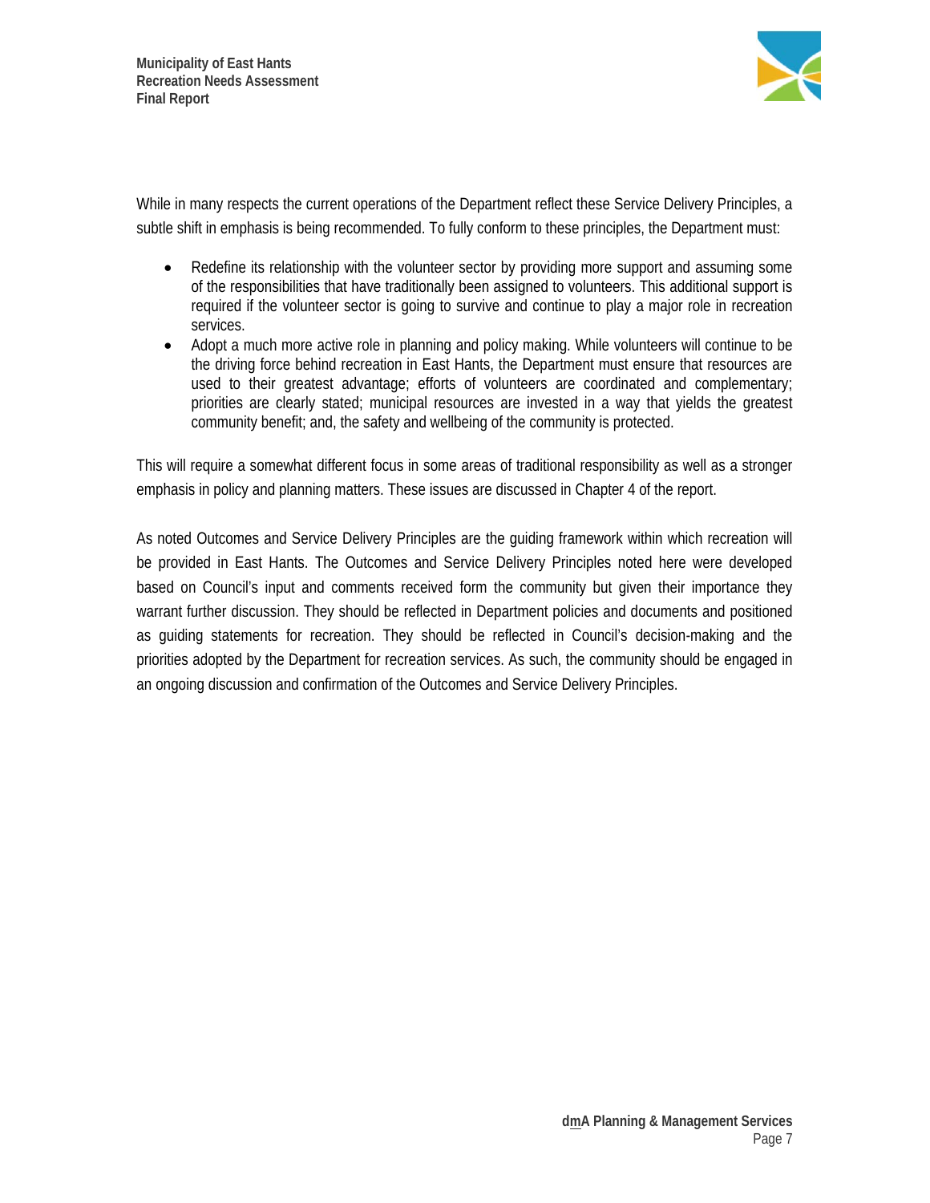While in many respects the current operations of the Department reflect these Service Delivery Principles, a subtle shift in emphasis is being recommended. To fully conform to these principles, the Department must:

- Redefine its relationship with the volunteer sector by providing more support and assuming some of the responsibilities that have traditionally been assigned to volunteers. This additional support is required if the volunteer sector is going to survive and continue to play a major role in recreation services.
- Adopt a much more active role in planning and policy making. While volunteers will continue to be the driving force behind recreation in East Hants, the Department must ensure that resources are used to their greatest advantage; efforts of volunteers are coordinated and complementary; priorities are clearly stated; municipal resources are invested in a way that yields the greatest community benefit; and, the safety and wellbeing of the community is protected.

This will require a somewhat different focus in some areas of traditional responsibility as well as a stronger emphasis in policy and planning matters. These issues are discussed in Chapter 4 of the report.

As noted Outcomes and Service Delivery Principles are the guiding framework within which recreation will be provided in East Hants. The Outcomes and Service Delivery Principles noted here were developed based on Council's input and comments received form the community but given their importance they warrant further discussion. They should be reflected in Department policies and documents and positioned as guiding statements for recreation. They should be reflected in Council's decision-making and the priorities adopted by the Department for recreation services. As such, the community should be engaged in an ongoing discussion and confirmation of the Outcomes and Service Delivery Principles.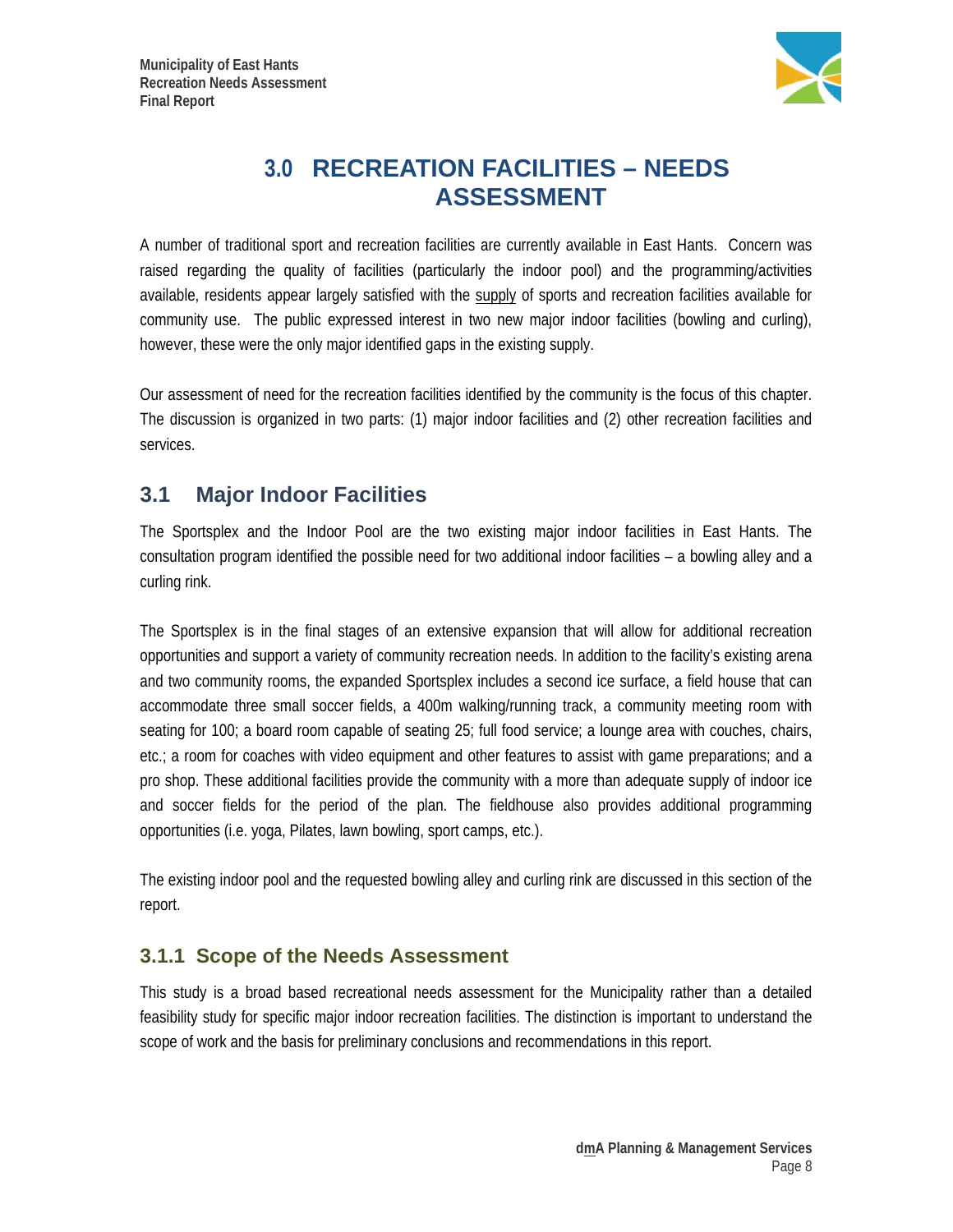# 3.0 RECREATION FACILITIES – NEEDS ASSESSMENT

A number of traditional sport and recreation facilities are currently available in East Hants. Concern was raised regarding the quality of facilities (particularly the indoor pool) and the programming/activities available, residents appear largely satisfied with the supply of sports and recreation facilities available for community use. The public expressed interest in two new major indoor facilities (bowling and curling), however, these were the only major identified gaps in the existing supply.

Our assessment of need for the recreation facilities identified by the community is the focus of this chapter. The discussion is organized in two parts: (1) major indoor facilities and (2) other recreation facilities and services.

## 3.1 Major Indoor Facilities

The Sportsplex and the Indoor Pool are the two existing major indoor facilities in East Hants. The consultation program identified the possible need for two additional indoor facilities – a bowling alley and a curling rink.

The Sportsplex is in the final stages of an extensive expansion that will allow for additional recreation opportunities and support a variety of community recreation needs. In addition to the facility's existing arena and two community rooms, the expanded Sportsplex includes a second ice surface, a field house that can accommodate three small soccer fields, a 400m walking/running track, a community meeting room with seating for 100; a board room capable of seating 25; full food service; a lounge area with couches, chairs, etc.; a room for coaches with video equipment and other features to assist with game preparations; and a pro shop. These additional facilities provide the community with a more than adequate supply of indoor ice and soccer fields for the period of the plan. The fieldhouse also provides additional programming opportunities (i.e. yoga, Pilates, lawn bowling, sport camps, etc.).

The existing indoor pool and the requested bowling alley and curling rink are discussed in this section of the report.

### 3.1.1 Scope of the Needs Assessment

This study is a broad based recreational needs assessment for the Municipality rather than a detailed feasibility study for specific major indoor recreation facilities. The distinction is important to understand the scope of work and the basis for preliminary conclusions and recommendations in this report.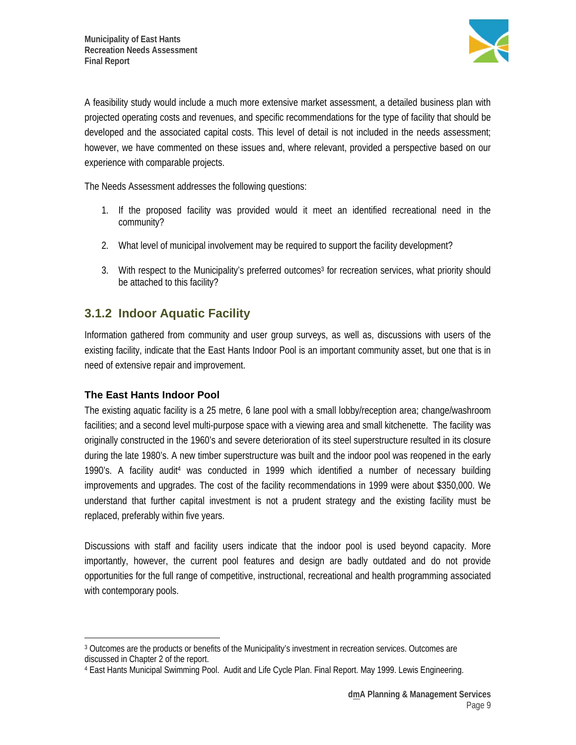A feasibility study would include a much more extensive market assessment, a detailed business plan with projected operating costs and revenues, and specific recommendations for the type of facility that should be developed and the associated capital costs. This level of detail is not included in the needs assessment; however, we have commented on these issues and, where relevant, provided a perspective based on our experience with comparable projects.

The Needs Assessment addresses the following questions:

1. If the proposed facility was provided would it meet an identified recreational need in the community?

2. What level of municipal involvement may be required to support the facility development?

3. With respect to the Municipality's preferred outcomes[3] for recreation services, what priority should be attached to this facility?

### 3.1.2 Indoor Aquatic Facility

Information gathered from community and user group surveys, as well as, discussions with users of the existing facility, indicate that the East Hants Indoor Pool is an important community asset, but one that is in need of extensive repair and improvement.

#### The East Hants Indoor Pool

The existing aquatic facility is a 25 metre, 6 lane pool with a small lobby/reception area; change/washroom facilities; and a second level multi-purpose space with a viewing area and small kitchenette. The facility was originally constructed in the 1960's and severe deterioration of its steel superstructure resulted in its closure during the late 1980's. A new timber superstructure was built and the indoor pool was reopened in the early 1990's. A facility audit[4] was conducted in 1999 which identified a number of necessary building improvements and upgrades. The cost of the facility recommendations in 1999 were about $350,000. We understand that further capital investment is not a prudent strategy and the existing facility must be replaced, preferably within five years.

Discussions with staff and facility users indicate that the indoor pool is used beyond capacity. More importantly, however, the current pool features and design are badly outdated and do not provide opportunities for the full range of competitive, instructional, recreational and health programming associated with contemporary pools.

---

[3] Outcomes are the products or benefits of the Municipality's investment in recreation services. Outcomes are discussed in Chapter 2 of the report.

[4] East Hants Municipal Swimming Pool. Audit and Life Cycle Plan. Final Report. May 1999. Lewis Engineering.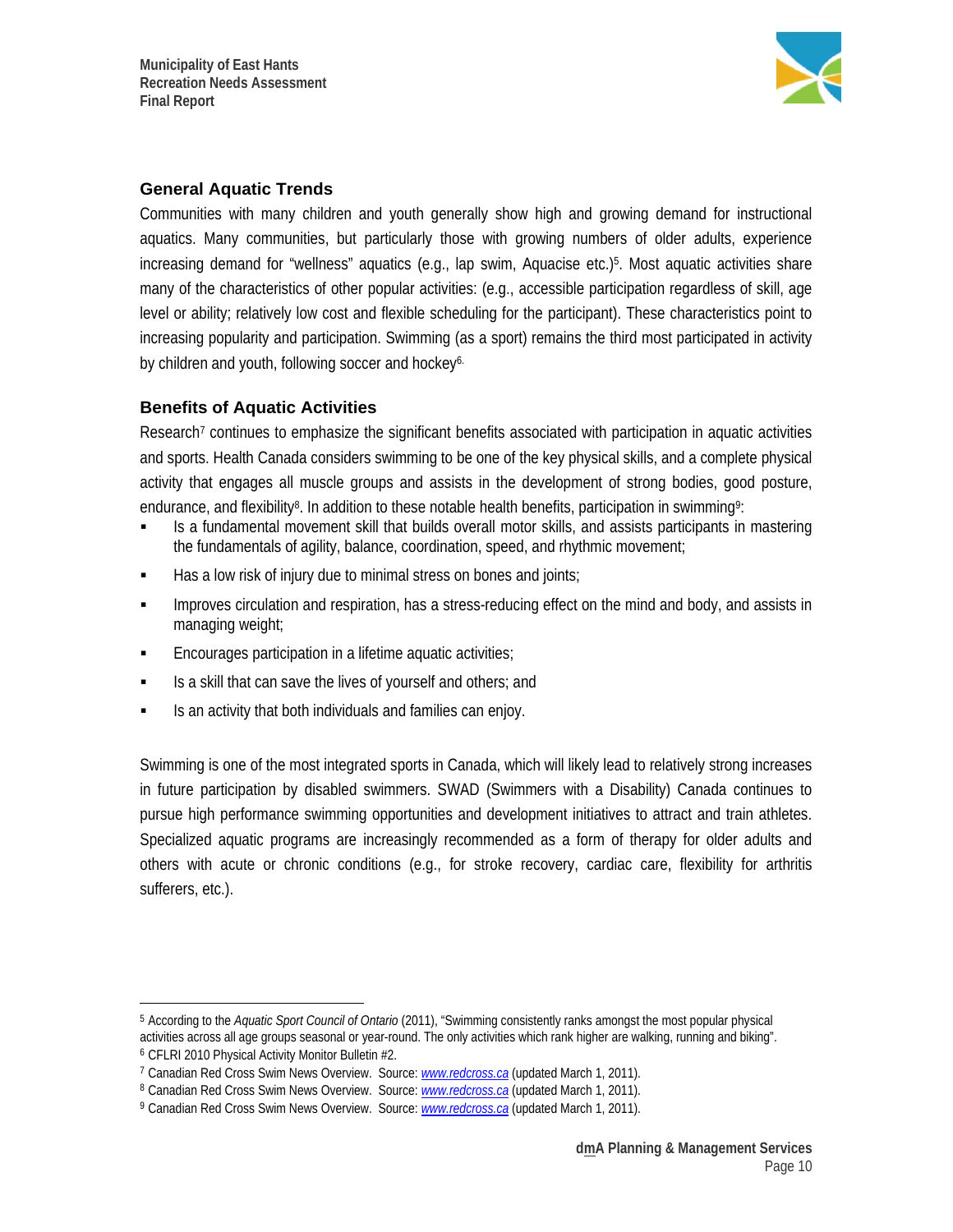## General Aquatic Trends

Communities with many children and youth generally show high and growing demand for instructional aquatics. Many communities, but particularly those with growing numbers of older adults, experience increasing demand for "wellness" aquatics (e.g., lap swim, Aquacise etc.)[5]. Most aquatic activities share many of the characteristics of other popular activities: (e.g., accessible participation regardless of skill, age level or ability; relatively low cost and flexible scheduling for the participant). These characteristics point to increasing popularity and participation. Swimming (as a sport) remains the third most participated in activity by children and youth, following soccer and hockey[6].

## Benefits of Aquatic Activities

Research[7] continues to emphasize the significant benefits associated with participation in aquatic activities and sports. Health Canada considers swimming to be one of the key physical skills, and a complete physical activity that engages all muscle groups and assists in the development of strong bodies, good posture, endurance, and flexibility[8]. In addition to these notable health benefits, participation in swimming[9]:

- Is a fundamental movement skill that builds overall motor skills, and assists participants in mastering the fundamentals of agility, balance, coordination, speed, and rhythmic movement;
- Has a low risk of injury due to minimal stress on bones and joints;
- Improves circulation and respiration, has a stress-reducing effect on the mind and body, and assists in managing weight;
- Encourages participation in a lifetime aquatic activities;
- Is a skill that can save the lives of yourself and others; and
- Is an activity that both individuals and families can enjoy.

Swimming is one of the most integrated sports in Canada, which will likely lead to relatively strong increases in future participation by disabled swimmers. SWAD (Swimmers with a Disability) Canada continues to pursue high performance swimming opportunities and development initiatives to attract and train athletes. Specialized aquatic programs are increasingly recommended as a form of therapy for older adults and others with acute or chronic conditions (e.g., for stroke recovery, cardiac care, flexibility for arthritis sufferers, etc.).

---

[5] According to the *Aquatic Sport Council of Ontario* (2011), "Swimming consistently ranks amongst the most popular physical activities across all age groups seasonal or year-round. The only activities which rank higher are walking, running and biking".

[6] CFLRI 2010 Physical Activity Monitor Bulletin #2.

[7] Canadian Red Cross Swim News Overview. Source: www.redcross.ca (updated March 1, 2011).

[8] Canadian Red Cross Swim News Overview. Source: www.redcross.ca (updated March 1, 2011).

[9] Canadian Red Cross Swim News Overview. Source: www.redcross.ca (updated March 1, 2011).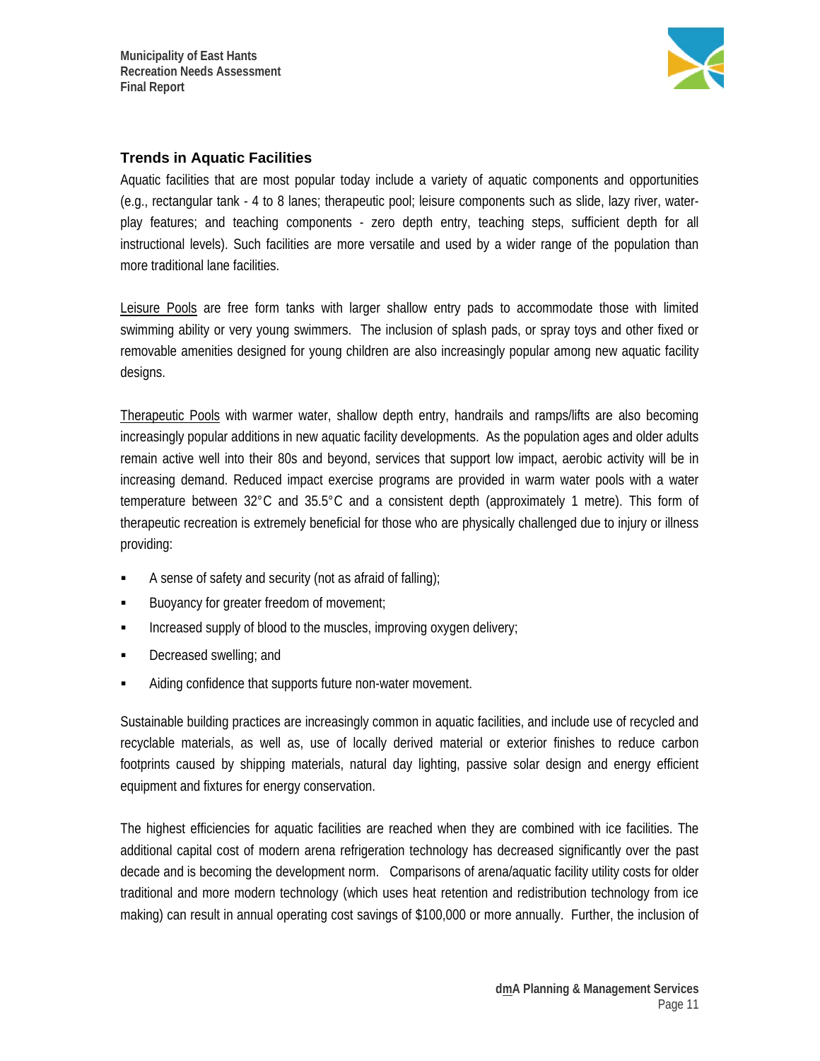### Trends in Aquatic Facilities

Aquatic facilities that are most popular today include a variety of aquatic components and opportunities (e.g., rectangular tank - 4 to 8 lanes; therapeutic pool; leisure components such as slide, lazy river, water-play features; and teaching components - zero depth entry, teaching steps, sufficient depth for all instructional levels). Such facilities are more versatile and used by a wider range of the population than more traditional lane facilities.

Leisure Pools are free form tanks with larger shallow entry pads to accommodate those with limited swimming ability or very young swimmers. The inclusion of splash pads, or spray toys and other fixed or removable amenities designed for young children are also increasingly popular among new aquatic facility designs.

Therapeutic Pools with warmer water, shallow depth entry, handrails and ramps/lifts are also becoming increasingly popular additions in new aquatic facility developments. As the population ages and older adults remain active well into their 80s and beyond, services that support low impact, aerobic activity will be in increasing demand. Reduced impact exercise programs are provided in warm water pools with a water temperature between 32°C and 35.5°C and a consistent depth (approximately 1 metre). This form of therapeutic recreation is extremely beneficial for those who are physically challenged due to injury or illness providing:

- A sense of safety and security (not as afraid of falling);
- Buoyancy for greater freedom of movement;
- Increased supply of blood to the muscles, improving oxygen delivery;
- Decreased swelling; and
- Aiding confidence that supports future non-water movement.

Sustainable building practices are increasingly common in aquatic facilities, and include use of recycled and recyclable materials, as well as, use of locally derived material or exterior finishes to reduce carbon footprints caused by shipping materials, natural day lighting, passive solar design and energy efficient equipment and fixtures for energy conservation.

The highest efficiencies for aquatic facilities are reached when they are combined with ice facilities. The additional capital cost of modern arena refrigeration technology has decreased significantly over the past decade and is becoming the development norm. Comparisons of arena/aquatic facility utility costs for older traditional and more modern technology (which uses heat retention and redistribution technology from ice making) can result in annual operating cost savings of $100,000 or more annually. Further, the inclusion of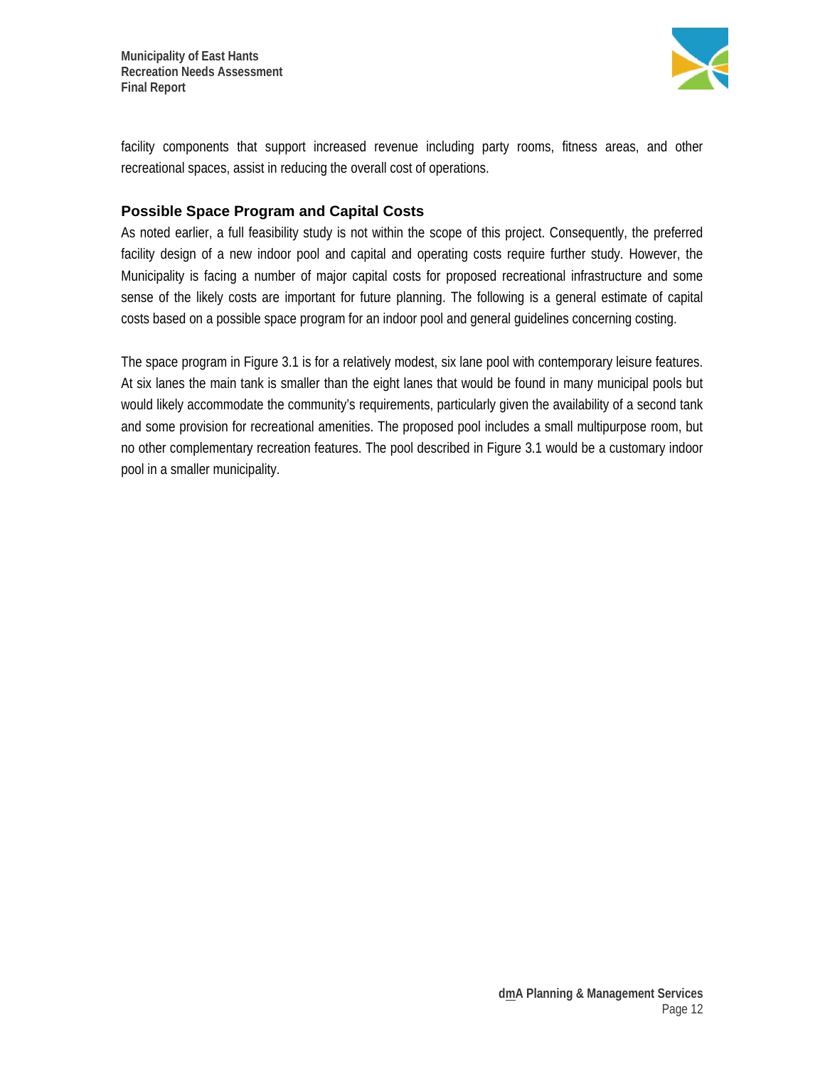facility components that support increased revenue including party rooms, fitness areas, and other recreational spaces, assist in reducing the overall cost of operations.

### Possible Space Program and Capital Costs

As noted earlier, a full feasibility study is not within the scope of this project. Consequently, the preferred facility design of a new indoor pool and capital and operating costs require further study. However, the Municipality is facing a number of major capital costs for proposed recreational infrastructure and some sense of the likely costs are important for future planning. The following is a general estimate of capital costs based on a possible space program for an indoor pool and general guidelines concerning costing.

The space program in Figure 3.1 is for a relatively modest, six lane pool with contemporary leisure features. At six lanes the main tank is smaller than the eight lanes that would be found in many municipal pools but would likely accommodate the community's requirements, particularly given the availability of a second tank and some provision for recreational amenities. The proposed pool includes a small multipurpose room, but no other complementary recreation features. The pool described in Figure 3.1 would be a customary indoor pool in a smaller municipality.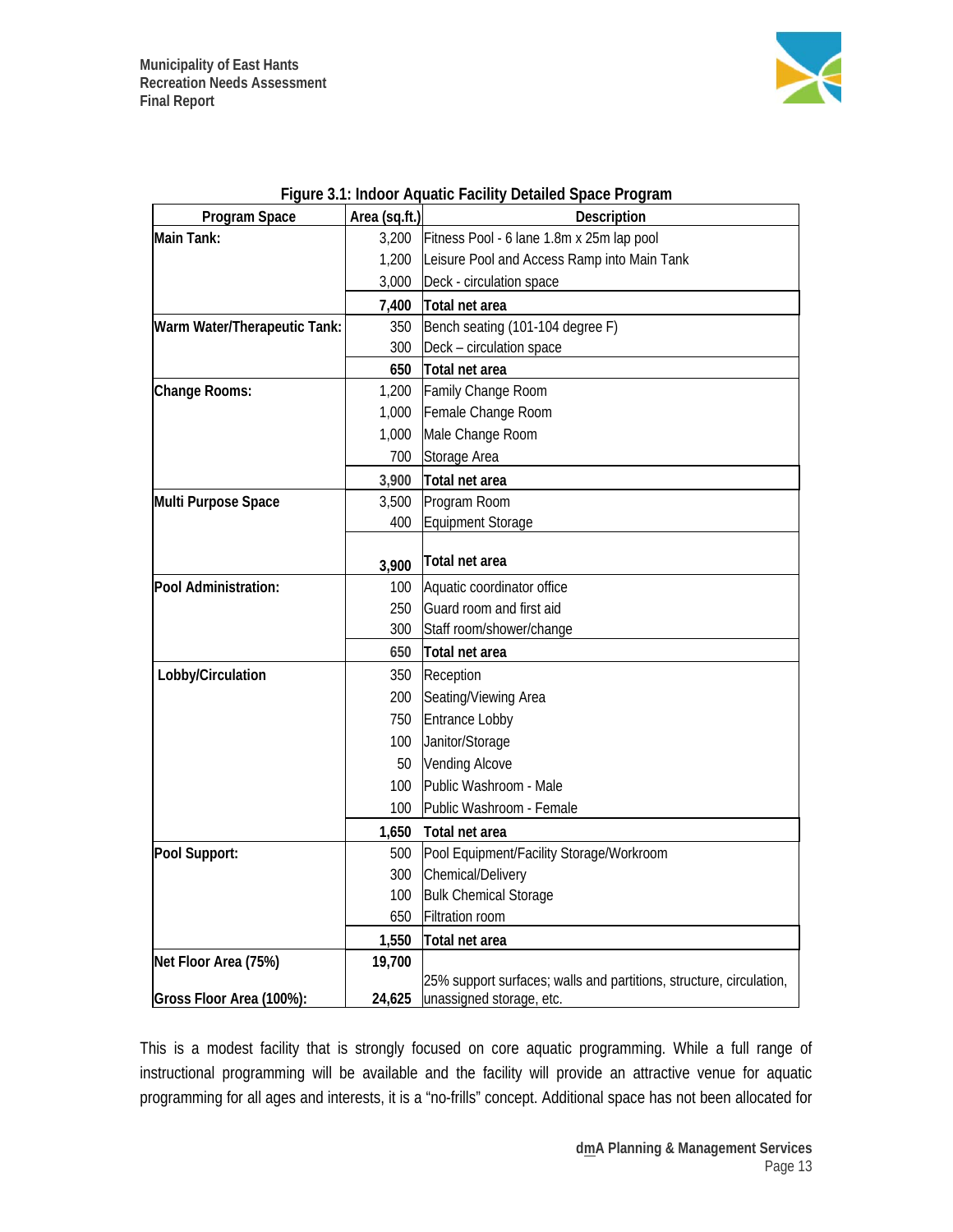**Figure 3.1: Indoor Aquatic Facility Detailed Space Program**

| Program Space | Area (sq.ft.) | Description |
|---|---|---|
| **Main Tank:** | 3,200 | Fitness Pool - 6 lane 1.8m x 25m lap pool |
| | 1,200 | Leisure Pool and Access Ramp into Main Tank |
| | 3,000 | Deck - circulation space |
| | **7,400** | **Total net area** |
| **Warm Water/Therapeutic Tank:** | 350 | Bench seating (101-104 degree F) |
| | 300 | Deck – circulation space |
| | **650** | **Total net area** |
| **Change Rooms:** | 1,200 | Family Change Room |
| | 1,000 | Female Change Room |
| | 1,000 | Male Change Room |
| | 700 | Storage Area |
| | **3,900** | **Total net area** |
| **Multi Purpose Space** | 3,500 | Program Room |
| | 400 | Equipment Storage |
| | **3,900** | **Total net area** |
| **Pool Administration:** | 100 | Aquatic coordinator office |
| | 250 | Guard room and first aid |
| | 300 | Staff room/shower/change |
| | **650** | **Total net area** |
| **Lobby/Circulation** | 350 | Reception |
| | 200 | Seating/Viewing Area |
| | 750 | Entrance Lobby |
| | 100 | Janitor/Storage |
| | 50 | Vending Alcove |
| | 100 | Public Washroom - Male |
| | 100 | Public Washroom - Female |
| | **1,650** | **Total net area** |
| **Pool Support:** | 500 | Pool Equipment/Facility Storage/Workroom |
| | 300 | Chemical/Delivery |
| | 100 | Bulk Chemical Storage |
| | 650 | Filtration room |
| | **1,550** | **Total net area** |
| **Net Floor Area (75%)** | **19,700** | |
| **Gross Floor Area (100%):** | **24,625** | 25% support surfaces; walls and partitions, structure, circulation, unassigned storage, etc. |

This is a modest facility that is strongly focused on core aquatic programming. While a full range of instructional programming will be available and the facility will provide an attractive venue for aquatic programming for all ages and interests, it is a "no-frills" concept. Additional space has not been allocated for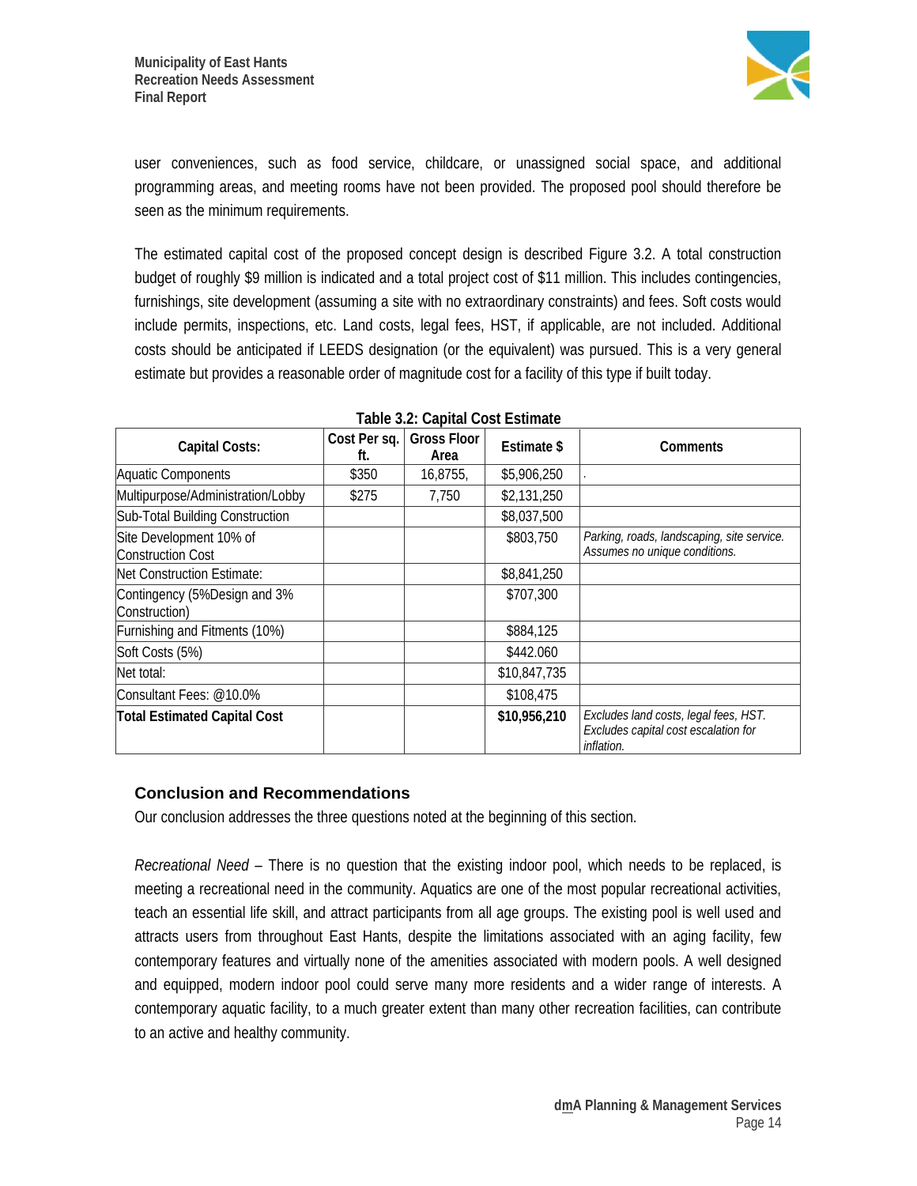user conveniences, such as food service, childcare, or unassigned social space, and additional programming areas, and meeting rooms have not been provided. The proposed pool should therefore be seen as the minimum requirements.

The estimated capital cost of the proposed concept design is described Figure 3.2. A total construction budget of roughly $9 million is indicated and a total project cost of $11 million. This includes contingencies, furnishings, site development (assuming a site with no extraordinary constraints) and fees. Soft costs would include permits, inspections, etc. Land costs, legal fees, HST, if applicable, are not included. Additional costs should be anticipated if LEEDS designation (or the equivalent) was pursued. This is a very general estimate but provides a reasonable order of magnitude cost for a facility of this type if built today.

**Table 3.2: Capital Cost Estimate**

| Capital Costs: | Cost Per sq. ft. | Gross Floor Area | Estimate $ | Comments |
|---|---|---|---|---|
| Aquatic Components | $350 | 16,8755, | $5,906,250 | . |
| Multipurpose/Administration/Lobby | $275 | 7,750 | $2,131,250 | |
| Sub-Total Building Construction | | | $8,037,500 | |
| Site Development 10% of Construction Cost | | | $803,750 | *Parking, roads, landscaping, site service. Assumes no unique conditions.* |
| Net Construction Estimate: | | | $8,841,250 | |
| Contingency (5%Design and 3% Construction) | | | $707,300 | |
| Furnishing and Fitments (10%) | | | $884,125 | |
| Soft Costs (5%) | | | $442.060 | |
| Net total: | | | $10,847,735 | |
| Consultant Fees: @10.0% | | | $108,475 | |
| **Total Estimated Capital Cost** | | | **$10,956,210** | *Excludes land costs, legal fees, HST. Excludes capital cost escalation for inflation.* |

## Conclusion and Recommendations

Our conclusion addresses the three questions noted at the beginning of this section.

*Recreational Need* – There is no question that the existing indoor pool, which needs to be replaced, is meeting a recreational need in the community. Aquatics are one of the most popular recreational activities, teach an essential life skill, and attract participants from all age groups. The existing pool is well used and attracts users from throughout East Hants, despite the limitations associated with an aging facility, few contemporary features and virtually none of the amenities associated with modern pools. A well designed and equipped, modern indoor pool could serve many more residents and a wider range of interests. A contemporary aquatic facility, to a much greater extent than many other recreation facilities, can contribute to an active and healthy community.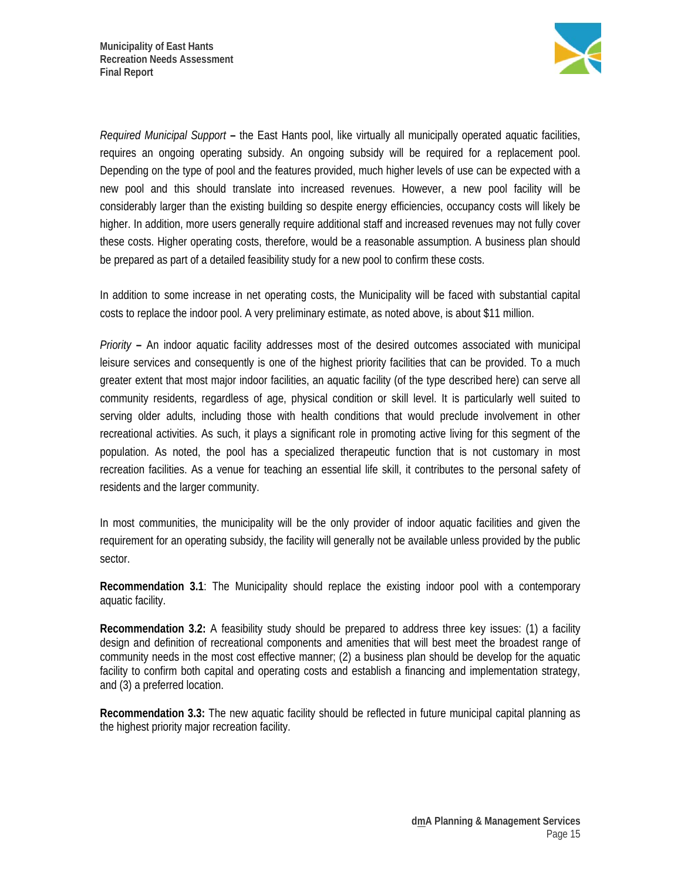*Required Municipal Support* **–** the East Hants pool, like virtually all municipally operated aquatic facilities, requires an ongoing operating subsidy. An ongoing subsidy will be required for a replacement pool. Depending on the type of pool and the features provided, much higher levels of use can be expected with a new pool and this should translate into increased revenues. However, a new pool facility will be considerably larger than the existing building so despite energy efficiencies, occupancy costs will likely be higher. In addition, more users generally require additional staff and increased revenues may not fully cover these costs. Higher operating costs, therefore, would be a reasonable assumption. A business plan should be prepared as part of a detailed feasibility study for a new pool to confirm these costs.

In addition to some increase in net operating costs, the Municipality will be faced with substantial capital costs to replace the indoor pool. A very preliminary estimate, as noted above, is about $11 million.

*Priority* **–** An indoor aquatic facility addresses most of the desired outcomes associated with municipal leisure services and consequently is one of the highest priority facilities that can be provided. To a much greater extent that most major indoor facilities, an aquatic facility (of the type described here) can serve all community residents, regardless of age, physical condition or skill level. It is particularly well suited to serving older adults, including those with health conditions that would preclude involvement in other recreational activities. As such, it plays a significant role in promoting active living for this segment of the population. As noted, the pool has a specialized therapeutic function that is not customary in most recreation facilities. As a venue for teaching an essential life skill, it contributes to the personal safety of residents and the larger community.

In most communities, the municipality will be the only provider of indoor aquatic facilities and given the requirement for an operating subsidy, the facility will generally not be available unless provided by the public sector.

**Recommendation 3.1**: The Municipality should replace the existing indoor pool with a contemporary aquatic facility.

**Recommendation 3.2:** A feasibility study should be prepared to address three key issues: (1) a facility design and definition of recreational components and amenities that will best meet the broadest range of community needs in the most cost effective manner; (2) a business plan should be develop for the aquatic facility to confirm both capital and operating costs and establish a financing and implementation strategy, and (3) a preferred location.

**Recommendation 3.3:** The new aquatic facility should be reflected in future municipal capital planning as the highest priority major recreation facility.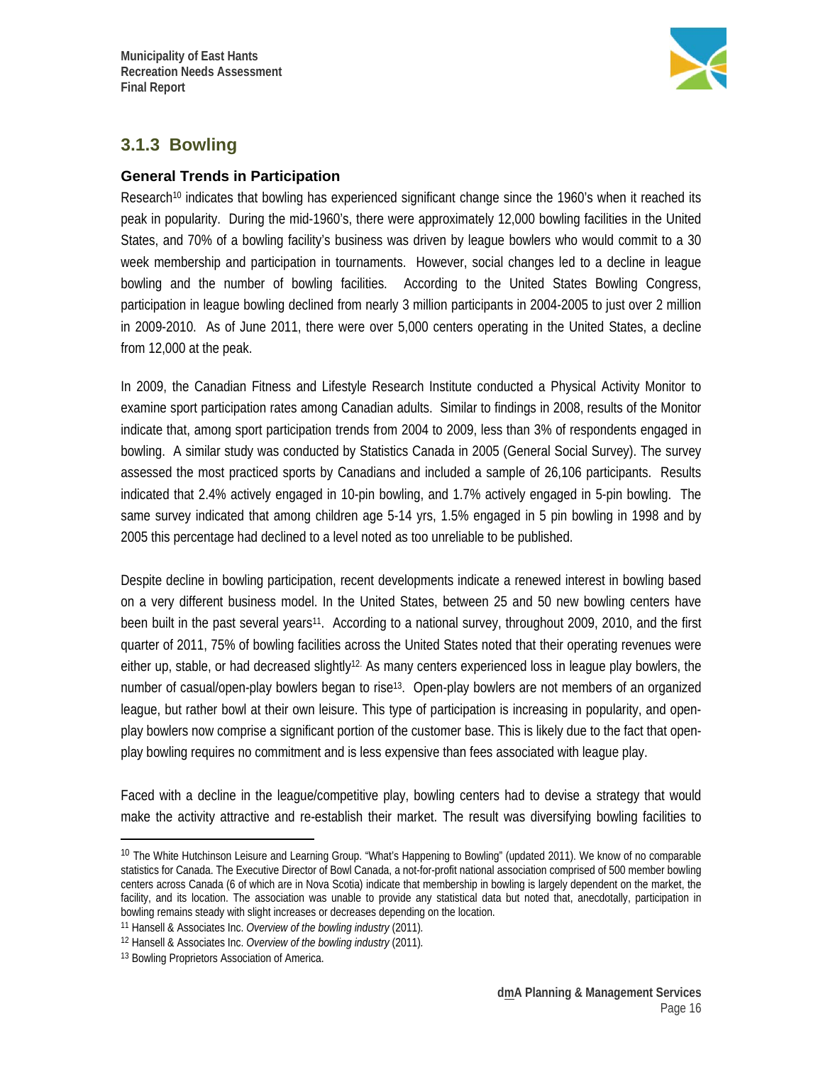## 3.1.3 Bowling

### General Trends in Participation

Research[10] indicates that bowling has experienced significant change since the 1960's when it reached its peak in popularity. During the mid-1960's, there were approximately 12,000 bowling facilities in the United States, and 70% of a bowling facility's business was driven by league bowlers who would commit to a 30 week membership and participation in tournaments. However, social changes led to a decline in league bowling and the number of bowling facilities. According to the United States Bowling Congress, participation in league bowling declined from nearly 3 million participants in 2004-2005 to just over 2 million in 2009-2010. As of June 2011, there were over 5,000 centers operating in the United States, a decline from 12,000 at the peak.

In 2009, the Canadian Fitness and Lifestyle Research Institute conducted a Physical Activity Monitor to examine sport participation rates among Canadian adults. Similar to findings in 2008, results of the Monitor indicate that, among sport participation trends from 2004 to 2009, less than 3% of respondents engaged in bowling. A similar study was conducted by Statistics Canada in 2005 (General Social Survey). The survey assessed the most practiced sports by Canadians and included a sample of 26,106 participants. Results indicated that 2.4% actively engaged in 10-pin bowling, and 1.7% actively engaged in 5-pin bowling. The same survey indicated that among children age 5-14 yrs, 1.5% engaged in 5 pin bowling in 1998 and by 2005 this percentage had declined to a level noted as too unreliable to be published.

Despite decline in bowling participation, recent developments indicate a renewed interest in bowling based on a very different business model. In the United States, between 25 and 50 new bowling centers have been built in the past several years[11]. According to a national survey, throughout 2009, 2010, and the first quarter of 2011, 75% of bowling facilities across the United States noted that their operating revenues were either up, stable, or had decreased slightly[12]. As many centers experienced loss in league play bowlers, the number of casual/open-play bowlers began to rise[13]. Open-play bowlers are not members of an organized league, but rather bowl at their own leisure. This type of participation is increasing in popularity, and open-play bowlers now comprise a significant portion of the customer base. This is likely due to the fact that open-play bowling requires no commitment and is less expensive than fees associated with league play.

Faced with a decline in the league/competitive play, bowling centers had to devise a strategy that would make the activity attractive and re-establish their market. The result was diversifying bowling facilities to

---

[10] The White Hutchinson Leisure and Learning Group. "What's Happening to Bowling" (updated 2011). We know of no comparable statistics for Canada. The Executive Director of Bowl Canada, a not-for-profit national association comprised of 500 member bowling centers across Canada (6 of which are in Nova Scotia) indicate that membership in bowling is largely dependent on the market, the facility, and its location. The association was unable to provide any statistical data but noted that, anecdotally, participation in bowling remains steady with slight increases or decreases depending on the location.

[11] Hansell & Associates Inc. *Overview of the bowling industry* (2011).

[12] Hansell & Associates Inc. *Overview of the bowling industry* (2011).

[13] Bowling Proprietors Association of America.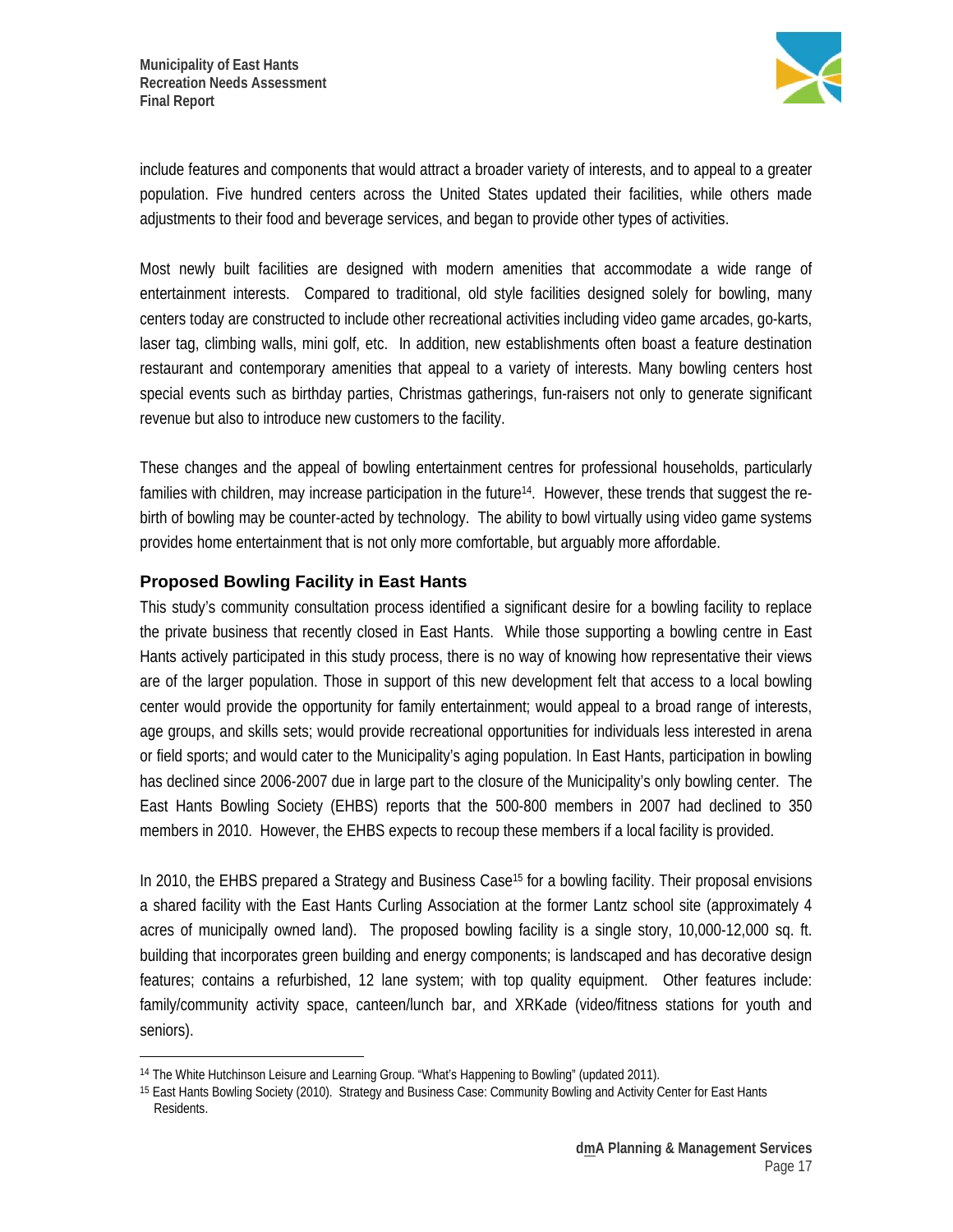include features and components that would attract a broader variety of interests, and to appeal to a greater population. Five hundred centers across the United States updated their facilities, while others made adjustments to their food and beverage services, and began to provide other types of activities.

Most newly built facilities are designed with modern amenities that accommodate a wide range of entertainment interests. Compared to traditional, old style facilities designed solely for bowling, many centers today are constructed to include other recreational activities including video game arcades, go-karts, laser tag, climbing walls, mini golf, etc. In addition, new establishments often boast a feature destination restaurant and contemporary amenities that appeal to a variety of interests. Many bowling centers host special events such as birthday parties, Christmas gatherings, fun-raisers not only to generate significant revenue but also to introduce new customers to the facility.

These changes and the appeal of bowling entertainment centres for professional households, particularly families with children, may increase participation in the future[14]. However, these trends that suggest the re-birth of bowling may be counter-acted by technology. The ability to bowl virtually using video game systems provides home entertainment that is not only more comfortable, but arguably more affordable.

### Proposed Bowling Facility in East Hants

This study's community consultation process identified a significant desire for a bowling facility to replace the private business that recently closed in East Hants. While those supporting a bowling centre in East Hants actively participated in this study process, there is no way of knowing how representative their views are of the larger population. Those in support of this new development felt that access to a local bowling center would provide the opportunity for family entertainment; would appeal to a broad range of interests, age groups, and skills sets; would provide recreational opportunities for individuals less interested in arena or field sports; and would cater to the Municipality's aging population. In East Hants, participation in bowling has declined since 2006-2007 due in large part to the closure of the Municipality's only bowling center. The East Hants Bowling Society (EHBS) reports that the 500-800 members in 2007 had declined to 350 members in 2010. However, the EHBS expects to recoup these members if a local facility is provided.

In 2010, the EHBS prepared a Strategy and Business Case[15] for a bowling facility. Their proposal envisions a shared facility with the East Hants Curling Association at the former Lantz school site (approximately 4 acres of municipally owned land). The proposed bowling facility is a single story, 10,000-12,000 sq. ft. building that incorporates green building and energy components; is landscaped and has decorative design features; contains a refurbished, 12 lane system; with top quality equipment. Other features include: family/community activity space, canteen/lunch bar, and XRKade (video/fitness stations for youth and seniors).

---

[14] The White Hutchinson Leisure and Learning Group. "What's Happening to Bowling" (updated 2011).

[15] East Hants Bowling Society (2010). Strategy and Business Case: Community Bowling and Activity Center for East Hants Residents.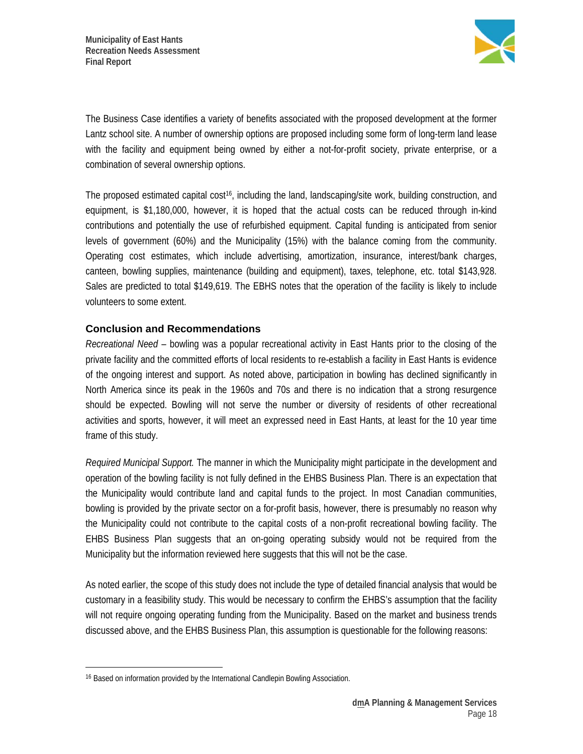The Business Case identifies a variety of benefits associated with the proposed development at the former Lantz school site. A number of ownership options are proposed including some form of long-term land lease with the facility and equipment being owned by either a not-for-profit society, private enterprise, or a combination of several ownership options.

The proposed estimated capital cost[16], including the land, landscaping/site work, building construction, and equipment, is $1,180,000, however, it is hoped that the actual costs can be reduced through in-kind contributions and potentially the use of refurbished equipment. Capital funding is anticipated from senior levels of government (60%) and the Municipality (15%) with the balance coming from the community. Operating cost estimates, which include advertising, amortization, insurance, interest/bank charges, canteen, bowling supplies, maintenance (building and equipment), taxes, telephone, etc. total $143,928. Sales are predicted to total $149,619. The EBHS notes that the operation of the facility is likely to include volunteers to some extent.

### Conclusion and Recommendations

*Recreational Need* – bowling was a popular recreational activity in East Hants prior to the closing of the private facility and the committed efforts of local residents to re-establish a facility in East Hants is evidence of the ongoing interest and support. As noted above, participation in bowling has declined significantly in North America since its peak in the 1960s and 70s and there is no indication that a strong resurgence should be expected. Bowling will not serve the number or diversity of residents of other recreational activities and sports, however, it will meet an expressed need in East Hants, at least for the 10 year time frame of this study.

*Required Municipal Support.* The manner in which the Municipality might participate in the development and operation of the bowling facility is not fully defined in the EHBS Business Plan. There is an expectation that the Municipality would contribute land and capital funds to the project. In most Canadian communities, bowling is provided by the private sector on a for-profit basis, however, there is presumably no reason why the Municipality could not contribute to the capital costs of a non-profit recreational bowling facility. The EHBS Business Plan suggests that an on-going operating subsidy would not be required from the Municipality but the information reviewed here suggests that this will not be the case.

As noted earlier, the scope of this study does not include the type of detailed financial analysis that would be customary in a feasibility study. This would be necessary to confirm the EHBS's assumption that the facility will not require ongoing operating funding from the Municipality. Based on the market and business trends discussed above, and the EHBS Business Plan, this assumption is questionable for the following reasons:

---

[16] Based on information provided by the International Candlepin Bowling Association.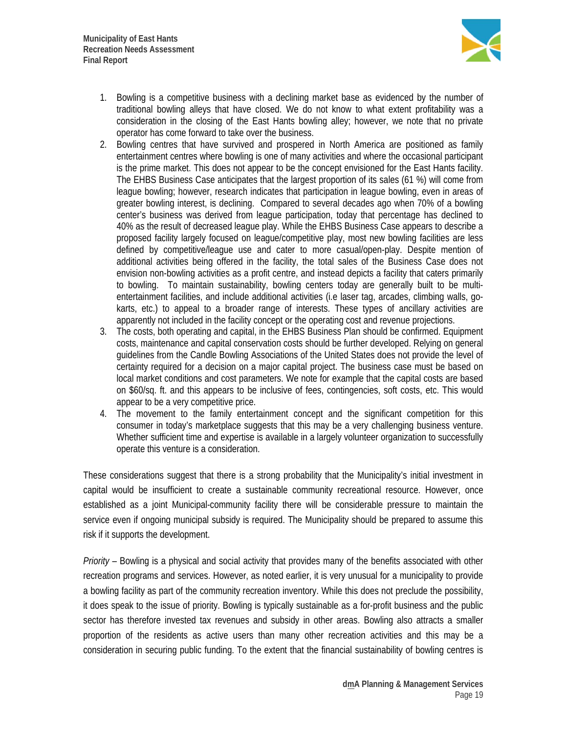1. Bowling is a competitive business with a declining market base as evidenced by the number of traditional bowling alleys that have closed. We do not know to what extent profitability was a consideration in the closing of the East Hants bowling alley; however, we note that no private operator has come forward to take over the business.
2. Bowling centres that have survived and prospered in North America are positioned as family entertainment centres where bowling is one of many activities and where the occasional participant is the prime market. This does not appear to be the concept envisioned for the East Hants facility. The EHBS Business Case anticipates that the largest proportion of its sales (61 %) will come from league bowling; however, research indicates that participation in league bowling, even in areas of greater bowling interest, is declining. Compared to several decades ago when 70% of a bowling center's business was derived from league participation, today that percentage has declined to 40% as the result of decreased league play. While the EHBS Business Case appears to describe a proposed facility largely focused on league/competitive play, most new bowling facilities are less defined by competitive/league use and cater to more casual/open-play. Despite mention of additional activities being offered in the facility, the total sales of the Business Case does not envision non-bowling activities as a profit centre, and instead depicts a facility that caters primarily to bowling. To maintain sustainability, bowling centers today are generally built to be multi-entertainment facilities, and include additional activities (i.e laser tag, arcades, climbing walls, go-karts, etc.) to appeal to a broader range of interests. These types of ancillary activities are apparently not included in the facility concept or the operating cost and revenue projections.
3. The costs, both operating and capital, in the EHBS Business Plan should be confirmed. Equipment costs, maintenance and capital conservation costs should be further developed. Relying on general guidelines from the Candle Bowling Associations of the United States does not provide the level of certainty required for a decision on a major capital project. The business case must be based on local market conditions and cost parameters. We note for example that the capital costs are based on $60/sq. ft. and this appears to be inclusive of fees, contingencies, soft costs, etc. This would appear to be a very competitive price.
4. The movement to the family entertainment concept and the significant competition for this consumer in today's marketplace suggests that this may be a very challenging business venture. Whether sufficient time and expertise is available in a largely volunteer organization to successfully operate this venture is a consideration.

These considerations suggest that there is a strong probability that the Municipality's initial investment in capital would be insufficient to create a sustainable community recreational resource. However, once established as a joint Municipal-community facility there will be considerable pressure to maintain the service even if ongoing municipal subsidy is required. The Municipality should be prepared to assume this risk if it supports the development.

*Priority* – Bowling is a physical and social activity that provides many of the benefits associated with other recreation programs and services. However, as noted earlier, it is very unusual for a municipality to provide a bowling facility as part of the community recreation inventory. While this does not preclude the possibility, it does speak to the issue of priority. Bowling is typically sustainable as a for-profit business and the public sector has therefore invested tax revenues and subsidy in other areas. Bowling also attracts a smaller proportion of the residents as active users than many other recreation activities and this may be a consideration in securing public funding. To the extent that the financial sustainability of bowling centres is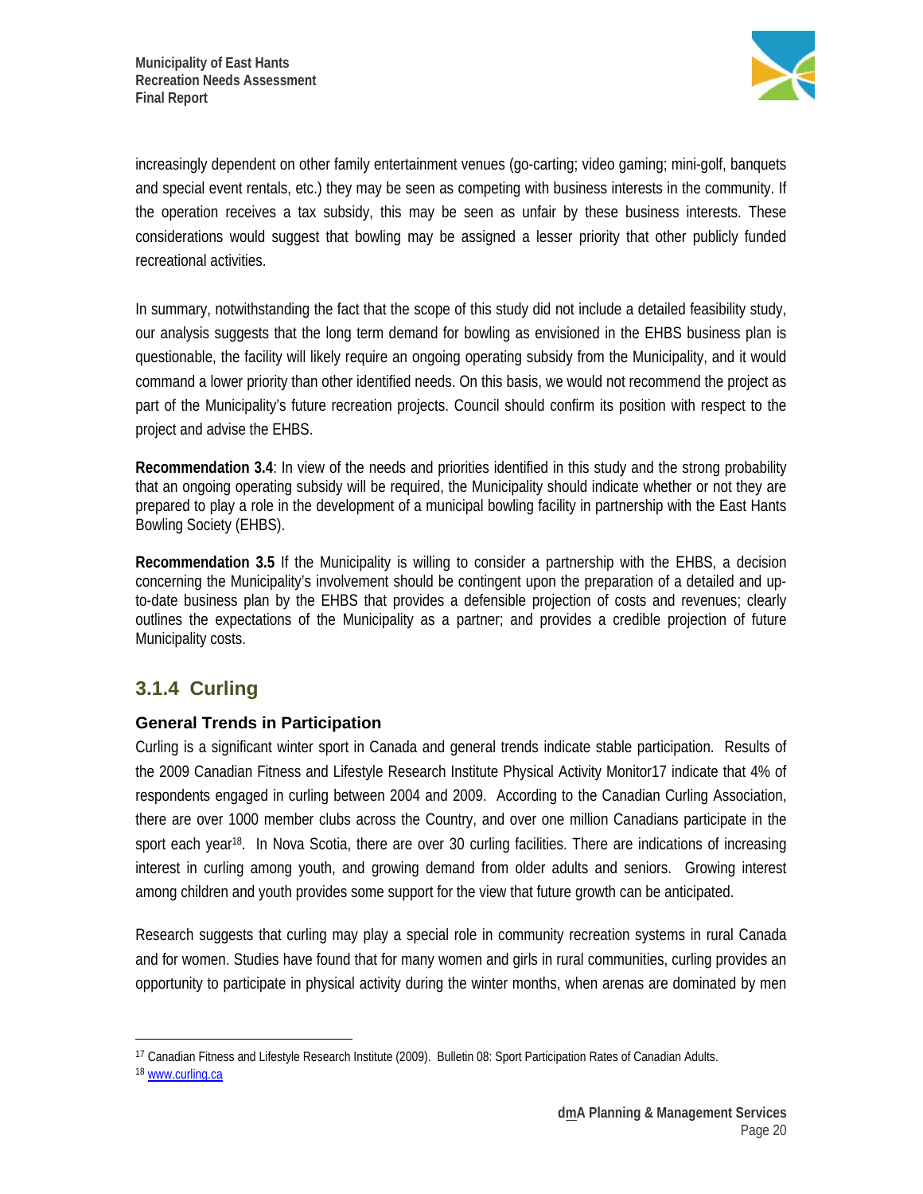increasingly dependent on other family entertainment venues (go-carting; video gaming; mini-golf, banquets and special event rentals, etc.) they may be seen as competing with business interests in the community. If the operation receives a tax subsidy, this may be seen as unfair by these business interests. These considerations would suggest that bowling may be assigned a lesser priority that other publicly funded recreational activities.

In summary, notwithstanding the fact that the scope of this study did not include a detailed feasibility study, our analysis suggests that the long term demand for bowling as envisioned in the EHBS business plan is questionable, the facility will likely require an ongoing operating subsidy from the Municipality, and it would command a lower priority than other identified needs. On this basis, we would not recommend the project as part of the Municipality's future recreation projects. Council should confirm its position with respect to the project and advise the EHBS.

**Recommendation 3.4**: In view of the needs and priorities identified in this study and the strong probability that an ongoing operating subsidy will be required, the Municipality should indicate whether or not they are prepared to play a role in the development of a municipal bowling facility in partnership with the East Hants Bowling Society (EHBS).

**Recommendation 3.5** If the Municipality is willing to consider a partnership with the EHBS, a decision concerning the Municipality's involvement should be contingent upon the preparation of a detailed and up-to-date business plan by the EHBS that provides a defensible projection of costs and revenues; clearly outlines the expectations of the Municipality as a partner; and provides a credible projection of future Municipality costs.

### 3.1.4 Curling

#### General Trends in Participation

Curling is a significant winter sport in Canada and general trends indicate stable participation. Results of the 2009 Canadian Fitness and Lifestyle Research Institute Physical Activity Monitor17 indicate that 4% of respondents engaged in curling between 2004 and 2009. According to the Canadian Curling Association, there are over 1000 member clubs across the Country, and over one million Canadians participate in the sport each year[18]. In Nova Scotia, there are over 30 curling facilities. There are indications of increasing interest in curling among youth, and growing demand from older adults and seniors. Growing interest among children and youth provides some support for the view that future growth can be anticipated.

Research suggests that curling may play a special role in community recreation systems in rural Canada and for women. Studies have found that for many women and girls in rural communities, curling provides an opportunity to participate in physical activity during the winter months, when arenas are dominated by men

---

[17] Canadian Fitness and Lifestyle Research Institute (2009). Bulletin 08: Sport Participation Rates of Canadian Adults.

[18] www.curling.ca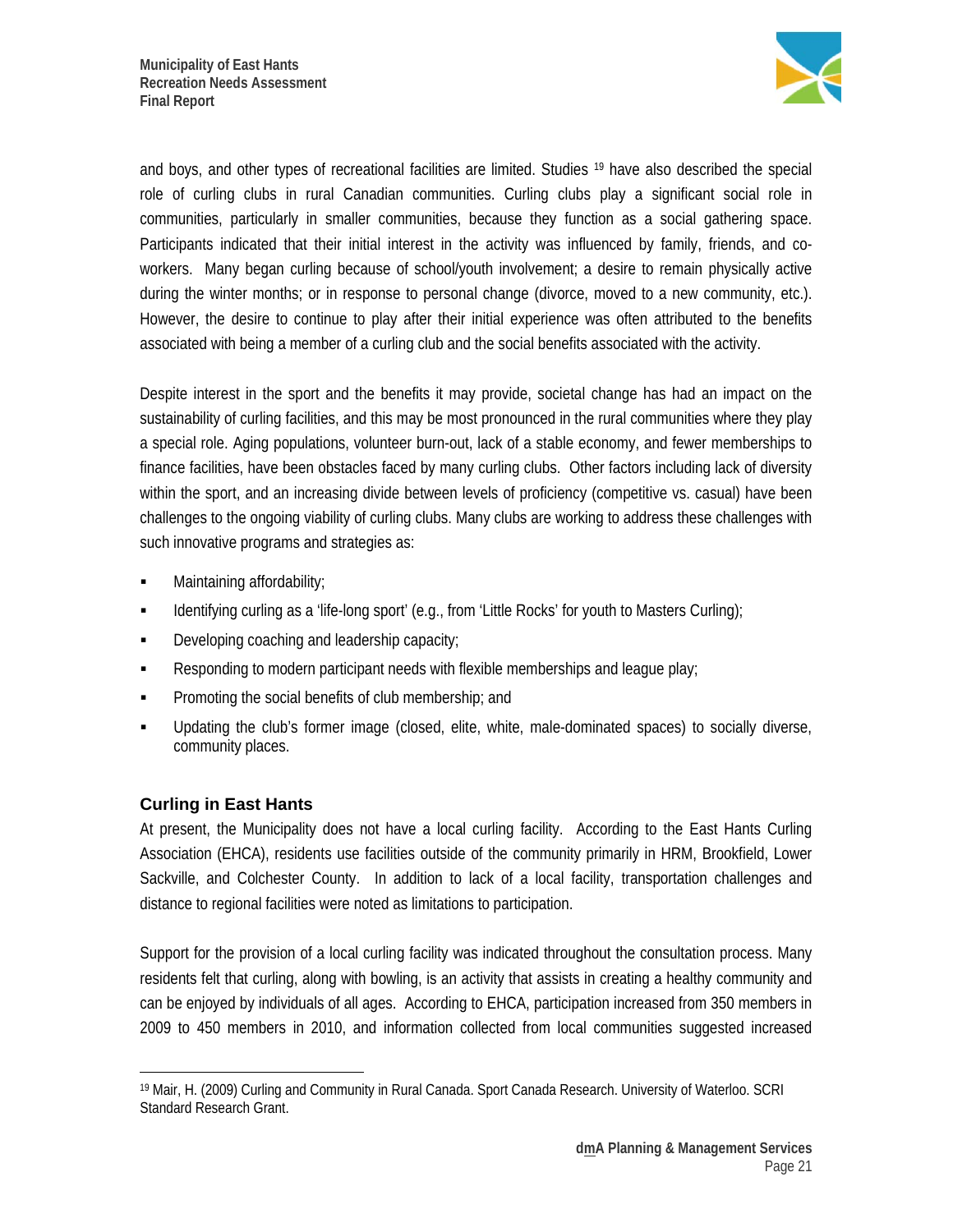and boys, and other types of recreational facilities are limited. Studies [19] have also described the special role of curling clubs in rural Canadian communities. Curling clubs play a significant social role in communities, particularly in smaller communities, because they function as a social gathering space. Participants indicated that their initial interest in the activity was influenced by family, friends, and co-workers. Many began curling because of school/youth involvement; a desire to remain physically active during the winter months; or in response to personal change (divorce, moved to a new community, etc.). However, the desire to continue to play after their initial experience was often attributed to the benefits associated with being a member of a curling club and the social benefits associated with the activity.

Despite interest in the sport and the benefits it may provide, societal change has had an impact on the sustainability of curling facilities, and this may be most pronounced in the rural communities where they play a special role. Aging populations, volunteer burn-out, lack of a stable economy, and fewer memberships to finance facilities, have been obstacles faced by many curling clubs. Other factors including lack of diversity within the sport, and an increasing divide between levels of proficiency (competitive vs. casual) have been challenges to the ongoing viability of curling clubs. Many clubs are working to address these challenges with such innovative programs and strategies as:

- Maintaining affordability;
- Identifying curling as a 'life-long sport' (e.g., from 'Little Rocks' for youth to Masters Curling);
- Developing coaching and leadership capacity;
- Responding to modern participant needs with flexible memberships and league play;
- Promoting the social benefits of club membership; and
- Updating the club's former image (closed, elite, white, male-dominated spaces) to socially diverse, community places.

### Curling in East Hants

At present, the Municipality does not have a local curling facility. According to the East Hants Curling Association (EHCA), residents use facilities outside of the community primarily in HRM, Brookfield, Lower Sackville, and Colchester County. In addition to lack of a local facility, transportation challenges and distance to regional facilities were noted as limitations to participation.

Support for the provision of a local curling facility was indicated throughout the consultation process. Many residents felt that curling, along with bowling, is an activity that assists in creating a healthy community and can be enjoyed by individuals of all ages. According to EHCA, participation increased from 350 members in 2009 to 450 members in 2010, and information collected from local communities suggested increased

[19] Mair, H. (2009) Curling and Community in Rural Canada. Sport Canada Research. University of Waterloo. SCRI Standard Research Grant.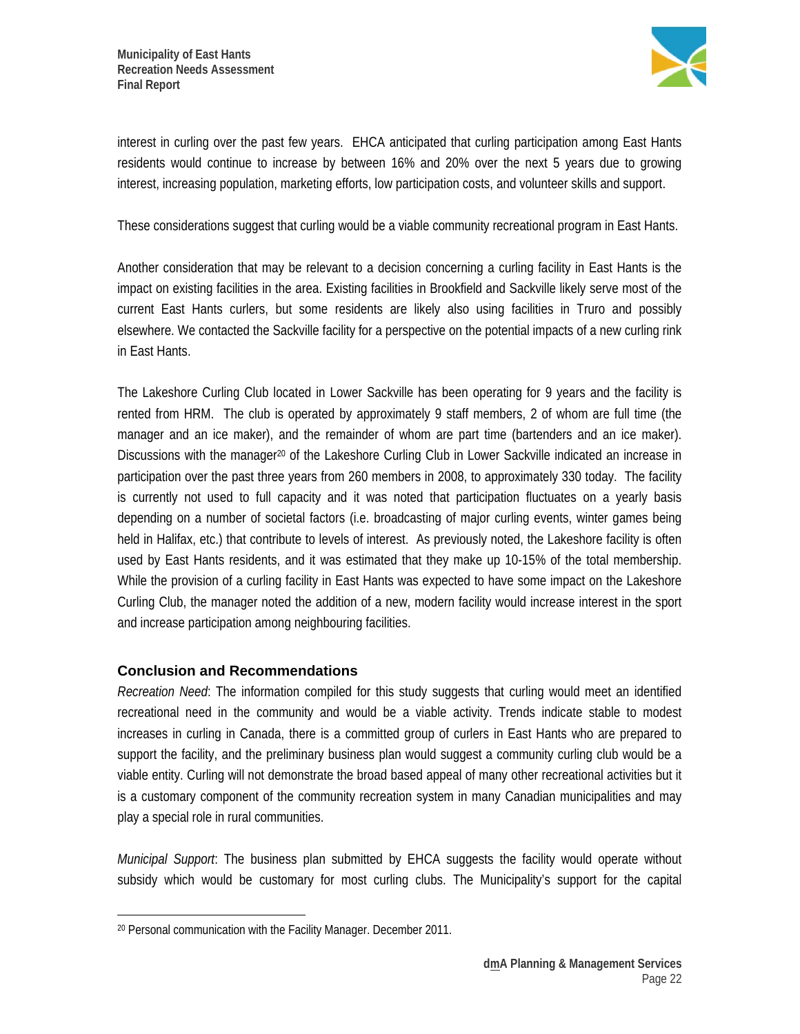interest in curling over the past few years. EHCA anticipated that curling participation among East Hants residents would continue to increase by between 16% and 20% over the next 5 years due to growing interest, increasing population, marketing efforts, low participation costs, and volunteer skills and support.

These considerations suggest that curling would be a viable community recreational program in East Hants.

Another consideration that may be relevant to a decision concerning a curling facility in East Hants is the impact on existing facilities in the area. Existing facilities in Brookfield and Sackville likely serve most of the current East Hants curlers, but some residents are likely also using facilities in Truro and possibly elsewhere. We contacted the Sackville facility for a perspective on the potential impacts of a new curling rink in East Hants.

The Lakeshore Curling Club located in Lower Sackville has been operating for 9 years and the facility is rented from HRM. The club is operated by approximately 9 staff members, 2 of whom are full time (the manager and an ice maker), and the remainder of whom are part time (bartenders and an ice maker). Discussions with the manager[20] of the Lakeshore Curling Club in Lower Sackville indicated an increase in participation over the past three years from 260 members in 2008, to approximately 330 today. The facility is currently not used to full capacity and it was noted that participation fluctuates on a yearly basis depending on a number of societal factors (i.e. broadcasting of major curling events, winter games being held in Halifax, etc.) that contribute to levels of interest. As previously noted, the Lakeshore facility is often used by East Hants residents, and it was estimated that they make up 10-15% of the total membership. While the provision of a curling facility in East Hants was expected to have some impact on the Lakeshore Curling Club, the manager noted the addition of a new, modern facility would increase interest in the sport and increase participation among neighbouring facilities.

## Conclusion and Recommendations

*Recreation Need*: The information compiled for this study suggests that curling would meet an identified recreational need in the community and would be a viable activity. Trends indicate stable to modest increases in curling in Canada, there is a committed group of curlers in East Hants who are prepared to support the facility, and the preliminary business plan would suggest a community curling club would be a viable entity. Curling will not demonstrate the broad based appeal of many other recreational activities but it is a customary component of the community recreation system in many Canadian municipalities and may play a special role in rural communities.

*Municipal Support*: The business plan submitted by EHCA suggests the facility would operate without subsidy which would be customary for most curling clubs. The Municipality's support for the capital

[20] Personal communication with the Facility Manager. December 2011.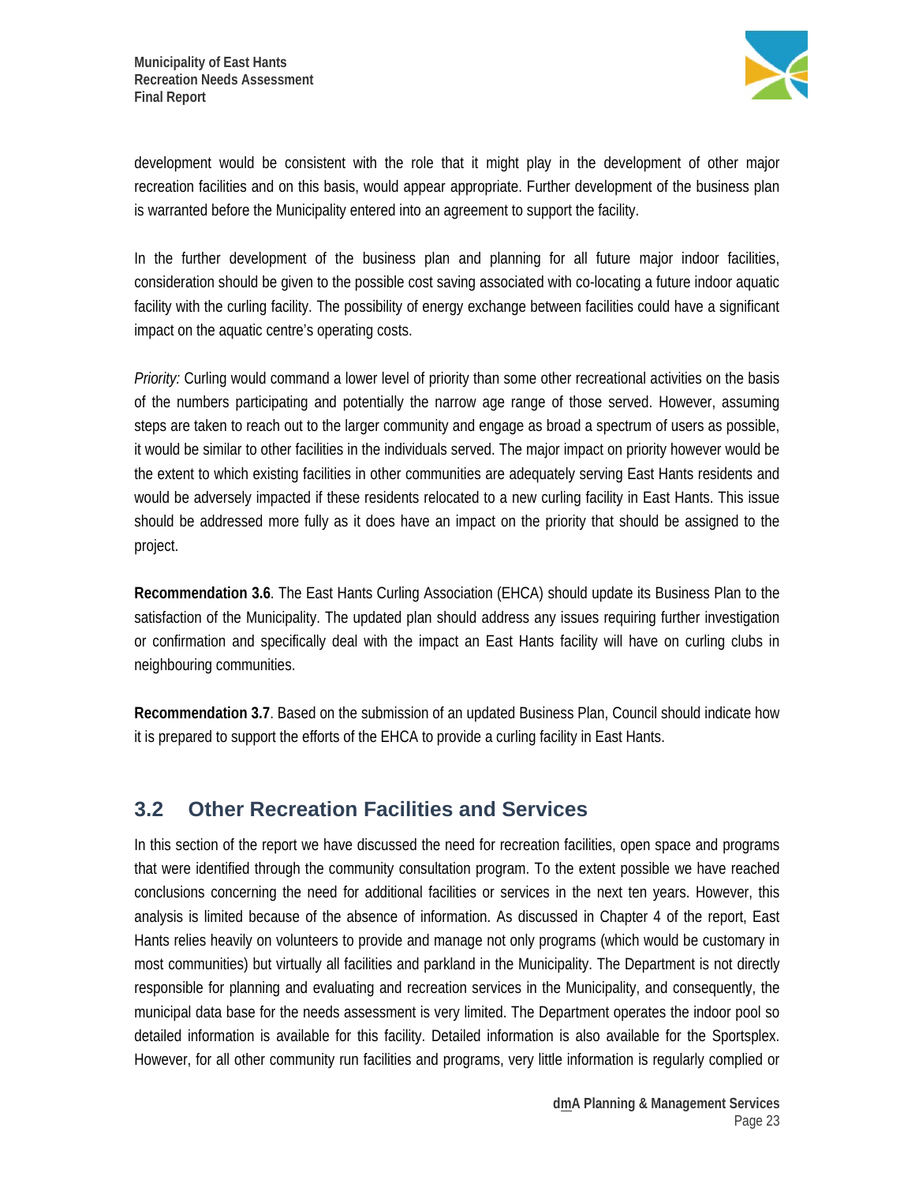development would be consistent with the role that it might play in the development of other major recreation facilities and on this basis, would appear appropriate. Further development of the business plan is warranted before the Municipality entered into an agreement to support the facility.

In the further development of the business plan and planning for all future major indoor facilities, consideration should be given to the possible cost saving associated with co-locating a future indoor aquatic facility with the curling facility. The possibility of energy exchange between facilities could have a significant impact on the aquatic centre's operating costs.

*Priority:* Curling would command a lower level of priority than some other recreational activities on the basis of the numbers participating and potentially the narrow age range of those served. However, assuming steps are taken to reach out to the larger community and engage as broad a spectrum of users as possible, it would be similar to other facilities in the individuals served. The major impact on priority however would be the extent to which existing facilities in other communities are adequately serving East Hants residents and would be adversely impacted if these residents relocated to a new curling facility in East Hants. This issue should be addressed more fully as it does have an impact on the priority that should be assigned to the project.

**Recommendation 3.6**. The East Hants Curling Association (EHCA) should update its Business Plan to the satisfaction of the Municipality. The updated plan should address any issues requiring further investigation or confirmation and specifically deal with the impact an East Hants facility will have on curling clubs in neighbouring communities.

**Recommendation 3.7**. Based on the submission of an updated Business Plan, Council should indicate how it is prepared to support the efforts of the EHCA to provide a curling facility in East Hants.

## 3.2 Other Recreation Facilities and Services

In this section of the report we have discussed the need for recreation facilities, open space and programs that were identified through the community consultation program. To the extent possible we have reached conclusions concerning the need for additional facilities or services in the next ten years. However, this analysis is limited because of the absence of information. As discussed in Chapter 4 of the report, East Hants relies heavily on volunteers to provide and manage not only programs (which would be customary in most communities) but virtually all facilities and parkland in the Municipality. The Department is not directly responsible for planning and evaluating and recreation services in the Municipality, and consequently, the municipal data base for the needs assessment is very limited. The Department operates the indoor pool so detailed information is available for this facility. Detailed information is also available for the Sportsplex. However, for all other community run facilities and programs, very little information is regularly complied or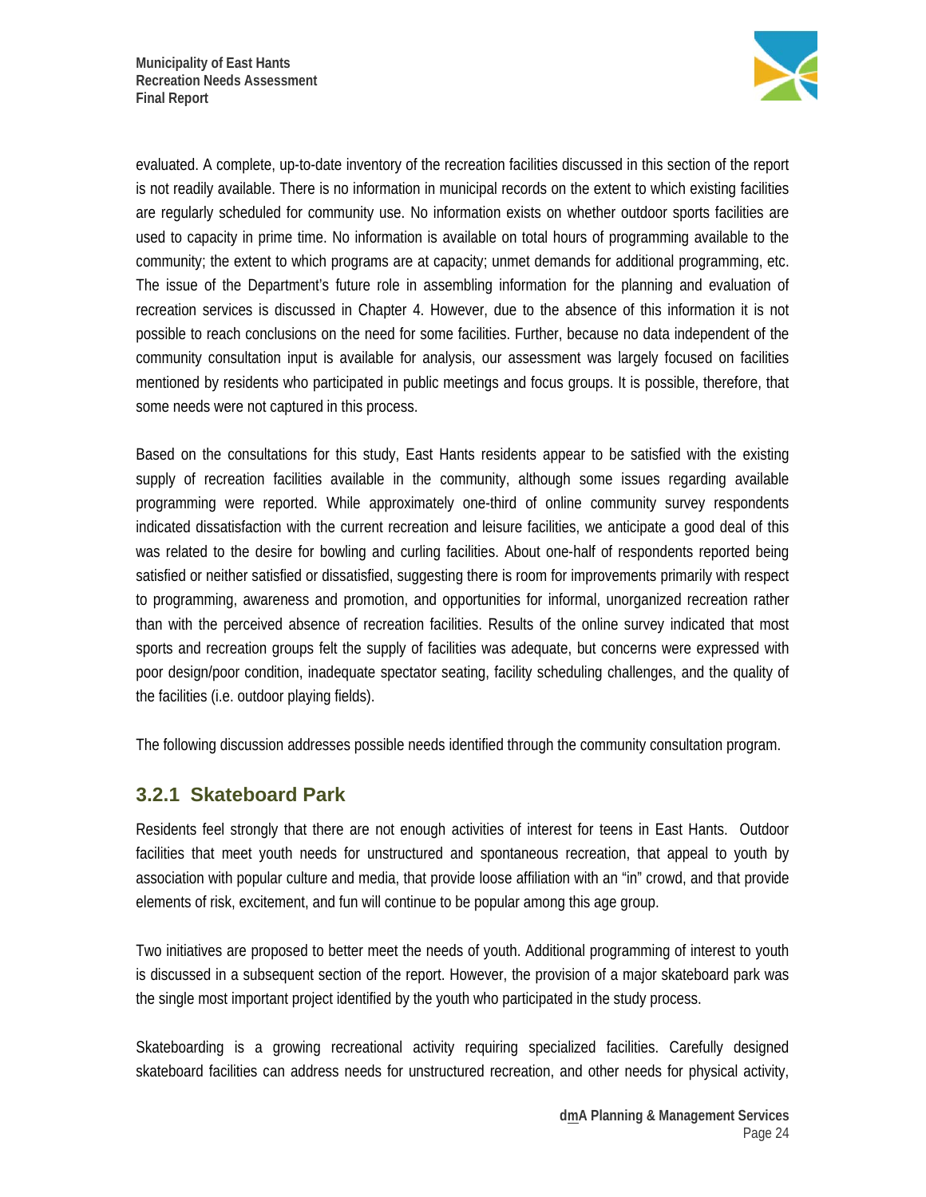evaluated. A complete, up-to-date inventory of the recreation facilities discussed in this section of the report is not readily available. There is no information in municipal records on the extent to which existing facilities are regularly scheduled for community use. No information exists on whether outdoor sports facilities are used to capacity in prime time. No information is available on total hours of programming available to the community; the extent to which programs are at capacity; unmet demands for additional programming, etc. The issue of the Department's future role in assembling information for the planning and evaluation of recreation services is discussed in Chapter 4. However, due to the absence of this information it is not possible to reach conclusions on the need for some facilities. Further, because no data independent of the community consultation input is available for analysis, our assessment was largely focused on facilities mentioned by residents who participated in public meetings and focus groups. It is possible, therefore, that some needs were not captured in this process.

Based on the consultations for this study, East Hants residents appear to be satisfied with the existing supply of recreation facilities available in the community, although some issues regarding available programming were reported. While approximately one-third of online community survey respondents indicated dissatisfaction with the current recreation and leisure facilities, we anticipate a good deal of this was related to the desire for bowling and curling facilities. About one-half of respondents reported being satisfied or neither satisfied or dissatisfied, suggesting there is room for improvements primarily with respect to programming, awareness and promotion, and opportunities for informal, unorganized recreation rather than with the perceived absence of recreation facilities. Results of the online survey indicated that most sports and recreation groups felt the supply of facilities was adequate, but concerns were expressed with poor design/poor condition, inadequate spectator seating, facility scheduling challenges, and the quality of the facilities (i.e. outdoor playing fields).

The following discussion addresses possible needs identified through the community consultation program.

### 3.2.1 Skateboard Park

Residents feel strongly that there are not enough activities of interest for teens in East Hants. Outdoor facilities that meet youth needs for unstructured and spontaneous recreation, that appeal to youth by association with popular culture and media, that provide loose affiliation with an "in" crowd, and that provide elements of risk, excitement, and fun will continue to be popular among this age group.

Two initiatives are proposed to better meet the needs of youth. Additional programming of interest to youth is discussed in a subsequent section of the report. However, the provision of a major skateboard park was the single most important project identified by the youth who participated in the study process.

Skateboarding is a growing recreational activity requiring specialized facilities. Carefully designed skateboard facilities can address needs for unstructured recreation, and other needs for physical activity,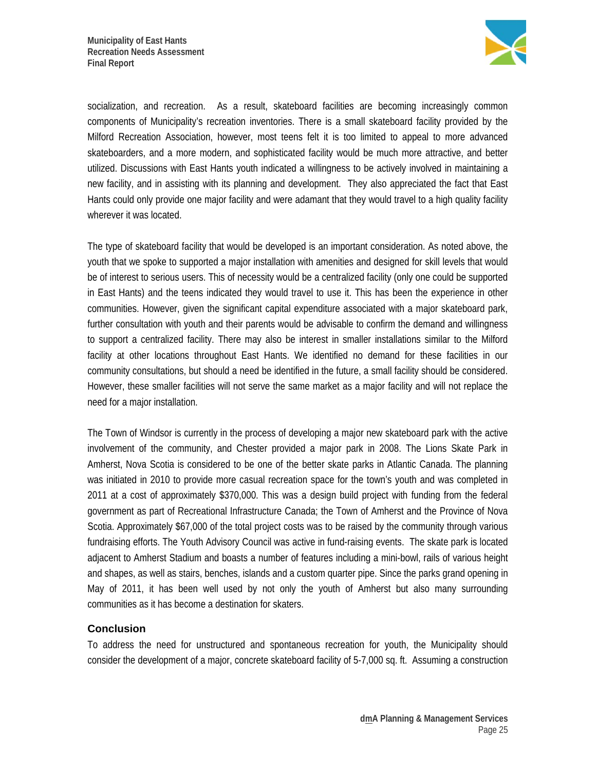socialization, and recreation. As a result, skateboard facilities are becoming increasingly common components of Municipality's recreation inventories. There is a small skateboard facility provided by the Milford Recreation Association, however, most teens felt it is too limited to appeal to more advanced skateboarders, and a more modern, and sophisticated facility would be much more attractive, and better utilized. Discussions with East Hants youth indicated a willingness to be actively involved in maintaining a new facility, and in assisting with its planning and development. They also appreciated the fact that East Hants could only provide one major facility and were adamant that they would travel to a high quality facility wherever it was located.

The type of skateboard facility that would be developed is an important consideration. As noted above, the youth that we spoke to supported a major installation with amenities and designed for skill levels that would be of interest to serious users. This of necessity would be a centralized facility (only one could be supported in East Hants) and the teens indicated they would travel to use it. This has been the experience in other communities. However, given the significant capital expenditure associated with a major skateboard park, further consultation with youth and their parents would be advisable to confirm the demand and willingness to support a centralized facility. There may also be interest in smaller installations similar to the Milford facility at other locations throughout East Hants. We identified no demand for these facilities in our community consultations, but should a need be identified in the future, a small facility should be considered. However, these smaller facilities will not serve the same market as a major facility and will not replace the need for a major installation.

The Town of Windsor is currently in the process of developing a major new skateboard park with the active involvement of the community, and Chester provided a major park in 2008. The Lions Skate Park in Amherst, Nova Scotia is considered to be one of the better skate parks in Atlantic Canada. The planning was initiated in 2010 to provide more casual recreation space for the town's youth and was completed in 2011 at a cost of approximately $370,000. This was a design build project with funding from the federal government as part of Recreational Infrastructure Canada; the Town of Amherst and the Province of Nova Scotia. Approximately $67,000 of the total project costs was to be raised by the community through various fundraising efforts. The Youth Advisory Council was active in fund-raising events. The skate park is located adjacent to Amherst Stadium and boasts a number of features including a mini-bowl, rails of various height and shapes, as well as stairs, benches, islands and a custom quarter pipe. Since the parks grand opening in May of 2011, it has been well used by not only the youth of Amherst but also many surrounding communities as it has become a destination for skaters.

### Conclusion

To address the need for unstructured and spontaneous recreation for youth, the Municipality should consider the development of a major, concrete skateboard facility of 5-7,000 sq. ft. Assuming a construction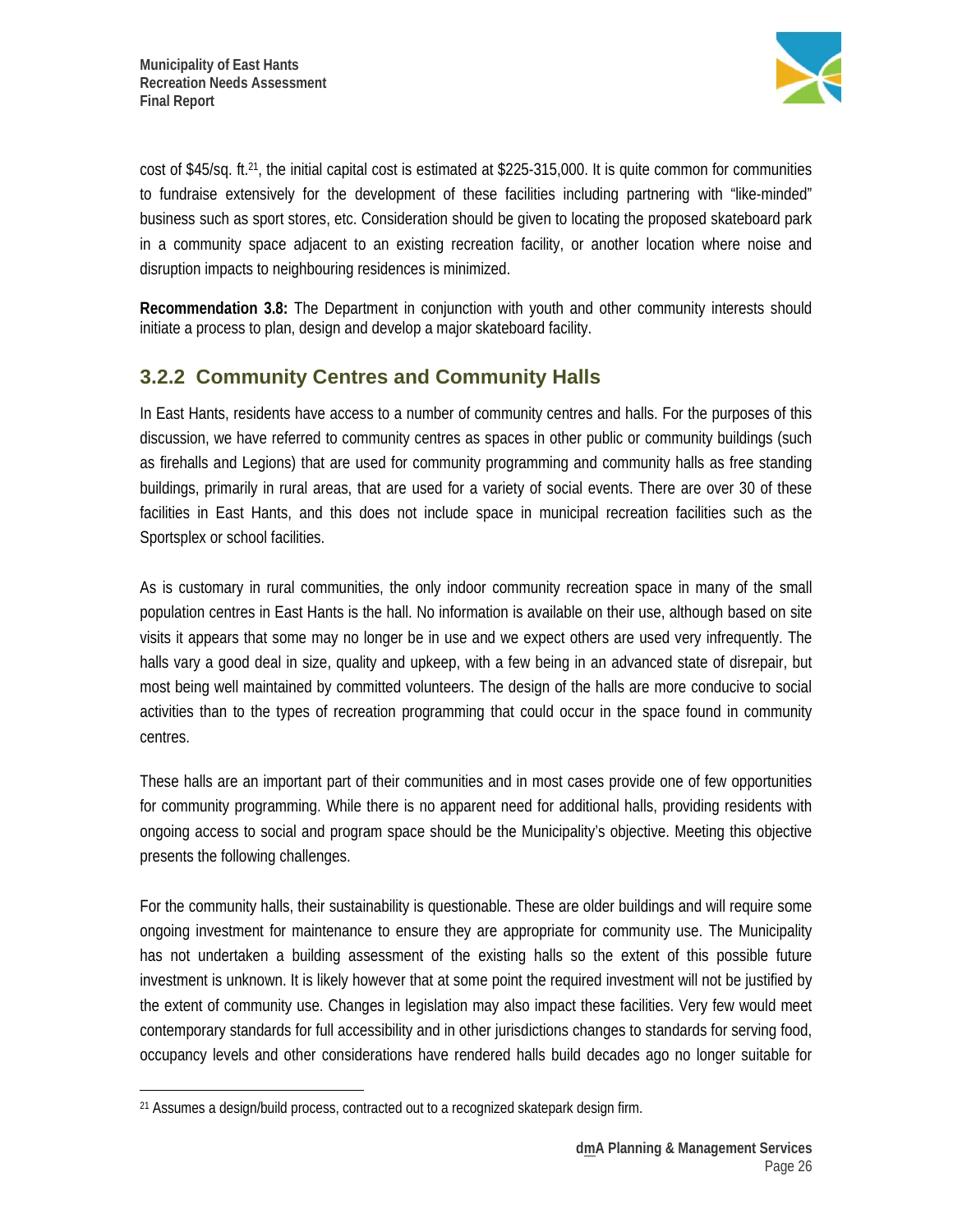cost of $45/sq. ft.[21], the initial capital cost is estimated at $225-315,000. It is quite common for communities to fundraise extensively for the development of these facilities including partnering with "like-minded" business such as sport stores, etc. Consideration should be given to locating the proposed skateboard park in a community space adjacent to an existing recreation facility, or another location where noise and disruption impacts to neighbouring residences is minimized.

**Recommendation 3.8:** The Department in conjunction with youth and other community interests should initiate a process to plan, design and develop a major skateboard facility.

### 3.2.2 Community Centres and Community Halls

In East Hants, residents have access to a number of community centres and halls. For the purposes of this discussion, we have referred to community centres as spaces in other public or community buildings (such as firehalls and Legions) that are used for community programming and community halls as free standing buildings, primarily in rural areas, that are used for a variety of social events. There are over 30 of these facilities in East Hants, and this does not include space in municipal recreation facilities such as the Sportsplex or school facilities.

As is customary in rural communities, the only indoor community recreation space in many of the small population centres in East Hants is the hall. No information is available on their use, although based on site visits it appears that some may no longer be in use and we expect others are used very infrequently. The halls vary a good deal in size, quality and upkeep, with a few being in an advanced state of disrepair, but most being well maintained by committed volunteers. The design of the halls are more conducive to social activities than to the types of recreation programming that could occur in the space found in community centres.

These halls are an important part of their communities and in most cases provide one of few opportunities for community programming. While there is no apparent need for additional halls, providing residents with ongoing access to social and program space should be the Municipality's objective. Meeting this objective presents the following challenges.

For the community halls, their sustainability is questionable. These are older buildings and will require some ongoing investment for maintenance to ensure they are appropriate for community use. The Municipality has not undertaken a building assessment of the existing halls so the extent of this possible future investment is unknown. It is likely however that at some point the required investment will not be justified by the extent of community use. Changes in legislation may also impact these facilities. Very few would meet contemporary standards for full accessibility and in other jurisdictions changes to standards for serving food, occupancy levels and other considerations have rendered halls build decades ago no longer suitable for

---

[21] Assumes a design/build process, contracted out to a recognized skatepark design firm.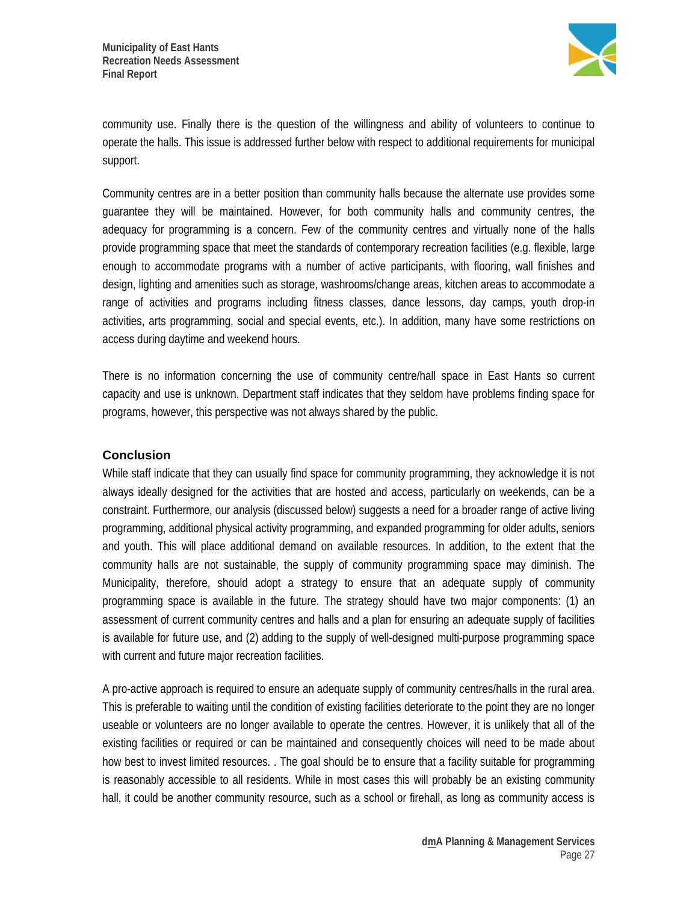community use. Finally there is the question of the willingness and ability of volunteers to continue to operate the halls. This issue is addressed further below with respect to additional requirements for municipal support.

Community centres are in a better position than community halls because the alternate use provides some guarantee they will be maintained. However, for both community halls and community centres, the adequacy for programming is a concern. Few of the community centres and virtually none of the halls provide programming space that meet the standards of contemporary recreation facilities (e.g. flexible, large enough to accommodate programs with a number of active participants, with flooring, wall finishes and design, lighting and amenities such as storage, washrooms/change areas, kitchen areas to accommodate a range of activities and programs including fitness classes, dance lessons, day camps, youth drop-in activities, arts programming, social and special events, etc.). In addition, many have some restrictions on access during daytime and weekend hours.

There is no information concerning the use of community centre/hall space in East Hants so current capacity and use is unknown. Department staff indicates that they seldom have problems finding space for programs, however, this perspective was not always shared by the public.

### Conclusion

While staff indicate that they can usually find space for community programming, they acknowledge it is not always ideally designed for the activities that are hosted and access, particularly on weekends, can be a constraint. Furthermore, our analysis (discussed below) suggests a need for a broader range of active living programming, additional physical activity programming, and expanded programming for older adults, seniors and youth. This will place additional demand on available resources. In addition, to the extent that the community halls are not sustainable, the supply of community programming space may diminish. The Municipality, therefore, should adopt a strategy to ensure that an adequate supply of community programming space is available in the future. The strategy should have two major components: (1) an assessment of current community centres and halls and a plan for ensuring an adequate supply of facilities is available for future use, and (2) adding to the supply of well-designed multi-purpose programming space with current and future major recreation facilities.

A pro-active approach is required to ensure an adequate supply of community centres/halls in the rural area. This is preferable to waiting until the condition of existing facilities deteriorate to the point they are no longer useable or volunteers are no longer available to operate the centres. However, it is unlikely that all of the existing facilities or required or can be maintained and consequently choices will need to be made about how best to invest limited resources. . The goal should be to ensure that a facility suitable for programming is reasonably accessible to all residents. While in most cases this will probably be an existing community hall, it could be another community resource, such as a school or firehall, as long as community access is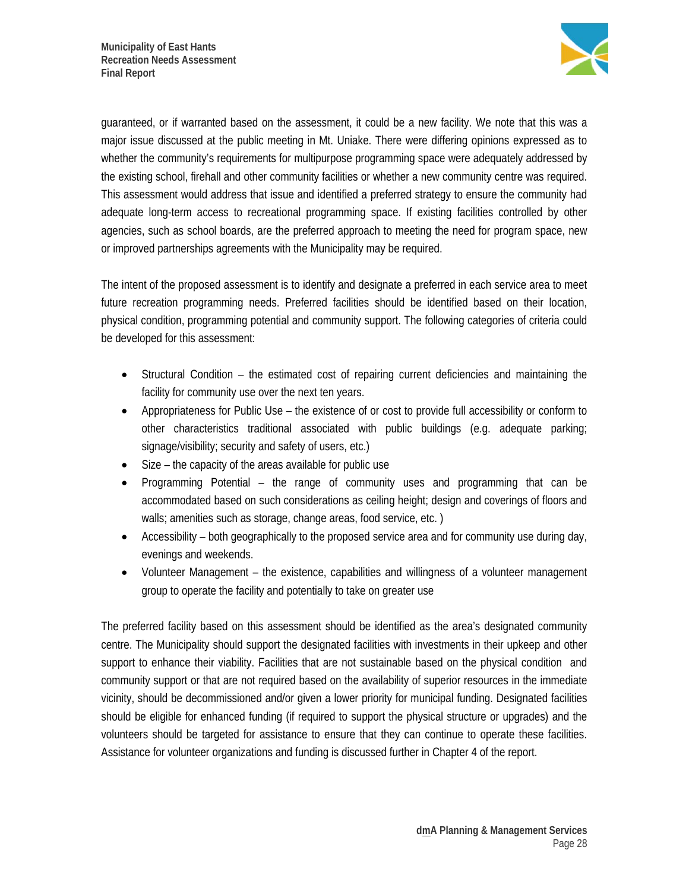guaranteed, or if warranted based on the assessment, it could be a new facility. We note that this was a major issue discussed at the public meeting in Mt. Uniake. There were differing opinions expressed as to whether the community's requirements for multipurpose programming space were adequately addressed by the existing school, firehall and other community facilities or whether a new community centre was required. This assessment would address that issue and identified a preferred strategy to ensure the community had adequate long-term access to recreational programming space. If existing facilities controlled by other agencies, such as school boards, are the preferred approach to meeting the need for program space, new or improved partnerships agreements with the Municipality may be required.

The intent of the proposed assessment is to identify and designate a preferred in each service area to meet future recreation programming needs. Preferred facilities should be identified based on their location, physical condition, programming potential and community support. The following categories of criteria could be developed for this assessment:

- Structural Condition – the estimated cost of repairing current deficiencies and maintaining the facility for community use over the next ten years.
- Appropriateness for Public Use – the existence of or cost to provide full accessibility or conform to other characteristics traditional associated with public buildings (e.g. adequate parking; signage/visibility; security and safety of users, etc.)
- Size – the capacity of the areas available for public use
- Programming Potential – the range of community uses and programming that can be accommodated based on such considerations as ceiling height; design and coverings of floors and walls; amenities such as storage, change areas, food service, etc. )
- Accessibility – both geographically to the proposed service area and for community use during day, evenings and weekends.
- Volunteer Management – the existence, capabilities and willingness of a volunteer management group to operate the facility and potentially to take on greater use

The preferred facility based on this assessment should be identified as the area's designated community centre. The Municipality should support the designated facilities with investments in their upkeep and other support to enhance their viability. Facilities that are not sustainable based on the physical condition and community support or that are not required based on the availability of superior resources in the immediate vicinity, should be decommissioned and/or given a lower priority for municipal funding. Designated facilities should be eligible for enhanced funding (if required to support the physical structure or upgrades) and the volunteers should be targeted for assistance to ensure that they can continue to operate these facilities. Assistance for volunteer organizations and funding is discussed further in Chapter 4 of the report.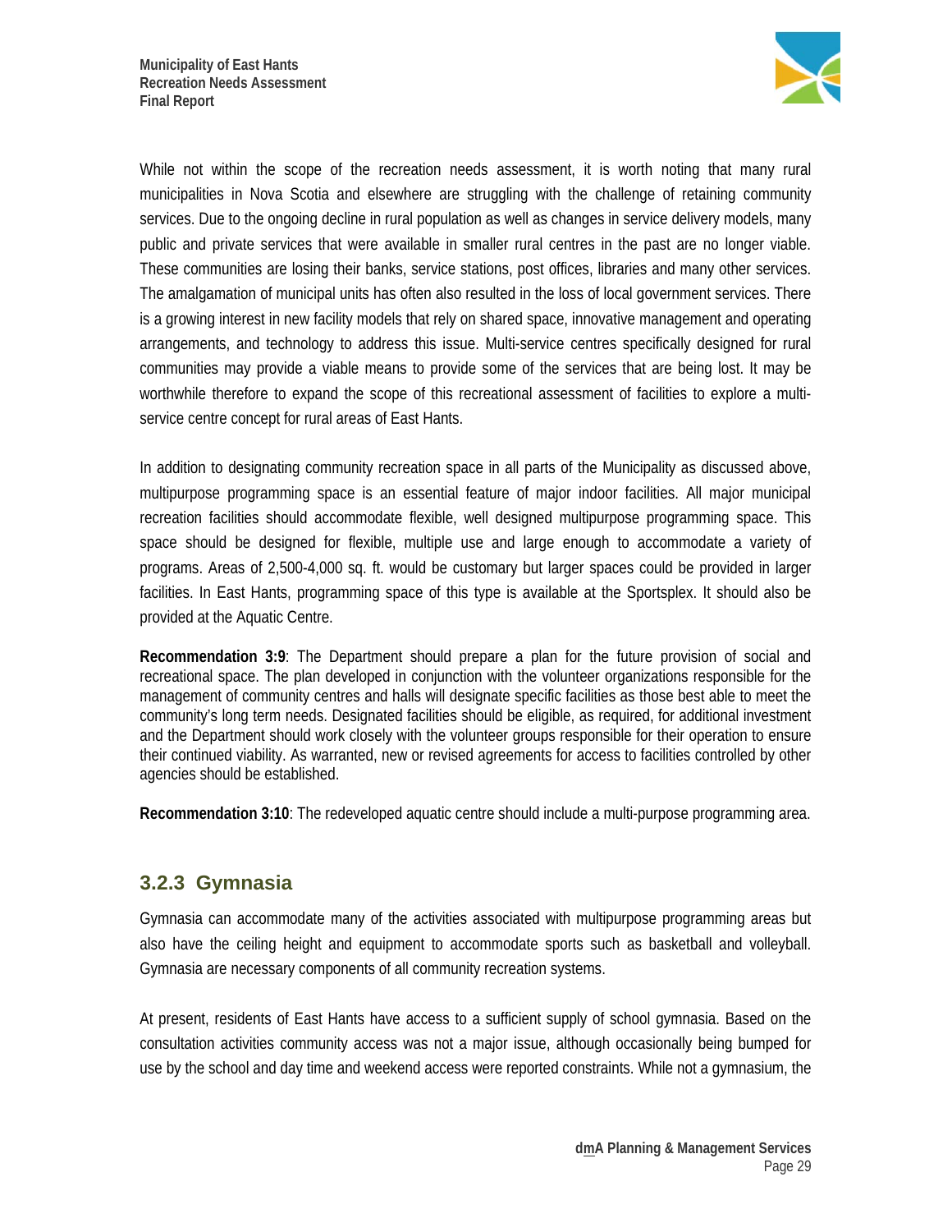While not within the scope of the recreation needs assessment, it is worth noting that many rural municipalities in Nova Scotia and elsewhere are struggling with the challenge of retaining community services. Due to the ongoing decline in rural population as well as changes in service delivery models, many public and private services that were available in smaller rural centres in the past are no longer viable. These communities are losing their banks, service stations, post offices, libraries and many other services. The amalgamation of municipal units has often also resulted in the loss of local government services. There is a growing interest in new facility models that rely on shared space, innovative management and operating arrangements, and technology to address this issue. Multi-service centres specifically designed for rural communities may provide a viable means to provide some of the services that are being lost. It may be worthwhile therefore to expand the scope of this recreational assessment of facilities to explore a multi-service centre concept for rural areas of East Hants.

In addition to designating community recreation space in all parts of the Municipality as discussed above, multipurpose programming space is an essential feature of major indoor facilities. All major municipal recreation facilities should accommodate flexible, well designed multipurpose programming space. This space should be designed for flexible, multiple use and large enough to accommodate a variety of programs. Areas of 2,500-4,000 sq. ft. would be customary but larger spaces could be provided in larger facilities. In East Hants, programming space of this type is available at the Sportsplex. It should also be provided at the Aquatic Centre.

**Recommendation 3:9**: The Department should prepare a plan for the future provision of social and recreational space. The plan developed in conjunction with the volunteer organizations responsible for the management of community centres and halls will designate specific facilities as those best able to meet the community's long term needs. Designated facilities should be eligible, as required, for additional investment and the Department should work closely with the volunteer groups responsible for their operation to ensure their continued viability. As warranted, new or revised agreements for access to facilities controlled by other agencies should be established.

**Recommendation 3:10**: The redeveloped aquatic centre should include a multi-purpose programming area.

### 3.2.3 Gymnasia

Gymnasia can accommodate many of the activities associated with multipurpose programming areas but also have the ceiling height and equipment to accommodate sports such as basketball and volleyball. Gymnasia are necessary components of all community recreation systems.

At present, residents of East Hants have access to a sufficient supply of school gymnasia. Based on the consultation activities community access was not a major issue, although occasionally being bumped for use by the school and day time and weekend access were reported constraints. While not a gymnasium, the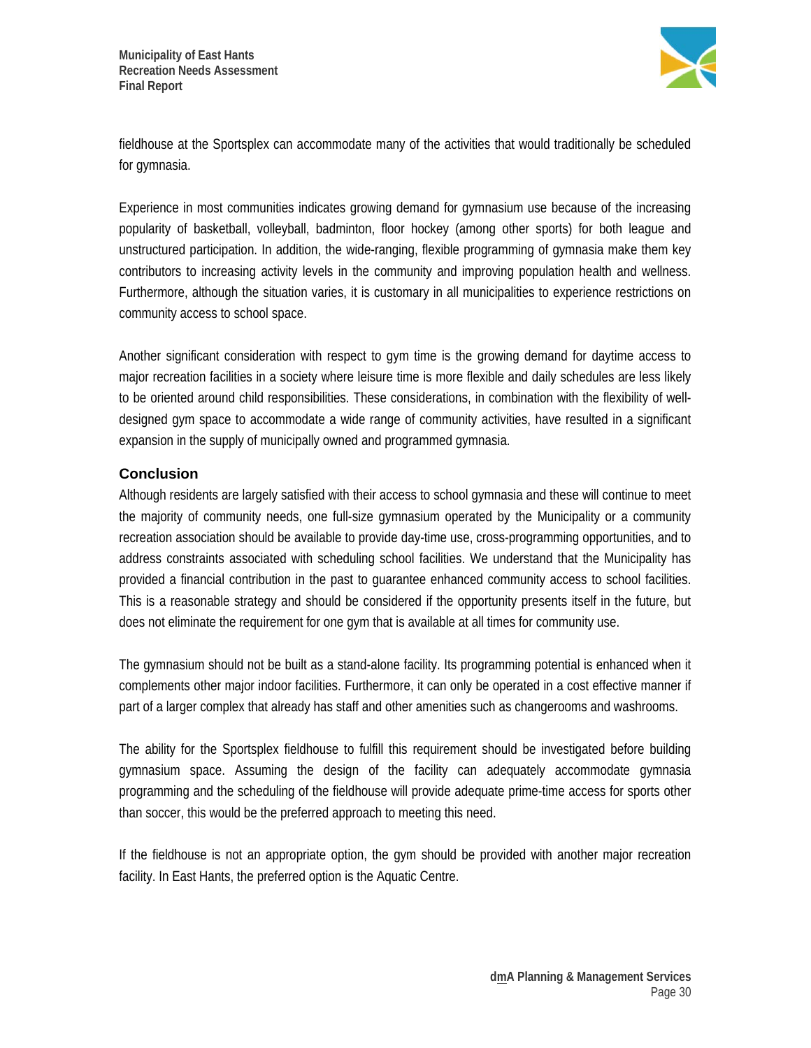fieldhouse at the Sportsplex can accommodate many of the activities that would traditionally be scheduled for gymnasia.

Experience in most communities indicates growing demand for gymnasium use because of the increasing popularity of basketball, volleyball, badminton, floor hockey (among other sports) for both league and unstructured participation. In addition, the wide-ranging, flexible programming of gymnasia make them key contributors to increasing activity levels in the community and improving population health and wellness. Furthermore, although the situation varies, it is customary in all municipalities to experience restrictions on community access to school space.

Another significant consideration with respect to gym time is the growing demand for daytime access to major recreation facilities in a society where leisure time is more flexible and daily schedules are less likely to be oriented around child responsibilities. These considerations, in combination with the flexibility of well-designed gym space to accommodate a wide range of community activities, have resulted in a significant expansion in the supply of municipally owned and programmed gymnasia.

### Conclusion

Although residents are largely satisfied with their access to school gymnasia and these will continue to meet the majority of community needs, one full-size gymnasium operated by the Municipality or a community recreation association should be available to provide day-time use, cross-programming opportunities, and to address constraints associated with scheduling school facilities. We understand that the Municipality has provided a financial contribution in the past to guarantee enhanced community access to school facilities. This is a reasonable strategy and should be considered if the opportunity presents itself in the future, but does not eliminate the requirement for one gym that is available at all times for community use.

The gymnasium should not be built as a stand-alone facility. Its programming potential is enhanced when it complements other major indoor facilities. Furthermore, it can only be operated in a cost effective manner if part of a larger complex that already has staff and other amenities such as changerooms and washrooms.

The ability for the Sportsplex fieldhouse to fulfill this requirement should be investigated before building gymnasium space. Assuming the design of the facility can adequately accommodate gymnasia programming and the scheduling of the fieldhouse will provide adequate prime-time access for sports other than soccer, this would be the preferred approach to meeting this need.

If the fieldhouse is not an appropriate option, the gym should be provided with another major recreation facility. In East Hants, the preferred option is the Aquatic Centre.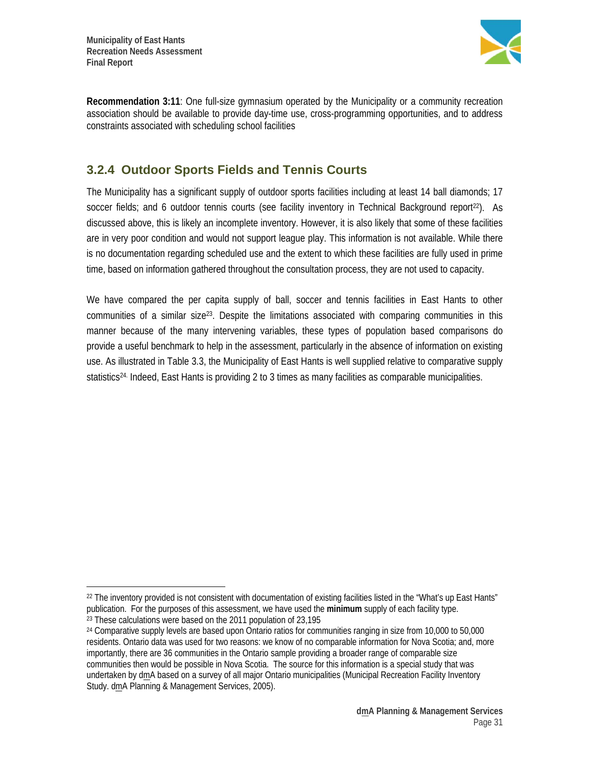**Recommendation 3:11**: One full-size gymnasium operated by the Municipality or a community recreation association should be available to provide day-time use, cross-programming opportunities, and to address constraints associated with scheduling school facilities

### 3.2.4 Outdoor Sports Fields and Tennis Courts

The Municipality has a significant supply of outdoor sports facilities including at least 14 ball diamonds; 17 soccer fields; and 6 outdoor tennis courts (see facility inventory in Technical Background report[22]). As discussed above, this is likely an incomplete inventory. However, it is also likely that some of these facilities are in very poor condition and would not support league play. This information is not available. While there is no documentation regarding scheduled use and the extent to which these facilities are fully used in prime time, based on information gathered throughout the consultation process, they are not used to capacity.

We have compared the per capita supply of ball, soccer and tennis facilities in East Hants to other communities of a similar size[23]. Despite the limitations associated with comparing communities in this manner because of the many intervening variables, these types of population based comparisons do provide a useful benchmark to help in the assessment, particularly in the absence of information on existing use. As illustrated in Table 3.3, the Municipality of East Hants is well supplied relative to comparative supply statistics[24]. Indeed, East Hants is providing 2 to 3 times as many facilities as comparable municipalities.

---

[22] The inventory provided is not consistent with documentation of existing facilities listed in the "What's up East Hants" publication. For the purposes of this assessment, we have used the **minimum** supply of each facility type.

[23] These calculations were based on the 2011 population of 23,195

[24] Comparative supply levels are based upon Ontario ratios for communities ranging in size from 10,000 to 50,000 residents. Ontario data was used for two reasons: we know of no comparable information for Nova Scotia; and, more importantly, there are 36 communities in the Ontario sample providing a broader range of comparable size communities then would be possible in Nova Scotia. The source for this information is a special study that was undertaken by dmA based on a survey of all major Ontario municipalities (Municipal Recreation Facility Inventory Study. dmA Planning & Management Services, 2005).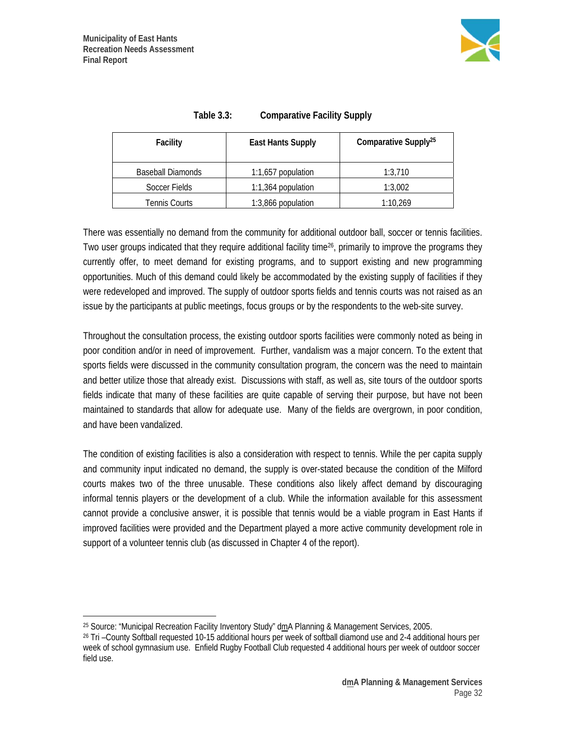**Table 3.3: Comparative Facility Supply**

| Facility | East Hants Supply | Comparative Supply[25] |
| --- | --- | --- |
| Baseball Diamonds | 1:1,657 population | 1:3,710 |
| Soccer Fields | 1:1,364 population | 1:3,002 |
| Tennis Courts | 1:3,866 population | 1:10,269 |

There was essentially no demand from the community for additional outdoor ball, soccer or tennis facilities. Two user groups indicated that they require additional facility time[26], primarily to improve the programs they currently offer, to meet demand for existing programs, and to support existing and new programming opportunities. Much of this demand could likely be accommodated by the existing supply of facilities if they were redeveloped and improved. The supply of outdoor sports fields and tennis courts was not raised as an issue by the participants at public meetings, focus groups or by the respondents to the web-site survey.

Throughout the consultation process, the existing outdoor sports facilities were commonly noted as being in poor condition and/or in need of improvement. Further, vandalism was a major concern. To the extent that sports fields were discussed in the community consultation program, the concern was the need to maintain and better utilize those that already exist. Discussions with staff, as well as, site tours of the outdoor sports fields indicate that many of these facilities are quite capable of serving their purpose, but have not been maintained to standards that allow for adequate use. Many of the fields are overgrown, in poor condition, and have been vandalized.

The condition of existing facilities is also a consideration with respect to tennis. While the per capita supply and community input indicated no demand, the supply is over-stated because the condition of the Milford courts makes two of the three unusable. These conditions also likely affect demand by discouraging informal tennis players or the development of a club. While the information available for this assessment cannot provide a conclusive answer, it is possible that tennis would be a viable program in East Hants if improved facilities were provided and the Department played a more active community development role in support of a volunteer tennis club (as discussed in Chapter 4 of the report).

---

[25] Source: "Municipal Recreation Facility Inventory Study" dmA Planning & Management Services, 2005.

[26] Tri –County Softball requested 10-15 additional hours per week of softball diamond use and 2-4 additional hours per week of school gymnasium use. Enfield Rugby Football Club requested 4 additional hours per week of outdoor soccer field use.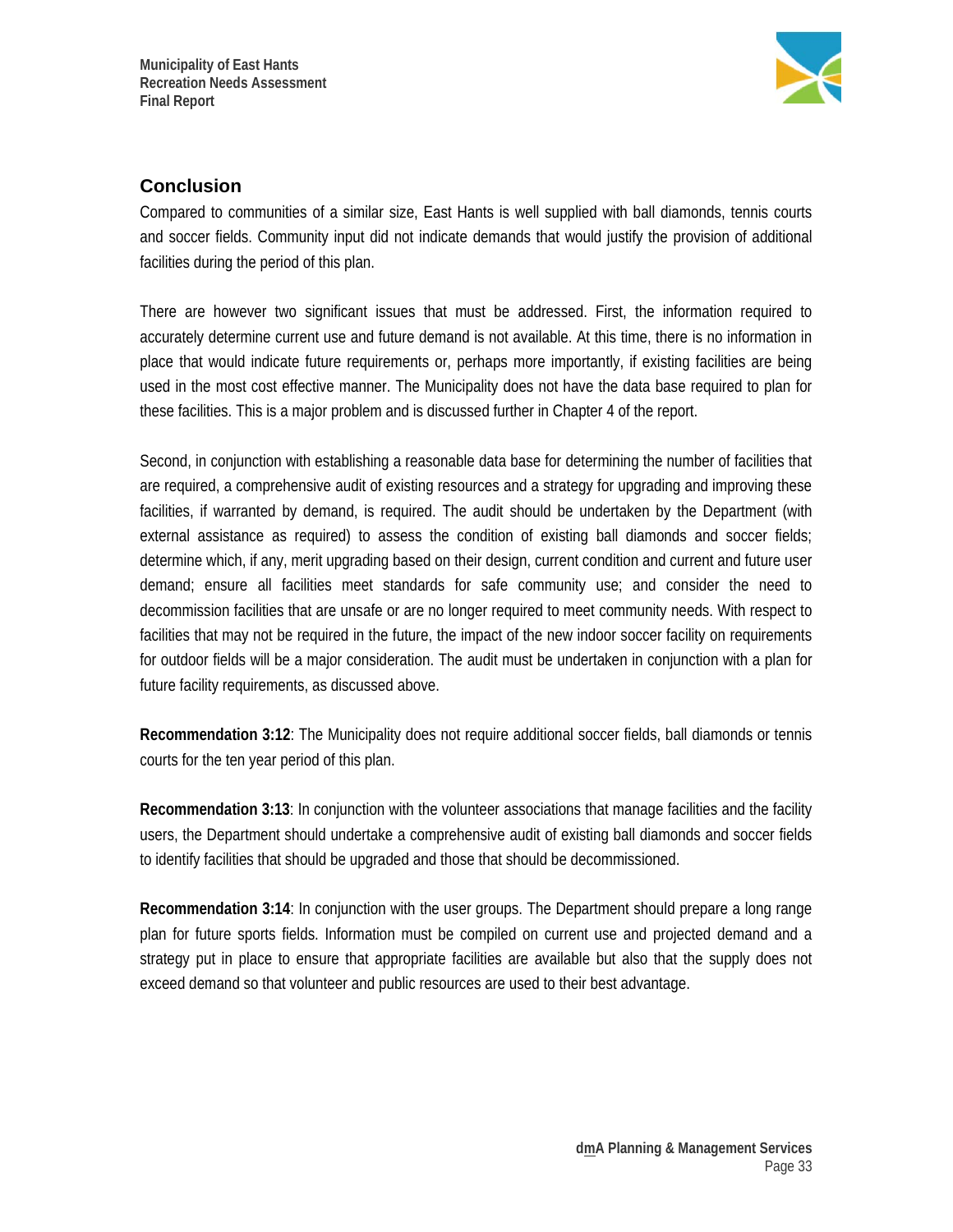## Conclusion

Compared to communities of a similar size, East Hants is well supplied with ball diamonds, tennis courts and soccer fields. Community input did not indicate demands that would justify the provision of additional facilities during the period of this plan.

There are however two significant issues that must be addressed. First, the information required to accurately determine current use and future demand is not available. At this time, there is no information in place that would indicate future requirements or, perhaps more importantly, if existing facilities are being used in the most cost effective manner. The Municipality does not have the data base required to plan for these facilities. This is a major problem and is discussed further in Chapter 4 of the report.

Second, in conjunction with establishing a reasonable data base for determining the number of facilities that are required, a comprehensive audit of existing resources and a strategy for upgrading and improving these facilities, if warranted by demand, is required. The audit should be undertaken by the Department (with external assistance as required) to assess the condition of existing ball diamonds and soccer fields; determine which, if any, merit upgrading based on their design, current condition and current and future user demand; ensure all facilities meet standards for safe community use; and consider the need to decommission facilities that are unsafe or are no longer required to meet community needs. With respect to facilities that may not be required in the future, the impact of the new indoor soccer facility on requirements for outdoor fields will be a major consideration. The audit must be undertaken in conjunction with a plan for future facility requirements, as discussed above.

**Recommendation 3:12**: The Municipality does not require additional soccer fields, ball diamonds or tennis courts for the ten year period of this plan.

**Recommendation 3:13**: In conjunction with the volunteer associations that manage facilities and the facility users, the Department should undertake a comprehensive audit of existing ball diamonds and soccer fields to identify facilities that should be upgraded and those that should be decommissioned.

**Recommendation 3:14**: In conjunction with the user groups. The Department should prepare a long range plan for future sports fields. Information must be compiled on current use and projected demand and a strategy put in place to ensure that appropriate facilities are available but also that the supply does not exceed demand so that volunteer and public resources are used to their best advantage.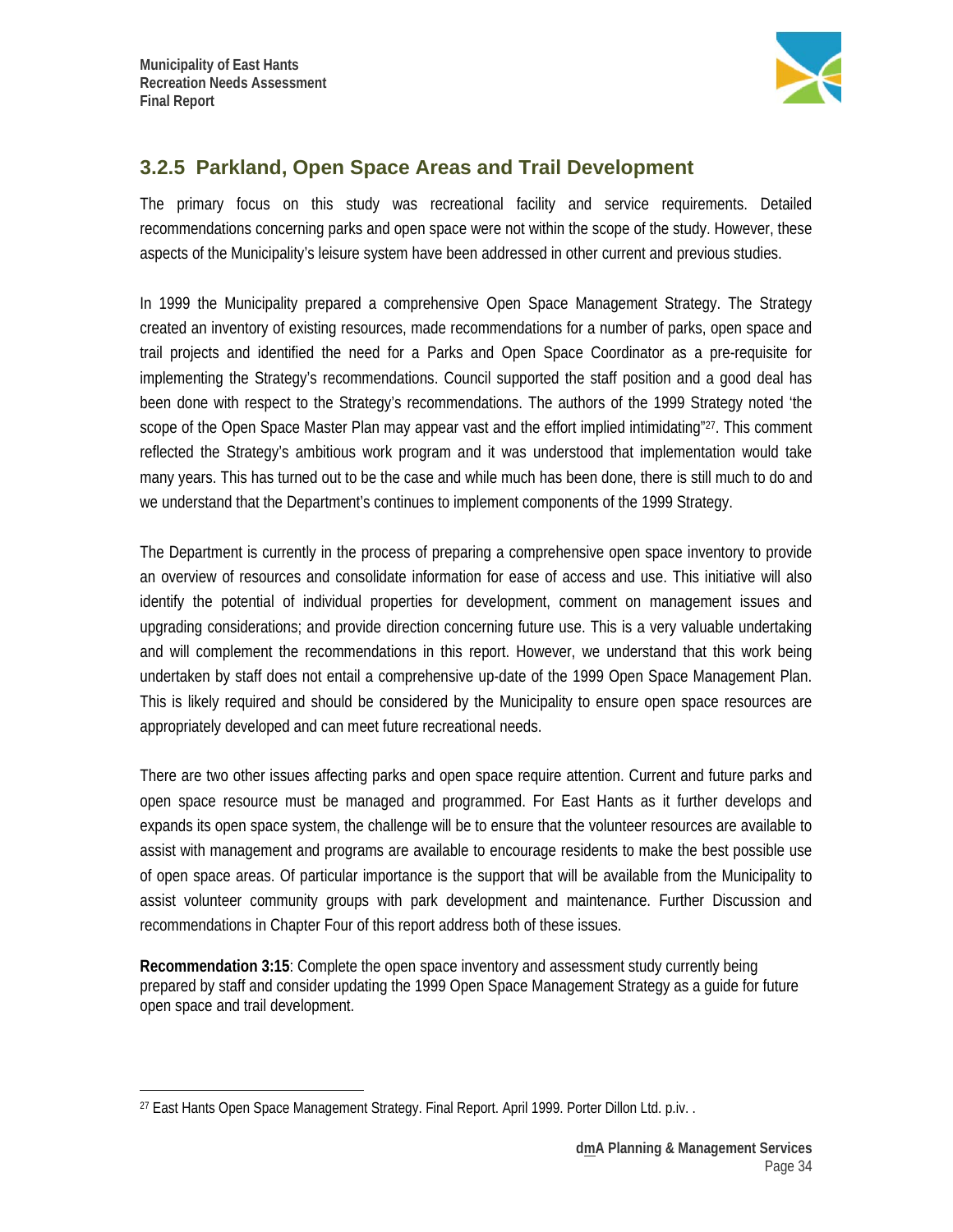### 3.2.5 Parkland, Open Space Areas and Trail Development

The primary focus on this study was recreational facility and service requirements. Detailed recommendations concerning parks and open space were not within the scope of the study. However, these aspects of the Municipality's leisure system have been addressed in other current and previous studies.

In 1999 the Municipality prepared a comprehensive Open Space Management Strategy. The Strategy created an inventory of existing resources, made recommendations for a number of parks, open space and trail projects and identified the need for a Parks and Open Space Coordinator as a pre-requisite for implementing the Strategy's recommendations. Council supported the staff position and a good deal has been done with respect to the Strategy's recommendations. The authors of the 1999 Strategy noted 'the scope of the Open Space Master Plan may appear vast and the effort implied intimidating"[27]. This comment reflected the Strategy's ambitious work program and it was understood that implementation would take many years. This has turned out to be the case and while much has been done, there is still much to do and we understand that the Department's continues to implement components of the 1999 Strategy.

The Department is currently in the process of preparing a comprehensive open space inventory to provide an overview of resources and consolidate information for ease of access and use. This initiative will also identify the potential of individual properties for development, comment on management issues and upgrading considerations; and provide direction concerning future use. This is a very valuable undertaking and will complement the recommendations in this report. However, we understand that this work being undertaken by staff does not entail a comprehensive up-date of the 1999 Open Space Management Plan. This is likely required and should be considered by the Municipality to ensure open space resources are appropriately developed and can meet future recreational needs.

There are two other issues affecting parks and open space require attention. Current and future parks and open space resource must be managed and programmed. For East Hants as it further develops and expands its open space system, the challenge will be to ensure that the volunteer resources are available to assist with management and programs are available to encourage residents to make the best possible use of open space areas. Of particular importance is the support that will be available from the Municipality to assist volunteer community groups with park development and maintenance. Further Discussion and recommendations in Chapter Four of this report address both of these issues.

**Recommendation 3:15**: Complete the open space inventory and assessment study currently being prepared by staff and consider updating the 1999 Open Space Management Strategy as a guide for future open space and trail development.

---

[27] East Hants Open Space Management Strategy. Final Report. April 1999. Porter Dillon Ltd. p.iv. .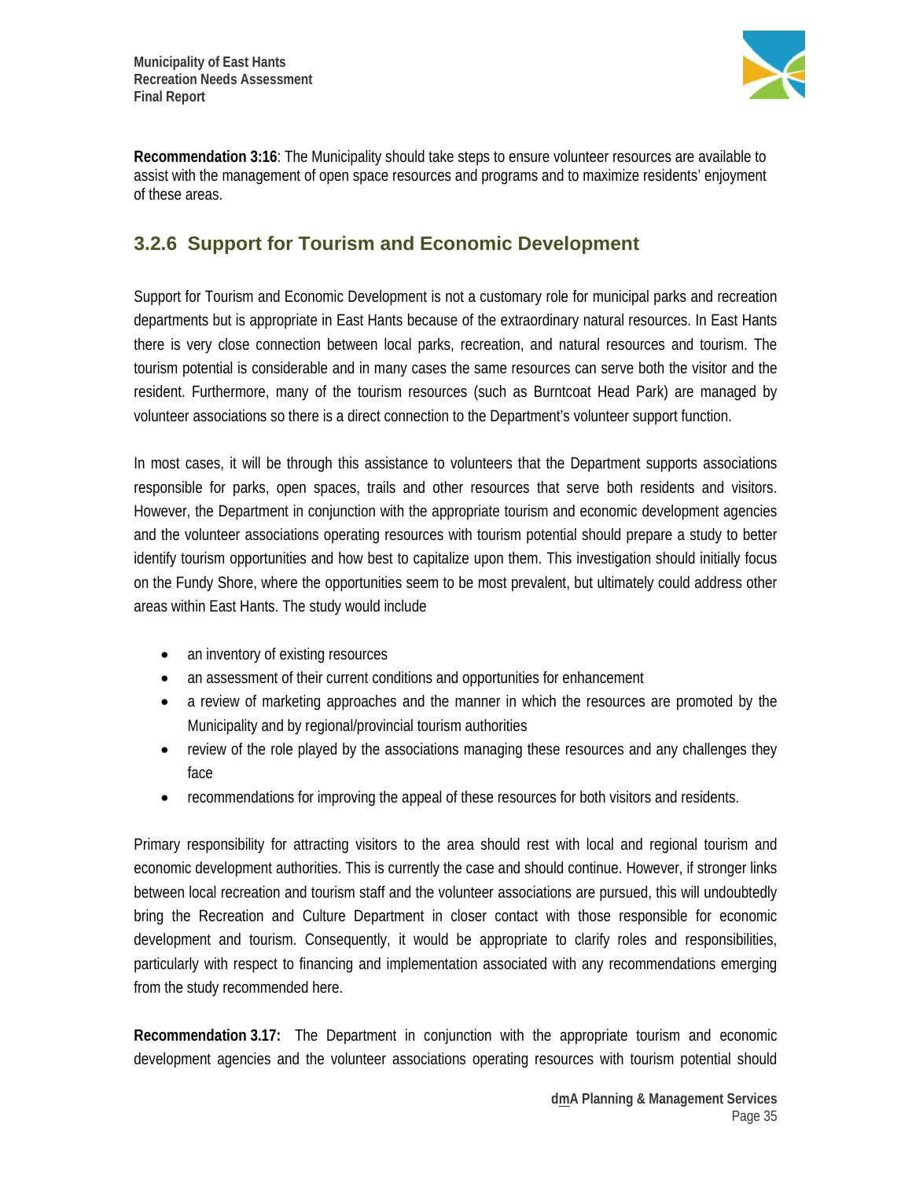**Recommendation 3:16**: The Municipality should take steps to ensure volunteer resources are available to assist with the management of open space resources and programs and to maximize residents' enjoyment of these areas.

### 3.2.6 Support for Tourism and Economic Development

Support for Tourism and Economic Development is not a customary role for municipal parks and recreation departments but is appropriate in East Hants because of the extraordinary natural resources. In East Hants there is very close connection between local parks, recreation, and natural resources and tourism. The tourism potential is considerable and in many cases the same resources can serve both the visitor and the resident. Furthermore, many of the tourism resources (such as Burntcoat Head Park) are managed by volunteer associations so there is a direct connection to the Department's volunteer support function.

In most cases, it will be through this assistance to volunteers that the Department supports associations responsible for parks, open spaces, trails and other resources that serve both residents and visitors. However, the Department in conjunction with the appropriate tourism and economic development agencies and the volunteer associations operating resources with tourism potential should prepare a study to better identify tourism opportunities and how best to capitalize upon them. This investigation should initially focus on the Fundy Shore, where the opportunities seem to be most prevalent, but ultimately could address other areas within East Hants. The study would include

- an inventory of existing resources
- an assessment of their current conditions and opportunities for enhancement
- a review of marketing approaches and the manner in which the resources are promoted by the Municipality and by regional/provincial tourism authorities
- review of the role played by the associations managing these resources and any challenges they face
- recommendations for improving the appeal of these resources for both visitors and residents.

Primary responsibility for attracting visitors to the area should rest with local and regional tourism and economic development authorities. This is currently the case and should continue. However, if stronger links between local recreation and tourism staff and the volunteer associations are pursued, this will undoubtedly bring the Recreation and Culture Department in closer contact with those responsible for economic development and tourism. Consequently, it would be appropriate to clarify roles and responsibilities, particularly with respect to financing and implementation associated with any recommendations emerging from the study recommended here.

**Recommendation 3.17:** The Department in conjunction with the appropriate tourism and economic development agencies and the volunteer associations operating resources with tourism potential should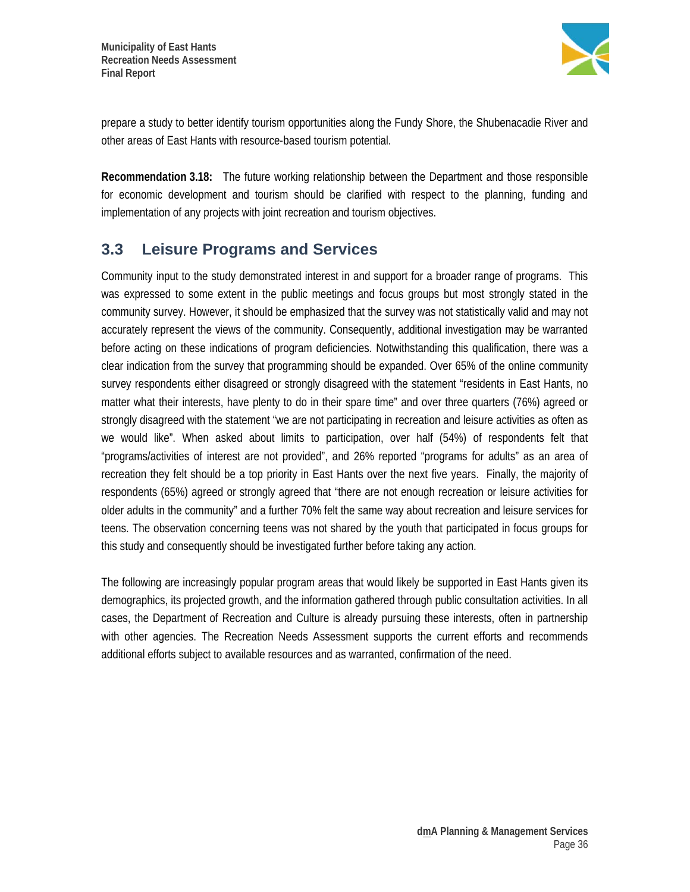prepare a study to better identify tourism opportunities along the Fundy Shore, the Shubenacadie River and other areas of East Hants with resource-based tourism potential.

**Recommendation 3.18:** The future working relationship between the Department and those responsible for economic development and tourism should be clarified with respect to the planning, funding and implementation of any projects with joint recreation and tourism objectives.

## 3.3 Leisure Programs and Services

Community input to the study demonstrated interest in and support for a broader range of programs. This was expressed to some extent in the public meetings and focus groups but most strongly stated in the community survey. However, it should be emphasized that the survey was not statistically valid and may not accurately represent the views of the community. Consequently, additional investigation may be warranted before acting on these indications of program deficiencies. Notwithstanding this qualification, there was a clear indication from the survey that programming should be expanded. Over 65% of the online community survey respondents either disagreed or strongly disagreed with the statement "residents in East Hants, no matter what their interests, have plenty to do in their spare time" and over three quarters (76%) agreed or strongly disagreed with the statement "we are not participating in recreation and leisure activities as often as we would like". When asked about limits to participation, over half (54%) of respondents felt that "programs/activities of interest are not provided", and 26% reported "programs for adults" as an area of recreation they felt should be a top priority in East Hants over the next five years. Finally, the majority of respondents (65%) agreed or strongly agreed that "there are not enough recreation or leisure activities for older adults in the community" and a further 70% felt the same way about recreation and leisure services for teens. The observation concerning teens was not shared by the youth that participated in focus groups for this study and consequently should be investigated further before taking any action.

The following are increasingly popular program areas that would likely be supported in East Hants given its demographics, its projected growth, and the information gathered through public consultation activities. In all cases, the Department of Recreation and Culture is already pursuing these interests, often in partnership with other agencies. The Recreation Needs Assessment supports the current efforts and recommends additional efforts subject to available resources and as warranted, confirmation of the need.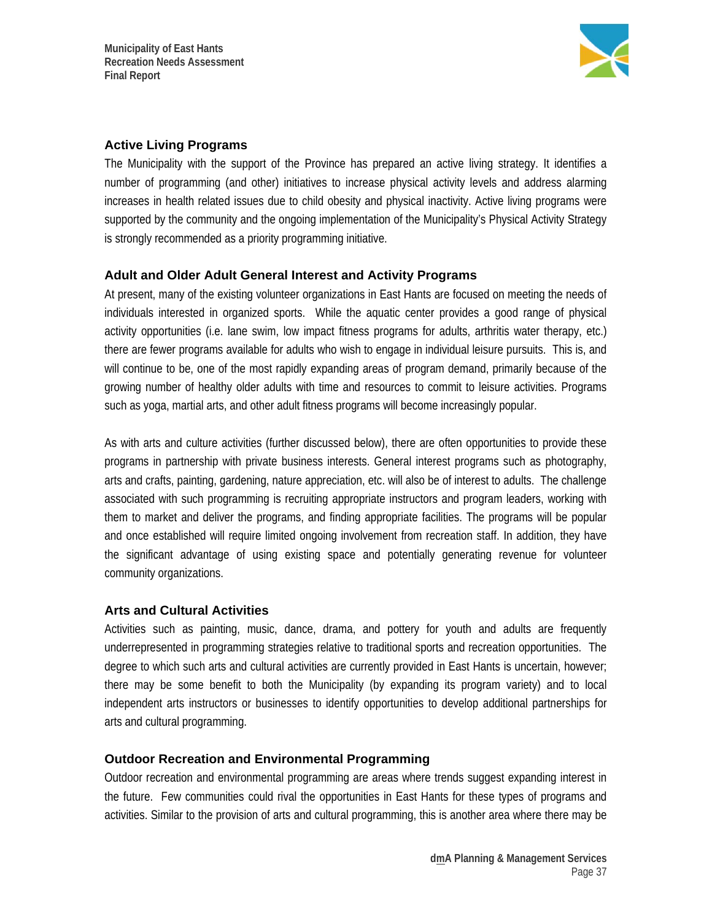### Active Living Programs

The Municipality with the support of the Province has prepared an active living strategy. It identifies a number of programming (and other) initiatives to increase physical activity levels and address alarming increases in health related issues due to child obesity and physical inactivity. Active living programs were supported by the community and the ongoing implementation of the Municipality's Physical Activity Strategy is strongly recommended as a priority programming initiative.

### Adult and Older Adult General Interest and Activity Programs

At present, many of the existing volunteer organizations in East Hants are focused on meeting the needs of individuals interested in organized sports. While the aquatic center provides a good range of physical activity opportunities (i.e. lane swim, low impact fitness programs for adults, arthritis water therapy, etc.) there are fewer programs available for adults who wish to engage in individual leisure pursuits. This is, and will continue to be, one of the most rapidly expanding areas of program demand, primarily because of the growing number of healthy older adults with time and resources to commit to leisure activities. Programs such as yoga, martial arts, and other adult fitness programs will become increasingly popular.

As with arts and culture activities (further discussed below), there are often opportunities to provide these programs in partnership with private business interests. General interest programs such as photography, arts and crafts, painting, gardening, nature appreciation, etc. will also be of interest to adults. The challenge associated with such programming is recruiting appropriate instructors and program leaders, working with them to market and deliver the programs, and finding appropriate facilities. The programs will be popular and once established will require limited ongoing involvement from recreation staff. In addition, they have the significant advantage of using existing space and potentially generating revenue for volunteer community organizations.

### Arts and Cultural Activities

Activities such as painting, music, dance, drama, and pottery for youth and adults are frequently underrepresented in programming strategies relative to traditional sports and recreation opportunities. The degree to which such arts and cultural activities are currently provided in East Hants is uncertain, however; there may be some benefit to both the Municipality (by expanding its program variety) and to local independent arts instructors or businesses to identify opportunities to develop additional partnerships for arts and cultural programming.

### Outdoor Recreation and Environmental Programming

Outdoor recreation and environmental programming are areas where trends suggest expanding interest in the future. Few communities could rival the opportunities in East Hants for these types of programs and activities. Similar to the provision of arts and cultural programming, this is another area where there may be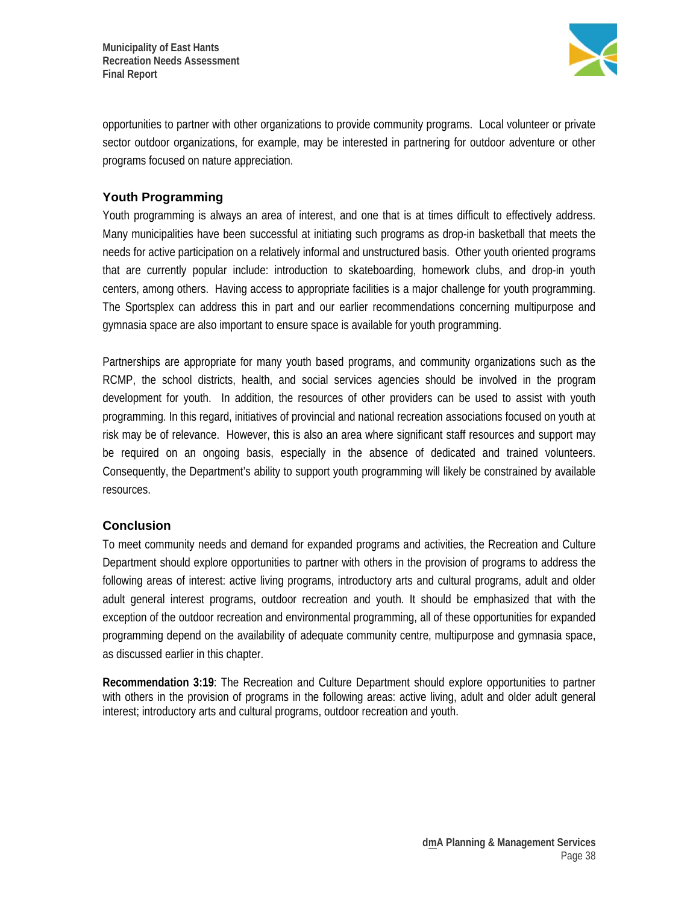opportunities to partner with other organizations to provide community programs. Local volunteer or private sector outdoor organizations, for example, may be interested in partnering for outdoor adventure or other programs focused on nature appreciation.

### Youth Programming

Youth programming is always an area of interest, and one that is at times difficult to effectively address. Many municipalities have been successful at initiating such programs as drop-in basketball that meets the needs for active participation on a relatively informal and unstructured basis. Other youth oriented programs that are currently popular include: introduction to skateboarding, homework clubs, and drop-in youth centers, among others. Having access to appropriate facilities is a major challenge for youth programming. The Sportsplex can address this in part and our earlier recommendations concerning multipurpose and gymnasia space are also important to ensure space is available for youth programming.

Partnerships are appropriate for many youth based programs, and community organizations such as the RCMP, the school districts, health, and social services agencies should be involved in the program development for youth. In addition, the resources of other providers can be used to assist with youth programming. In this regard, initiatives of provincial and national recreation associations focused on youth at risk may be of relevance. However, this is also an area where significant staff resources and support may be required on an ongoing basis, especially in the absence of dedicated and trained volunteers. Consequently, the Department's ability to support youth programming will likely be constrained by available resources.

### Conclusion

To meet community needs and demand for expanded programs and activities, the Recreation and Culture Department should explore opportunities to partner with others in the provision of programs to address the following areas of interest: active living programs, introductory arts and cultural programs, adult and older adult general interest programs, outdoor recreation and youth. It should be emphasized that with the exception of the outdoor recreation and environmental programming, all of these opportunities for expanded programming depend on the availability of adequate community centre, multipurpose and gymnasia space, as discussed earlier in this chapter.

**Recommendation 3:19**: The Recreation and Culture Department should explore opportunities to partner with others in the provision of programs in the following areas: active living, adult and older adult general interest; introductory arts and cultural programs, outdoor recreation and youth.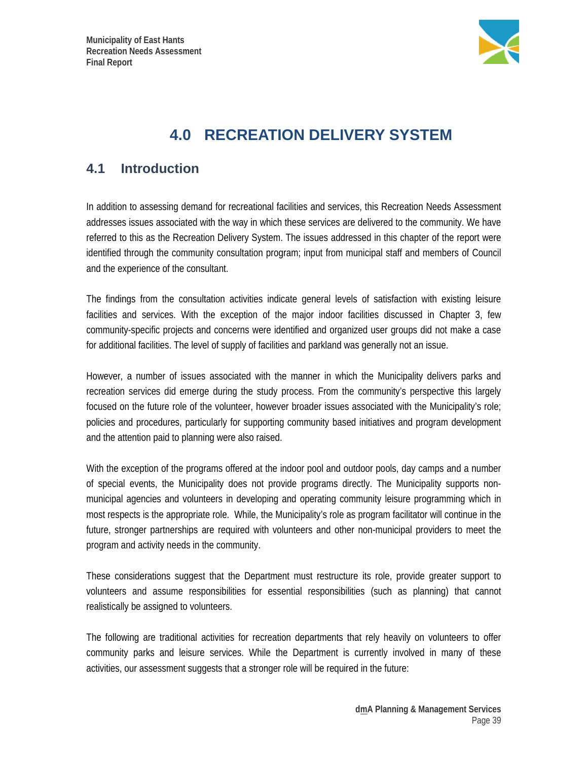# 4.0 RECREATION DELIVERY SYSTEM

## 4.1 Introduction

In addition to assessing demand for recreational facilities and services, this Recreation Needs Assessment addresses issues associated with the way in which these services are delivered to the community. We have referred to this as the Recreation Delivery System. The issues addressed in this chapter of the report were identified through the community consultation program; input from municipal staff and members of Council and the experience of the consultant.

The findings from the consultation activities indicate general levels of satisfaction with existing leisure facilities and services. With the exception of the major indoor facilities discussed in Chapter 3, few community-specific projects and concerns were identified and organized user groups did not make a case for additional facilities. The level of supply of facilities and parkland was generally not an issue.

However, a number of issues associated with the manner in which the Municipality delivers parks and recreation services did emerge during the study process. From the community's perspective this largely focused on the future role of the volunteer, however broader issues associated with the Municipality's role; policies and procedures, particularly for supporting community based initiatives and program development and the attention paid to planning were also raised.

With the exception of the programs offered at the indoor pool and outdoor pools, day camps and a number of special events, the Municipality does not provide programs directly. The Municipality supports non-municipal agencies and volunteers in developing and operating community leisure programming which in most respects is the appropriate role. While, the Municipality's role as program facilitator will continue in the future, stronger partnerships are required with volunteers and other non-municipal providers to meet the program and activity needs in the community.

These considerations suggest that the Department must restructure its role, provide greater support to volunteers and assume responsibilities for essential responsibilities (such as planning) that cannot realistically be assigned to volunteers.

The following are traditional activities for recreation departments that rely heavily on volunteers to offer community parks and leisure services. While the Department is currently involved in many of these activities, our assessment suggests that a stronger role will be required in the future: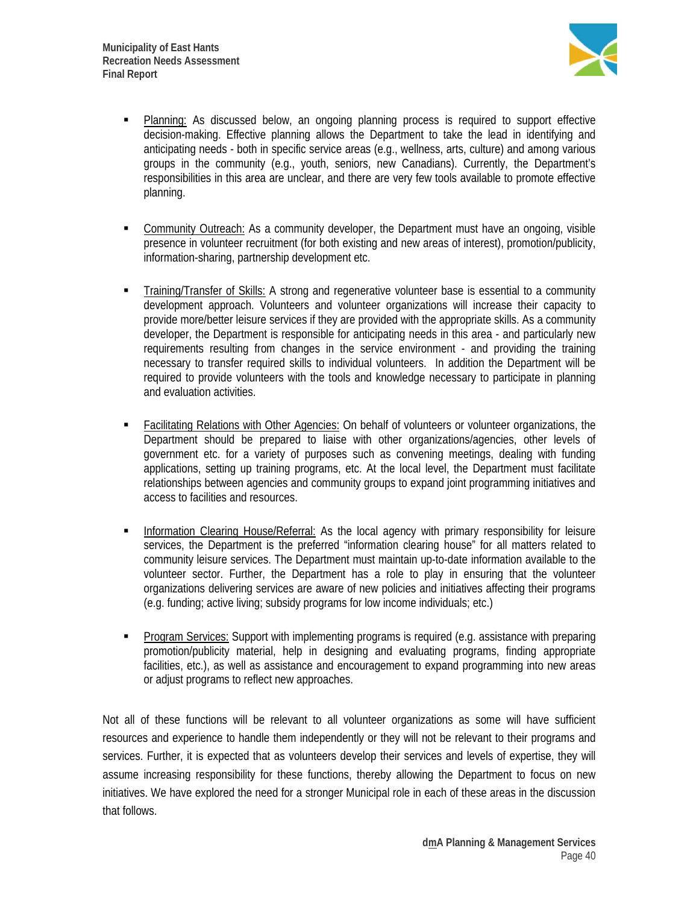- Planning: As discussed below, an ongoing planning process is required to support effective decision-making. Effective planning allows the Department to take the lead in identifying and anticipating needs - both in specific service areas (e.g., wellness, arts, culture) and among various groups in the community (e.g., youth, seniors, new Canadians). Currently, the Department's responsibilities in this area are unclear, and there are very few tools available to promote effective planning.

- Community Outreach: As a community developer, the Department must have an ongoing, visible presence in volunteer recruitment (for both existing and new areas of interest), promotion/publicity, information-sharing, partnership development etc.

- Training/Transfer of Skills: A strong and regenerative volunteer base is essential to a community development approach. Volunteers and volunteer organizations will increase their capacity to provide more/better leisure services if they are provided with the appropriate skills. As a community developer, the Department is responsible for anticipating needs in this area - and particularly new requirements resulting from changes in the service environment - and providing the training necessary to transfer required skills to individual volunteers. In addition the Department will be required to provide volunteers with the tools and knowledge necessary to participate in planning and evaluation activities.

- Facilitating Relations with Other Agencies: On behalf of volunteers or volunteer organizations, the Department should be prepared to liaise with other organizations/agencies, other levels of government etc. for a variety of purposes such as convening meetings, dealing with funding applications, setting up training programs, etc. At the local level, the Department must facilitate relationships between agencies and community groups to expand joint programming initiatives and access to facilities and resources.

- Information Clearing House/Referral: As the local agency with primary responsibility for leisure services, the Department is the preferred "information clearing house" for all matters related to community leisure services. The Department must maintain up-to-date information available to the volunteer sector. Further, the Department has a role to play in ensuring that the volunteer organizations delivering services are aware of new policies and initiatives affecting their programs (e.g. funding; active living; subsidy programs for low income individuals; etc.)

- Program Services: Support with implementing programs is required (e.g. assistance with preparing promotion/publicity material, help in designing and evaluating programs, finding appropriate facilities, etc.), as well as assistance and encouragement to expand programming into new areas or adjust programs to reflect new approaches.

Not all of these functions will be relevant to all volunteer organizations as some will have sufficient resources and experience to handle them independently or they will not be relevant to their programs and services. Further, it is expected that as volunteers develop their services and levels of expertise, they will assume increasing responsibility for these functions, thereby allowing the Department to focus on new initiatives. We have explored the need for a stronger Municipal role in each of these areas in the discussion that follows.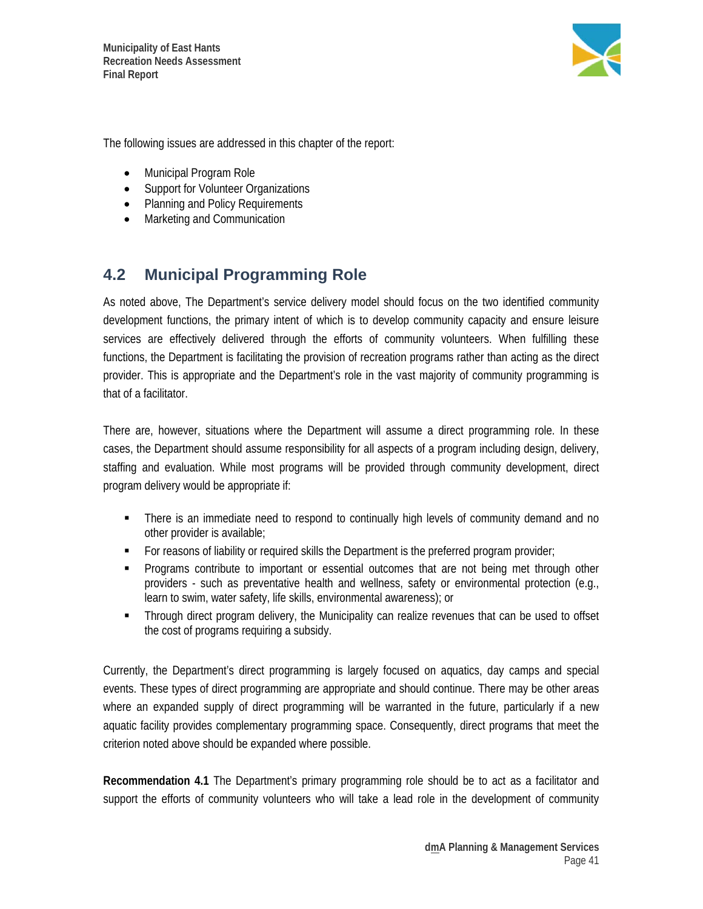The following issues are addressed in this chapter of the report:

- Municipal Program Role
- Support for Volunteer Organizations
- Planning and Policy Requirements
- Marketing and Communication

## 4.2 Municipal Programming Role

As noted above, The Department's service delivery model should focus on the two identified community development functions, the primary intent of which is to develop community capacity and ensure leisure services are effectively delivered through the efforts of community volunteers. When fulfilling these functions, the Department is facilitating the provision of recreation programs rather than acting as the direct provider. This is appropriate and the Department's role in the vast majority of community programming is that of a facilitator.

There are, however, situations where the Department will assume a direct programming role. In these cases, the Department should assume responsibility for all aspects of a program including design, delivery, staffing and evaluation. While most programs will be provided through community development, direct program delivery would be appropriate if:

- There is an immediate need to respond to continually high levels of community demand and no other provider is available;
- For reasons of liability or required skills the Department is the preferred program provider;
- Programs contribute to important or essential outcomes that are not being met through other providers - such as preventative health and wellness, safety or environmental protection (e.g., learn to swim, water safety, life skills, environmental awareness); or
- Through direct program delivery, the Municipality can realize revenues that can be used to offset the cost of programs requiring a subsidy.

Currently, the Department's direct programming is largely focused on aquatics, day camps and special events. These types of direct programming are appropriate and should continue. There may be other areas where an expanded supply of direct programming will be warranted in the future, particularly if a new aquatic facility provides complementary programming space. Consequently, direct programs that meet the criterion noted above should be expanded where possible.

**Recommendation 4.1** The Department's primary programming role should be to act as a facilitator and support the efforts of community volunteers who will take a lead role in the development of community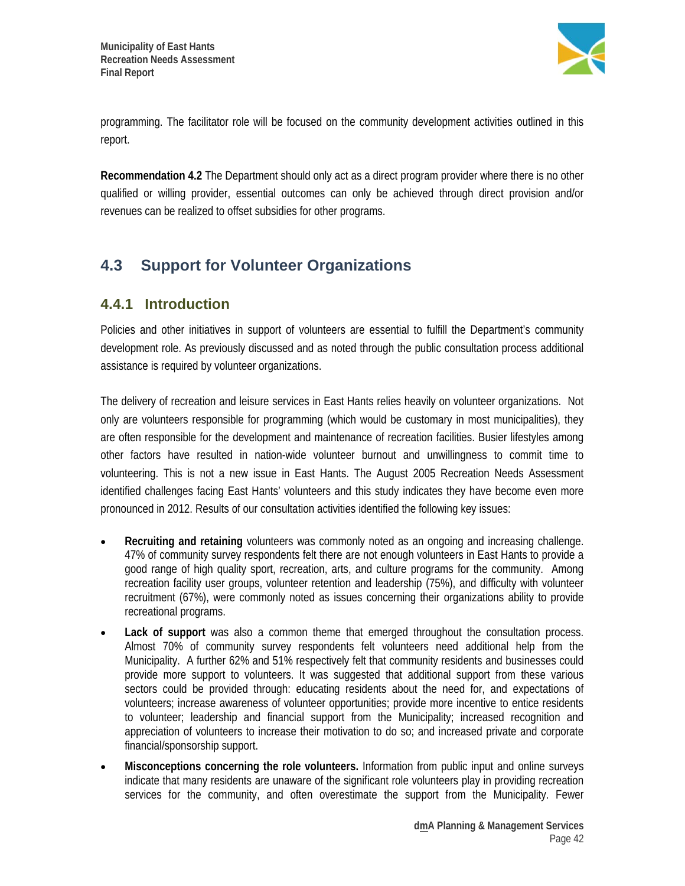programming. The facilitator role will be focused on the community development activities outlined in this report.

**Recommendation 4.2** The Department should only act as a direct program provider where there is no other qualified or willing provider, essential outcomes can only be achieved through direct provision and/or revenues can be realized to offset subsidies for other programs.

## 4.3 Support for Volunteer Organizations

### 4.4.1 Introduction

Policies and other initiatives in support of volunteers are essential to fulfill the Department's community development role. As previously discussed and as noted through the public consultation process additional assistance is required by volunteer organizations.

The delivery of recreation and leisure services in East Hants relies heavily on volunteer organizations. Not only are volunteers responsible for programming (which would be customary in most municipalities), they are often responsible for the development and maintenance of recreation facilities. Busier lifestyles among other factors have resulted in nation-wide volunteer burnout and unwillingness to commit time to volunteering. This is not a new issue in East Hants. The August 2005 Recreation Needs Assessment identified challenges facing East Hants' volunteers and this study indicates they have become even more pronounced in 2012. Results of our consultation activities identified the following key issues:

- **Recruiting and retaining** volunteers was commonly noted as an ongoing and increasing challenge. 47% of community survey respondents felt there are not enough volunteers in East Hants to provide a good range of high quality sport, recreation, arts, and culture programs for the community. Among recreation facility user groups, volunteer retention and leadership (75%), and difficulty with volunteer recruitment (67%), were commonly noted as issues concerning their organizations ability to provide recreational programs.
- **Lack of support** was also a common theme that emerged throughout the consultation process. Almost 70% of community survey respondents felt volunteers need additional help from the Municipality. A further 62% and 51% respectively felt that community residents and businesses could provide more support to volunteers. It was suggested that additional support from these various sectors could be provided through: educating residents about the need for, and expectations of volunteers; increase awareness of volunteer opportunities; provide more incentive to entice residents to volunteer; leadership and financial support from the Municipality; increased recognition and appreciation of volunteers to increase their motivation to do so; and increased private and corporate financial/sponsorship support.
- **Misconceptions concerning the role volunteers.** Information from public input and online surveys indicate that many residents are unaware of the significant role volunteers play in providing recreation services for the community, and often overestimate the support from the Municipality. Fewer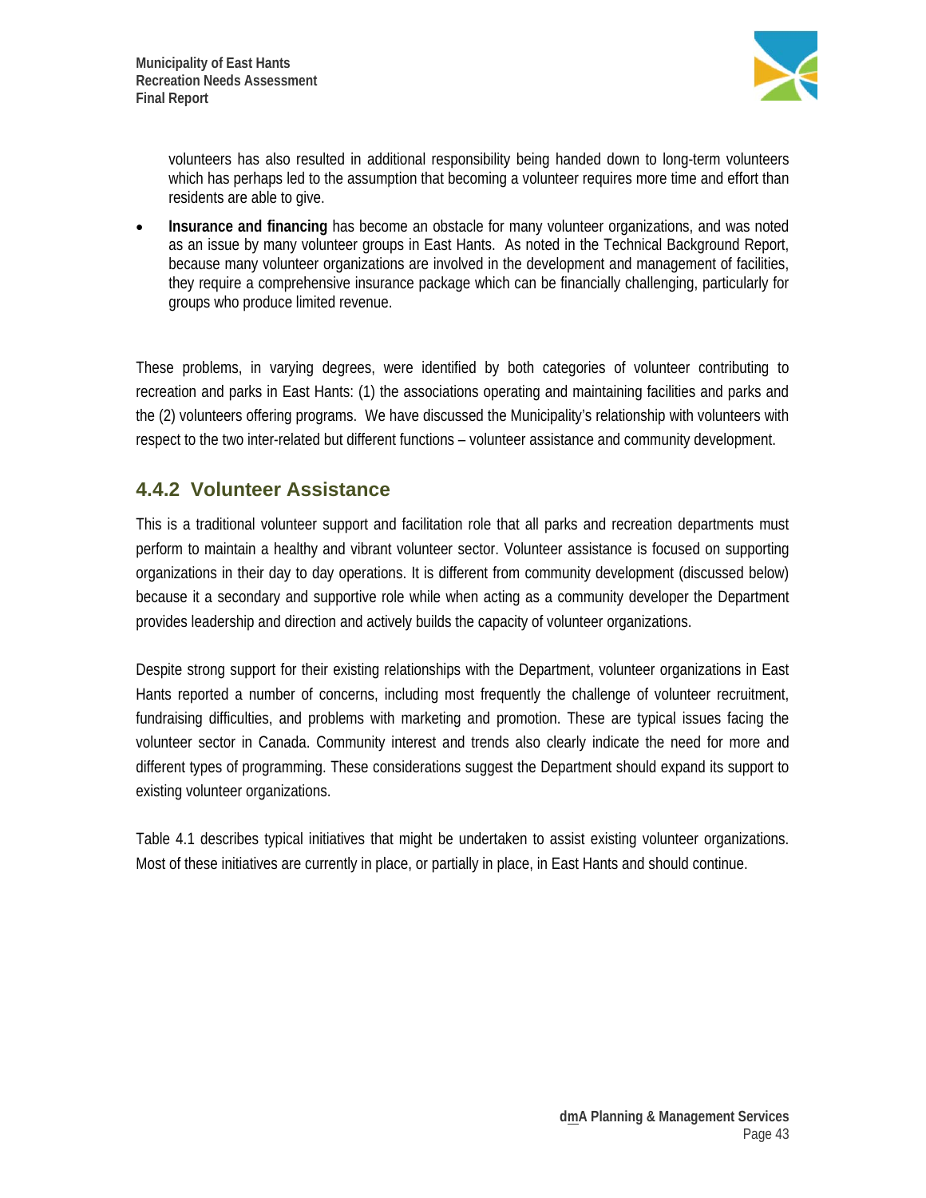volunteers has also resulted in additional responsibility being handed down to long-term volunteers which has perhaps led to the assumption that becoming a volunteer requires more time and effort than residents are able to give.

- **Insurance and financing** has become an obstacle for many volunteer organizations, and was noted as an issue by many volunteer groups in East Hants. As noted in the Technical Background Report, because many volunteer organizations are involved in the development and management of facilities, they require a comprehensive insurance package which can be financially challenging, particularly for groups who produce limited revenue.

These problems, in varying degrees, were identified by both categories of volunteer contributing to recreation and parks in East Hants: (1) the associations operating and maintaining facilities and parks and the (2) volunteers offering programs. We have discussed the Municipality's relationship with volunteers with respect to the two inter-related but different functions – volunteer assistance and community development.

### 4.4.2 Volunteer Assistance

This is a traditional volunteer support and facilitation role that all parks and recreation departments must perform to maintain a healthy and vibrant volunteer sector. Volunteer assistance is focused on supporting organizations in their day to day operations. It is different from community development (discussed below) because it a secondary and supportive role while when acting as a community developer the Department provides leadership and direction and actively builds the capacity of volunteer organizations.

Despite strong support for their existing relationships with the Department, volunteer organizations in East Hants reported a number of concerns, including most frequently the challenge of volunteer recruitment, fundraising difficulties, and problems with marketing and promotion. These are typical issues facing the volunteer sector in Canada. Community interest and trends also clearly indicate the need for more and different types of programming. These considerations suggest the Department should expand its support to existing volunteer organizations.

Table 4.1 describes typical initiatives that might be undertaken to assist existing volunteer organizations. Most of these initiatives are currently in place, or partially in place, in East Hants and should continue.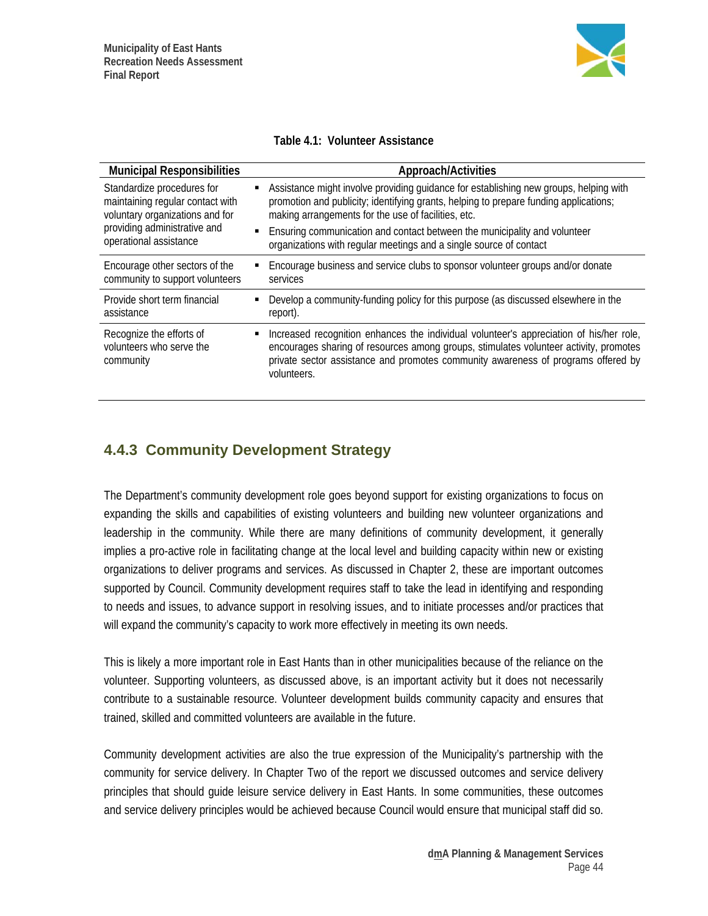**Table 4.1: Volunteer Assistance**

| Municipal Responsibilities | Approach/Activities |
| --- | --- |
| Standardize procedures for maintaining regular contact with voluntary organizations and for providing administrative and operational assistance | ▪ Assistance might involve providing guidance for establishing new groups, helping with promotion and publicity; identifying grants, helping to prepare funding applications; making arrangements for the use of facilities, etc.<br>▪ Ensuring communication and contact between the municipality and volunteer organizations with regular meetings and a single source of contact |
| Encourage other sectors of the community to support volunteers | ▪ Encourage business and service clubs to sponsor volunteer groups and/or donate services |
| Provide short term financial assistance | ▪ Develop a community-funding policy for this purpose (as discussed elsewhere in the report). |
| Recognize the efforts of volunteers who serve the community | ▪ Increased recognition enhances the individual volunteer's appreciation of his/her role, encourages sharing of resources among groups, stimulates volunteer activity, promotes private sector assistance and promotes community awareness of programs offered by volunteers. |

### 4.4.3 Community Development Strategy

The Department's community development role goes beyond support for existing organizations to focus on expanding the skills and capabilities of existing volunteers and building new volunteer organizations and leadership in the community. While there are many definitions of community development, it generally implies a pro-active role in facilitating change at the local level and building capacity within new or existing organizations to deliver programs and services. As discussed in Chapter 2, these are important outcomes supported by Council. Community development requires staff to take the lead in identifying and responding to needs and issues, to advance support in resolving issues, and to initiate processes and/or practices that will expand the community's capacity to work more effectively in meeting its own needs.

This is likely a more important role in East Hants than in other municipalities because of the reliance on the volunteer. Supporting volunteers, as discussed above, is an important activity but it does not necessarily contribute to a sustainable resource. Volunteer development builds community capacity and ensures that trained, skilled and committed volunteers are available in the future.

Community development activities are also the true expression of the Municipality's partnership with the community for service delivery. In Chapter Two of the report we discussed outcomes and service delivery principles that should guide leisure service delivery in East Hants. In some communities, these outcomes and service delivery principles would be achieved because Council would ensure that municipal staff did so.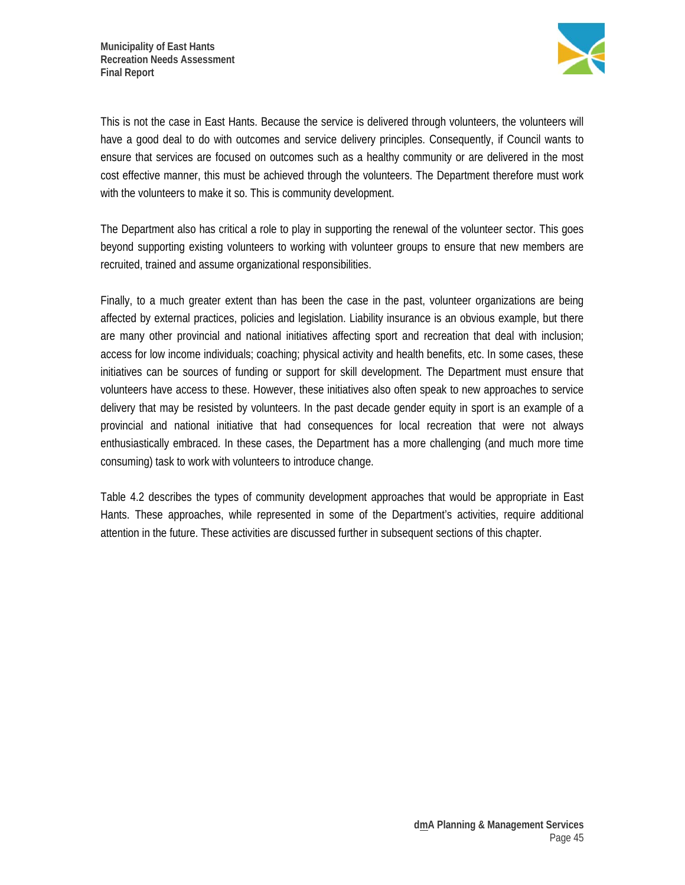This is not the case in East Hants. Because the service is delivered through volunteers, the volunteers will have a good deal to do with outcomes and service delivery principles. Consequently, if Council wants to ensure that services are focused on outcomes such as a healthy community or are delivered in the most cost effective manner, this must be achieved through the volunteers. The Department therefore must work with the volunteers to make it so. This is community development.

The Department also has critical a role to play in supporting the renewal of the volunteer sector. This goes beyond supporting existing volunteers to working with volunteer groups to ensure that new members are recruited, trained and assume organizational responsibilities.

Finally, to a much greater extent than has been the case in the past, volunteer organizations are being affected by external practices, policies and legislation. Liability insurance is an obvious example, but there are many other provincial and national initiatives affecting sport and recreation that deal with inclusion; access for low income individuals; coaching; physical activity and health benefits, etc. In some cases, these initiatives can be sources of funding or support for skill development. The Department must ensure that volunteers have access to these. However, these initiatives also often speak to new approaches to service delivery that may be resisted by volunteers. In the past decade gender equity in sport is an example of a provincial and national initiative that had consequences for local recreation that were not always enthusiastically embraced. In these cases, the Department has a more challenging (and much more time consuming) task to work with volunteers to introduce change.

Table 4.2 describes the types of community development approaches that would be appropriate in East Hants. These approaches, while represented in some of the Department's activities, require additional attention in the future. These activities are discussed further in subsequent sections of this chapter.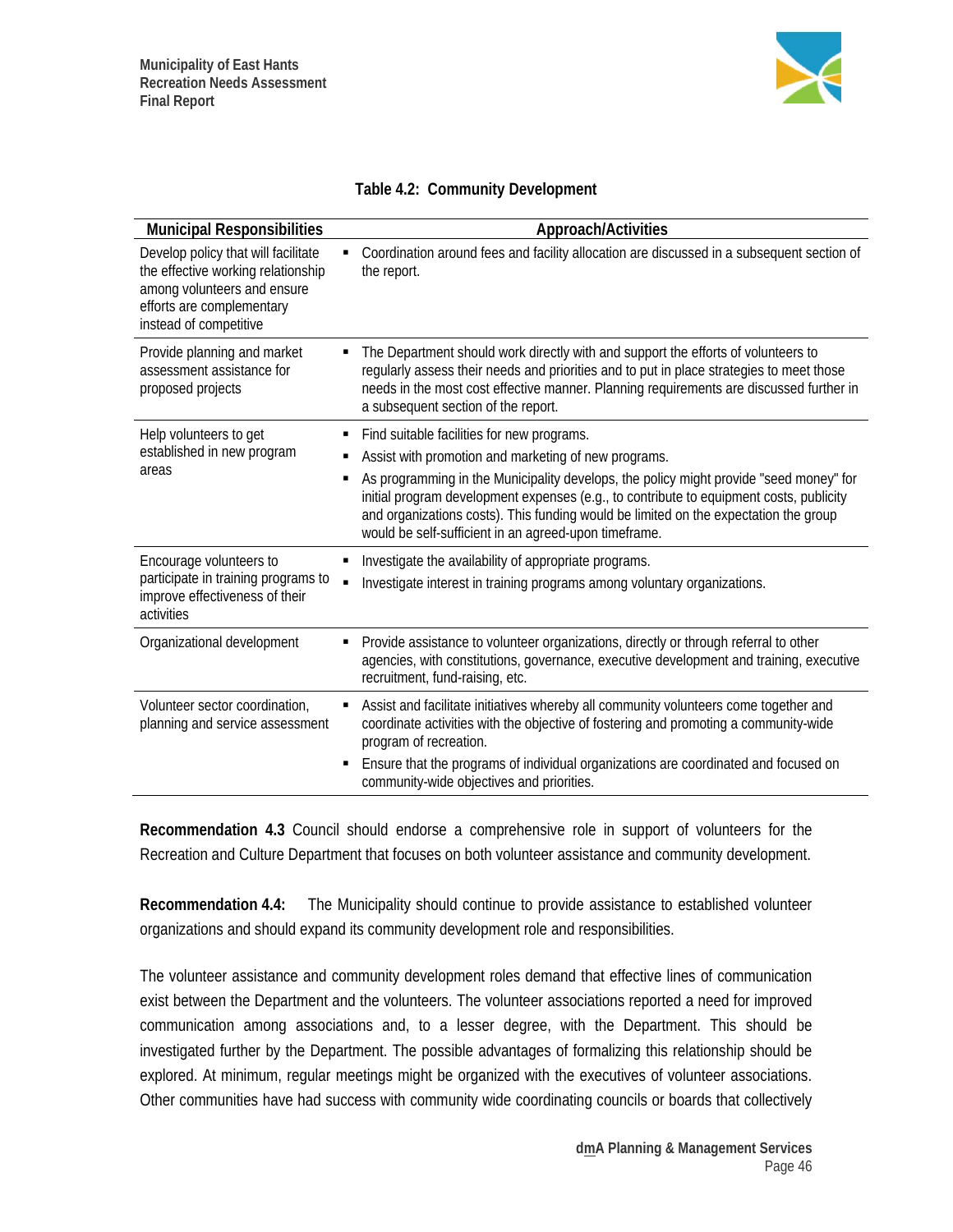**Table 4.2: Community Development**

| Municipal Responsibilities | Approach/Activities |
|---|---|
| Develop policy that will facilitate the effective working relationship among volunteers and ensure efforts are complementary instead of competitive | ▪ Coordination around fees and facility allocation are discussed in a subsequent section of the report. |
| Provide planning and market assessment assistance for proposed projects | ▪ The Department should work directly with and support the efforts of volunteers to regularly assess their needs and priorities and to put in place strategies to meet those needs in the most cost effective manner. Planning requirements are discussed further in a subsequent section of the report. |
| Help volunteers to get established in new program areas | ▪ Find suitable facilities for new programs.<br>▪ Assist with promotion and marketing of new programs.<br>▪ As programming in the Municipality develops, the policy might provide "seed money" for initial program development expenses (e.g., to contribute to equipment costs, publicity and organizations costs). This funding would be limited on the expectation the group would be self-sufficient in an agreed-upon timeframe. |
| Encourage volunteers to participate in training programs to improve effectiveness of their activities | ▪ Investigate the availability of appropriate programs.<br>▪ Investigate interest in training programs among voluntary organizations. |
| Organizational development | ▪ Provide assistance to volunteer organizations, directly or through referral to other agencies, with constitutions, governance, executive development and training, executive recruitment, fund-raising, etc. |
| Volunteer sector coordination, planning and service assessment | ▪ Assist and facilitate initiatives whereby all community volunteers come together and coordinate activities with the objective of fostering and promoting a community-wide program of recreation.<br>▪ Ensure that the programs of individual organizations are coordinated and focused on community-wide objectives and priorities. |

**Recommendation 4.3** Council should endorse a comprehensive role in support of volunteers for the Recreation and Culture Department that focuses on both volunteer assistance and community development.

**Recommendation 4.4:** The Municipality should continue to provide assistance to established volunteer organizations and should expand its community development role and responsibilities.

The volunteer assistance and community development roles demand that effective lines of communication exist between the Department and the volunteers. The volunteer associations reported a need for improved communication among associations and, to a lesser degree, with the Department. This should be investigated further by the Department. The possible advantages of formalizing this relationship should be explored. At minimum, regular meetings might be organized with the executives of volunteer associations. Other communities have had success with community wide coordinating councils or boards that collectively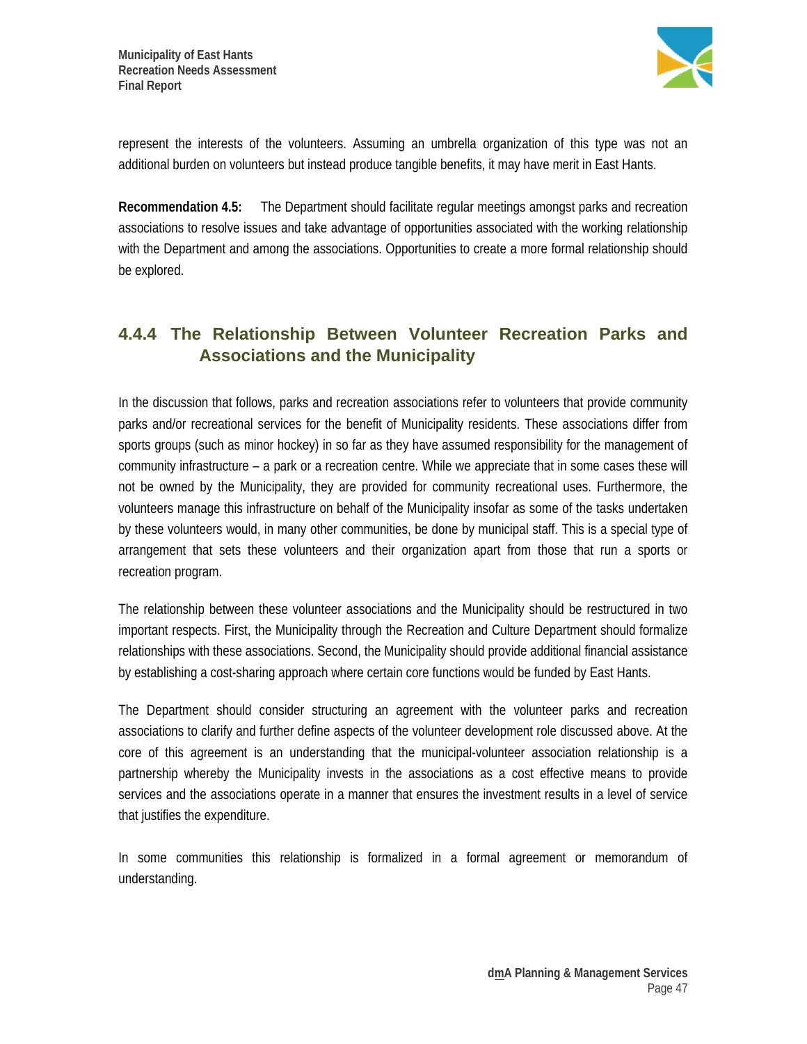represent the interests of the volunteers. Assuming an umbrella organization of this type was not an additional burden on volunteers but instead produce tangible benefits, it may have merit in East Hants.

**Recommendation 4.5:** The Department should facilitate regular meetings amongst parks and recreation associations to resolve issues and take advantage of opportunities associated with the working relationship with the Department and among the associations. Opportunities to create a more formal relationship should be explored.

### 4.4.4 The Relationship Between Volunteer Recreation Parks and Associations and the Municipality

In the discussion that follows, parks and recreation associations refer to volunteers that provide community parks and/or recreational services for the benefit of Municipality residents. These associations differ from sports groups (such as minor hockey) in so far as they have assumed responsibility for the management of community infrastructure – a park or a recreation centre. While we appreciate that in some cases these will not be owned by the Municipality, they are provided for community recreational uses. Furthermore, the volunteers manage this infrastructure on behalf of the Municipality insofar as some of the tasks undertaken by these volunteers would, in many other communities, be done by municipal staff. This is a special type of arrangement that sets these volunteers and their organization apart from those that run a sports or recreation program.

The relationship between these volunteer associations and the Municipality should be restructured in two important respects. First, the Municipality through the Recreation and Culture Department should formalize relationships with these associations. Second, the Municipality should provide additional financial assistance by establishing a cost-sharing approach where certain core functions would be funded by East Hants.

The Department should consider structuring an agreement with the volunteer parks and recreation associations to clarify and further define aspects of the volunteer development role discussed above. At the core of this agreement is an understanding that the municipal-volunteer association relationship is a partnership whereby the Municipality invests in the associations as a cost effective means to provide services and the associations operate in a manner that ensures the investment results in a level of service that justifies the expenditure.

In some communities this relationship is formalized in a formal agreement or memorandum of understanding.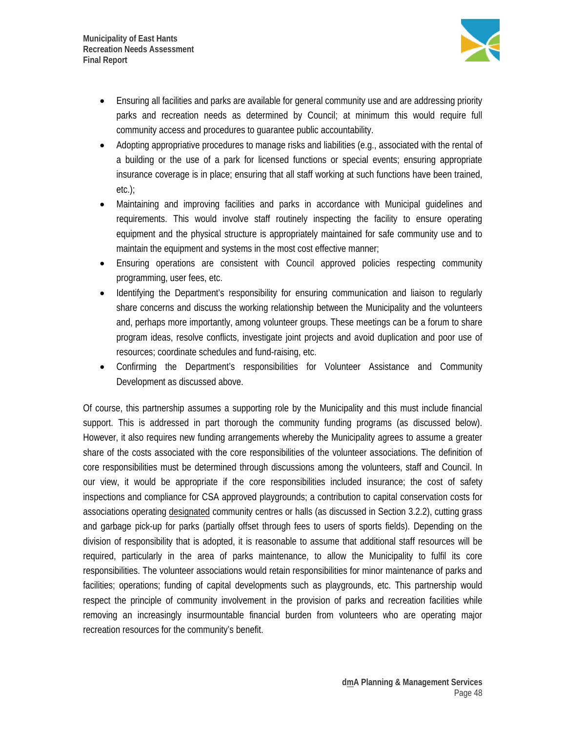- Ensuring all facilities and parks are available for general community use and are addressing priority parks and recreation needs as determined by Council; at minimum this would require full community access and procedures to guarantee public accountability.
- Adopting appropriative procedures to manage risks and liabilities (e.g., associated with the rental of a building or the use of a park for licensed functions or special events; ensuring appropriate insurance coverage is in place; ensuring that all staff working at such functions have been trained, etc.);
- Maintaining and improving facilities and parks in accordance with Municipal guidelines and requirements. This would involve staff routinely inspecting the facility to ensure operating equipment and the physical structure is appropriately maintained for safe community use and to maintain the equipment and systems in the most cost effective manner;
- Ensuring operations are consistent with Council approved policies respecting community programming, user fees, etc.
- Identifying the Department's responsibility for ensuring communication and liaison to regularly share concerns and discuss the working relationship between the Municipality and the volunteers and, perhaps more importantly, among volunteer groups. These meetings can be a forum to share program ideas, resolve conflicts, investigate joint projects and avoid duplication and poor use of resources; coordinate schedules and fund-raising, etc.
- Confirming the Department's responsibilities for Volunteer Assistance and Community Development as discussed above.

Of course, this partnership assumes a supporting role by the Municipality and this must include financial support. This is addressed in part thorough the community funding programs (as discussed below). However, it also requires new funding arrangements whereby the Municipality agrees to assume a greater share of the costs associated with the core responsibilities of the volunteer associations. The definition of core responsibilities must be determined through discussions among the volunteers, staff and Council. In our view, it would be appropriate if the core responsibilities included insurance; the cost of safety inspections and compliance for CSA approved playgrounds; a contribution to capital conservation costs for associations operating designated community centres or halls (as discussed in Section 3.2.2), cutting grass and garbage pick-up for parks (partially offset through fees to users of sports fields). Depending on the division of responsibility that is adopted, it is reasonable to assume that additional staff resources will be required, particularly in the area of parks maintenance, to allow the Municipality to fulfil its core responsibilities. The volunteer associations would retain responsibilities for minor maintenance of parks and facilities; operations; funding of capital developments such as playgrounds, etc. This partnership would respect the principle of community involvement in the provision of parks and recreation facilities while removing an increasingly insurmountable financial burden from volunteers who are operating major recreation resources for the community's benefit.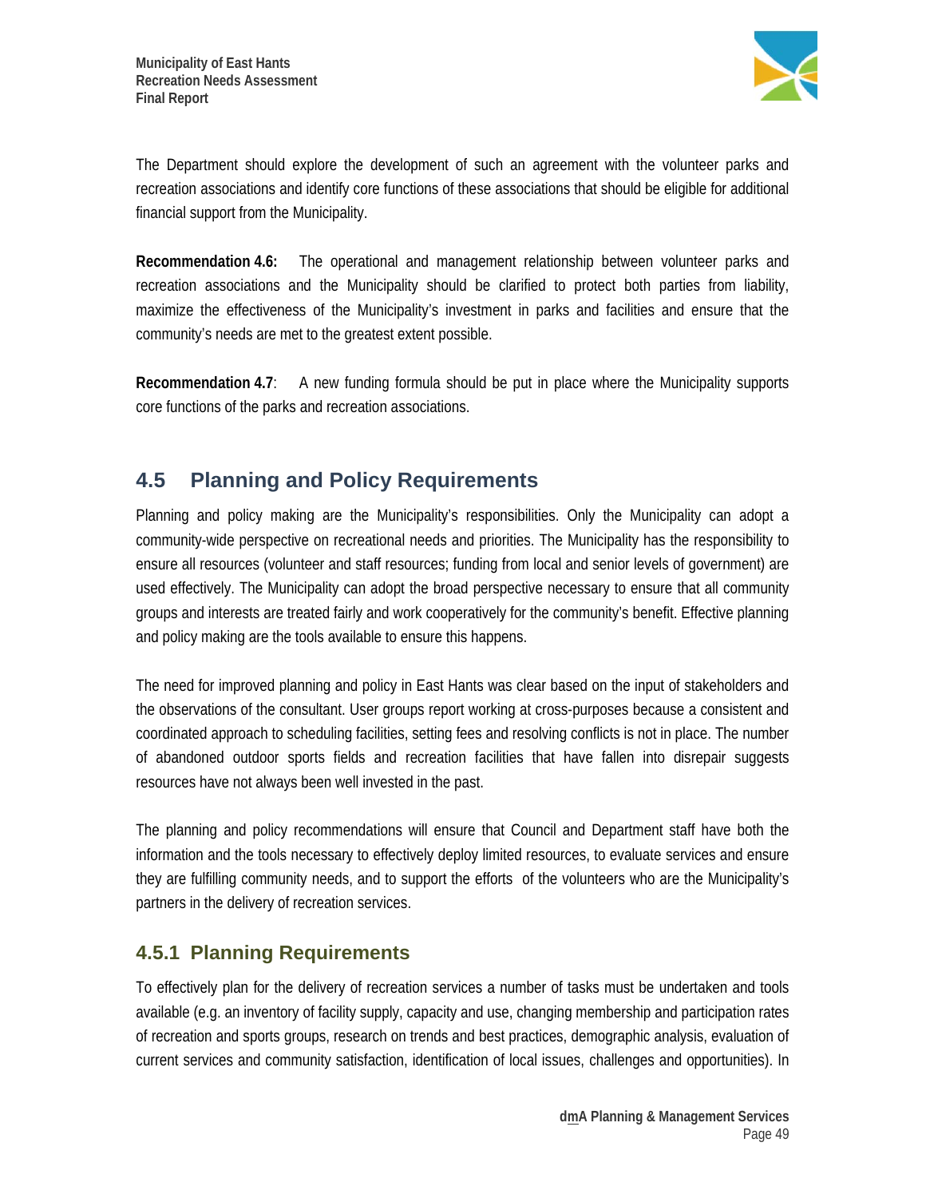The Department should explore the development of such an agreement with the volunteer parks and recreation associations and identify core functions of these associations that should be eligible for additional financial support from the Municipality.

**Recommendation 4.6:** The operational and management relationship between volunteer parks and recreation associations and the Municipality should be clarified to protect both parties from liability, maximize the effectiveness of the Municipality's investment in parks and facilities and ensure that the community's needs are met to the greatest extent possible.

**Recommendation 4.7**: A new funding formula should be put in place where the Municipality supports core functions of the parks and recreation associations.

## 4.5 Planning and Policy Requirements

Planning and policy making are the Municipality's responsibilities. Only the Municipality can adopt a community-wide perspective on recreational needs and priorities. The Municipality has the responsibility to ensure all resources (volunteer and staff resources; funding from local and senior levels of government) are used effectively. The Municipality can adopt the broad perspective necessary to ensure that all community groups and interests are treated fairly and work cooperatively for the community's benefit. Effective planning and policy making are the tools available to ensure this happens.

The need for improved planning and policy in East Hants was clear based on the input of stakeholders and the observations of the consultant. User groups report working at cross-purposes because a consistent and coordinated approach to scheduling facilities, setting fees and resolving conflicts is not in place. The number of abandoned outdoor sports fields and recreation facilities that have fallen into disrepair suggests resources have not always been well invested in the past.

The planning and policy recommendations will ensure that Council and Department staff have both the information and the tools necessary to effectively deploy limited resources, to evaluate services and ensure they are fulfilling community needs, and to support the efforts of the volunteers who are the Municipality's partners in the delivery of recreation services.

### 4.5.1 Planning Requirements

To effectively plan for the delivery of recreation services a number of tasks must be undertaken and tools available (e.g. an inventory of facility supply, capacity and use, changing membership and participation rates of recreation and sports groups, research on trends and best practices, demographic analysis, evaluation of current services and community satisfaction, identification of local issues, challenges and opportunities). In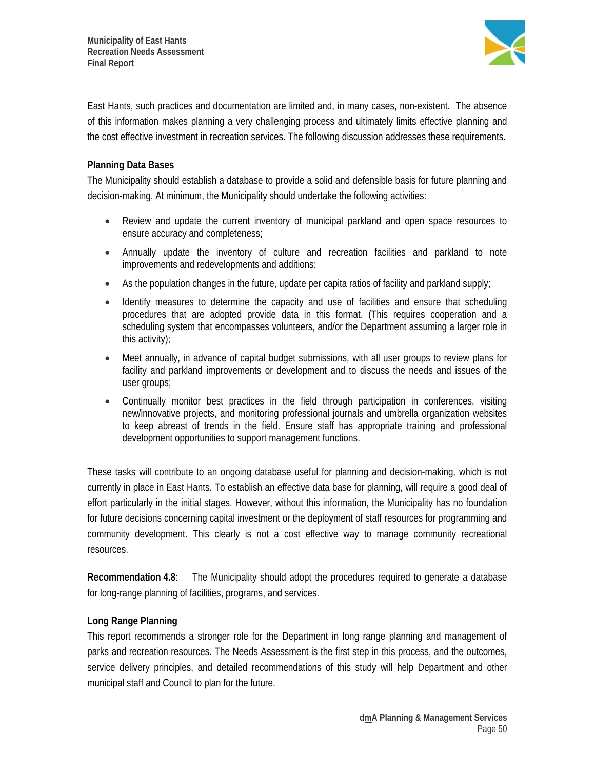East Hants, such practices and documentation are limited and, in many cases, non-existent. The absence of this information makes planning a very challenging process and ultimately limits effective planning and the cost effective investment in recreation services. The following discussion addresses these requirements.

**Planning Data Bases**

The Municipality should establish a database to provide a solid and defensible basis for future planning and decision-making. At minimum, the Municipality should undertake the following activities:

- Review and update the current inventory of municipal parkland and open space resources to ensure accuracy and completeness;
- Annually update the inventory of culture and recreation facilities and parkland to note improvements and redevelopments and additions;
- As the population changes in the future, update per capita ratios of facility and parkland supply;
- Identify measures to determine the capacity and use of facilities and ensure that scheduling procedures that are adopted provide data in this format. (This requires cooperation and a scheduling system that encompasses volunteers, and/or the Department assuming a larger role in this activity);
- Meet annually, in advance of capital budget submissions, with all user groups to review plans for facility and parkland improvements or development and to discuss the needs and issues of the user groups;
- Continually monitor best practices in the field through participation in conferences, visiting new/innovative projects, and monitoring professional journals and umbrella organization websites to keep abreast of trends in the field. Ensure staff has appropriate training and professional development opportunities to support management functions.

These tasks will contribute to an ongoing database useful for planning and decision-making, which is not currently in place in East Hants. To establish an effective data base for planning, will require a good deal of effort particularly in the initial stages. However, without this information, the Municipality has no foundation for future decisions concerning capital investment or the deployment of staff resources for programming and community development. This clearly is not a cost effective way to manage community recreational resources.

**Recommendation 4.8**: The Municipality should adopt the procedures required to generate a database for long-range planning of facilities, programs, and services.

**Long Range Planning**

This report recommends a stronger role for the Department in long range planning and management of parks and recreation resources. The Needs Assessment is the first step in this process, and the outcomes, service delivery principles, and detailed recommendations of this study will help Department and other municipal staff and Council to plan for the future.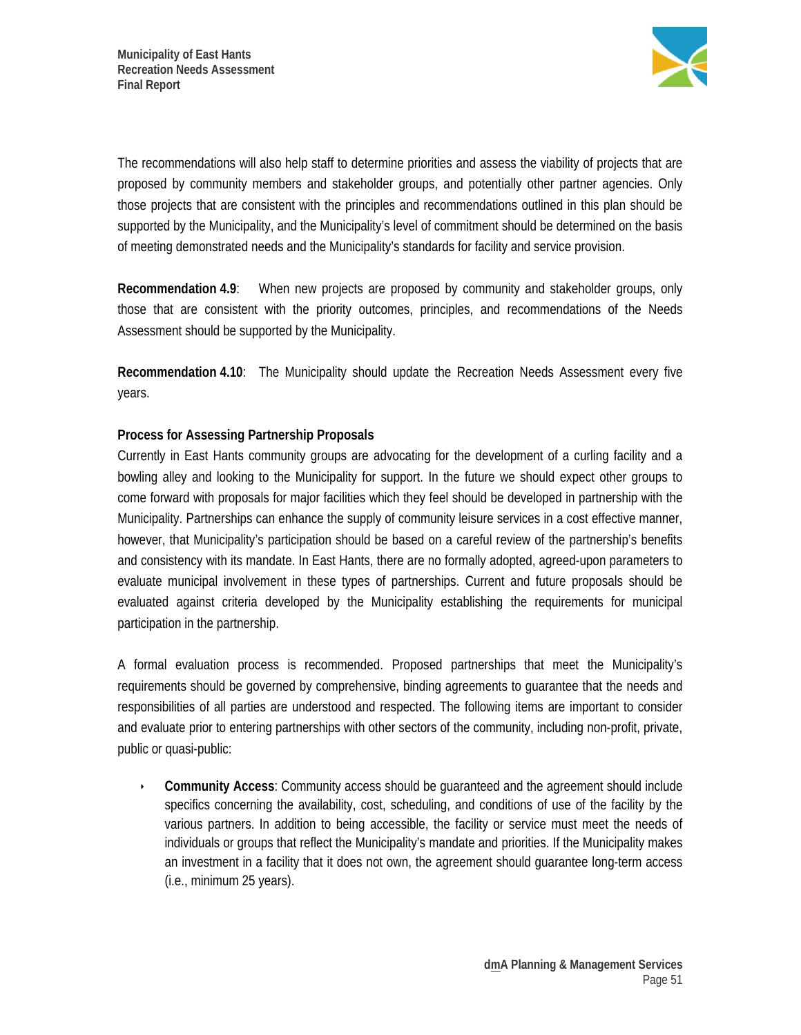The recommendations will also help staff to determine priorities and assess the viability of projects that are proposed by community members and stakeholder groups, and potentially other partner agencies. Only those projects that are consistent with the principles and recommendations outlined in this plan should be supported by the Municipality, and the Municipality's level of commitment should be determined on the basis of meeting demonstrated needs and the Municipality's standards for facility and service provision.

**Recommendation 4.9**: When new projects are proposed by community and stakeholder groups, only those that are consistent with the priority outcomes, principles, and recommendations of the Needs Assessment should be supported by the Municipality.

**Recommendation 4.10**: The Municipality should update the Recreation Needs Assessment every five years.

**Process for Assessing Partnership Proposals**

Currently in East Hants community groups are advocating for the development of a curling facility and a bowling alley and looking to the Municipality for support. In the future we should expect other groups to come forward with proposals for major facilities which they feel should be developed in partnership with the Municipality. Partnerships can enhance the supply of community leisure services in a cost effective manner, however, that Municipality's participation should be based on a careful review of the partnership's benefits and consistency with its mandate. In East Hants, there are no formally adopted, agreed-upon parameters to evaluate municipal involvement in these types of partnerships. Current and future proposals should be evaluated against criteria developed by the Municipality establishing the requirements for municipal participation in the partnership.

A formal evaluation process is recommended. Proposed partnerships that meet the Municipality's requirements should be governed by comprehensive, binding agreements to guarantee that the needs and responsibilities of all parties are understood and respected. The following items are important to consider and evaluate prior to entering partnerships with other sectors of the community, including non-profit, private, public or quasi-public:

- **Community Access**: Community access should be guaranteed and the agreement should include specifics concerning the availability, cost, scheduling, and conditions of use of the facility by the various partners. In addition to being accessible, the facility or service must meet the needs of individuals or groups that reflect the Municipality's mandate and priorities. If the Municipality makes an investment in a facility that it does not own, the agreement should guarantee long-term access (i.e., minimum 25 years).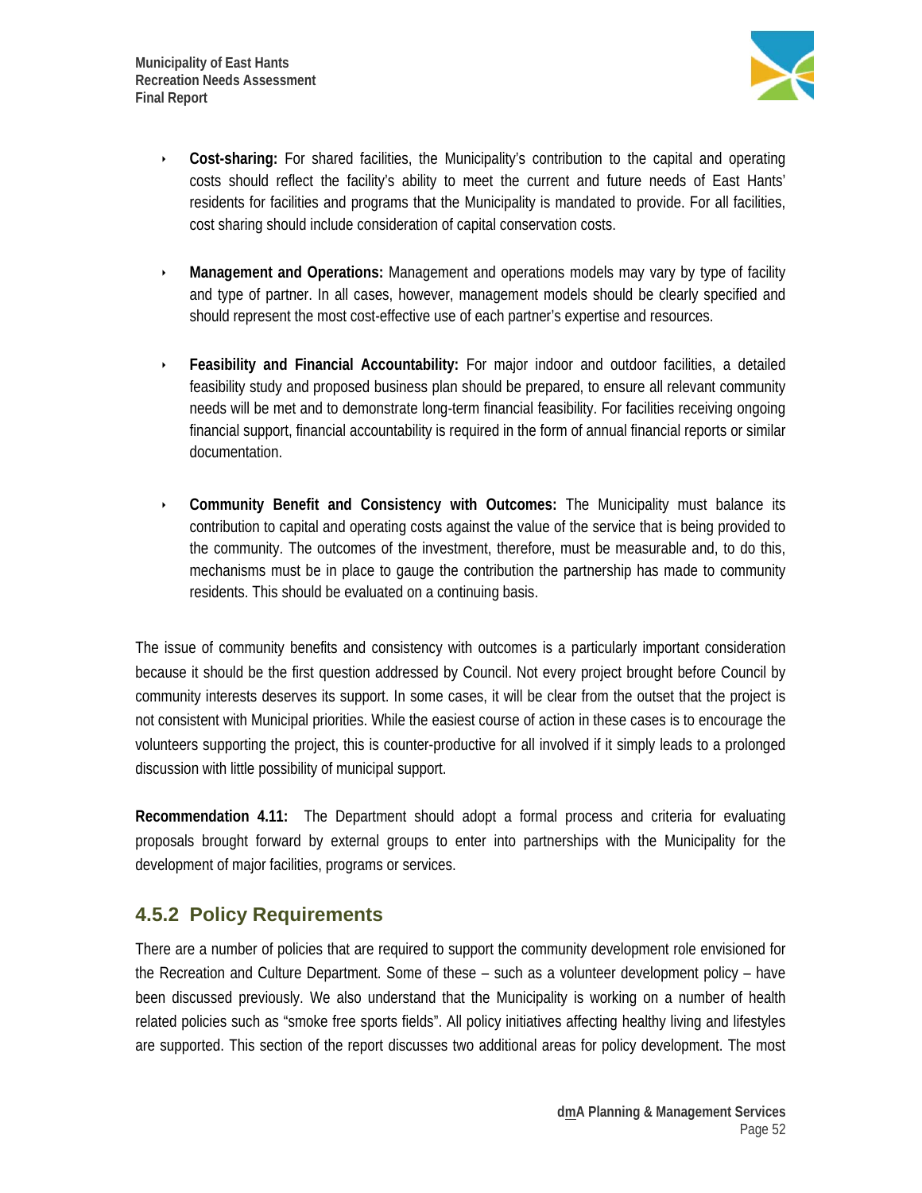- **Cost-sharing:** For shared facilities, the Municipality's contribution to the capital and operating costs should reflect the facility's ability to meet the current and future needs of East Hants' residents for facilities and programs that the Municipality is mandated to provide. For all facilities, cost sharing should include consideration of capital conservation costs.

- **Management and Operations:** Management and operations models may vary by type of facility and type of partner. In all cases, however, management models should be clearly specified and should represent the most cost-effective use of each partner's expertise and resources.

- **Feasibility and Financial Accountability:** For major indoor and outdoor facilities, a detailed feasibility study and proposed business plan should be prepared, to ensure all relevant community needs will be met and to demonstrate long-term financial feasibility. For facilities receiving ongoing financial support, financial accountability is required in the form of annual financial reports or similar documentation.

- **Community Benefit and Consistency with Outcomes:** The Municipality must balance its contribution to capital and operating costs against the value of the service that is being provided to the community. The outcomes of the investment, therefore, must be measurable and, to do this, mechanisms must be in place to gauge the contribution the partnership has made to community residents. This should be evaluated on a continuing basis.

The issue of community benefits and consistency with outcomes is a particularly important consideration because it should be the first question addressed by Council. Not every project brought before Council by community interests deserves its support. In some cases, it will be clear from the outset that the project is not consistent with Municipal priorities. While the easiest course of action in these cases is to encourage the volunteers supporting the project, this is counter-productive for all involved if it simply leads to a prolonged discussion with little possibility of municipal support.

**Recommendation 4.11:** The Department should adopt a formal process and criteria for evaluating proposals brought forward by external groups to enter into partnerships with the Municipality for the development of major facilities, programs or services.

### 4.5.2 Policy Requirements

There are a number of policies that are required to support the community development role envisioned for the Recreation and Culture Department. Some of these – such as a volunteer development policy – have been discussed previously. We also understand that the Municipality is working on a number of health related policies such as "smoke free sports fields". All policy initiatives affecting healthy living and lifestyles are supported. This section of the report discusses two additional areas for policy development. The most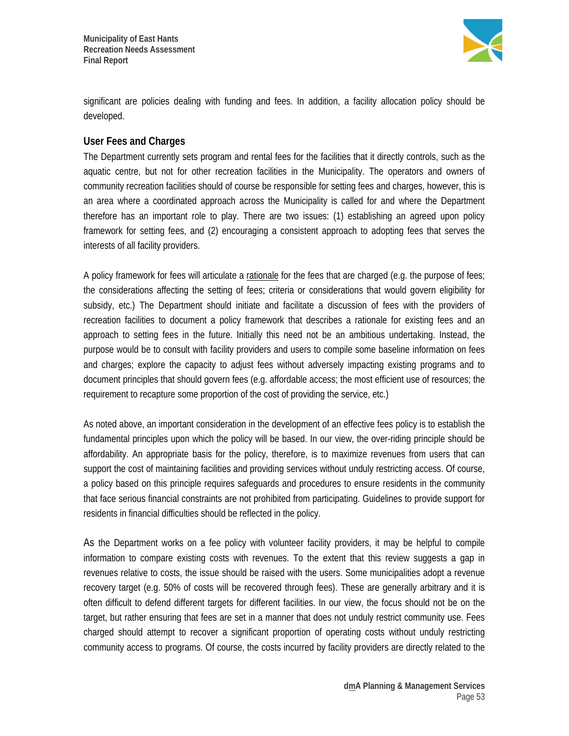significant are policies dealing with funding and fees. In addition, a facility allocation policy should be developed.

### User Fees and Charges

The Department currently sets program and rental fees for the facilities that it directly controls, such as the aquatic centre, but not for other recreation facilities in the Municipality. The operators and owners of community recreation facilities should of course be responsible for setting fees and charges, however, this is an area where a coordinated approach across the Municipality is called for and where the Department therefore has an important role to play. There are two issues: (1) establishing an agreed upon policy framework for setting fees, and (2) encouraging a consistent approach to adopting fees that serves the interests of all facility providers.

A policy framework for fees will articulate a rationale for the fees that are charged (e.g. the purpose of fees; the considerations affecting the setting of fees; criteria or considerations that would govern eligibility for subsidy, etc.) The Department should initiate and facilitate a discussion of fees with the providers of recreation facilities to document a policy framework that describes a rationale for existing fees and an approach to setting fees in the future. Initially this need not be an ambitious undertaking. Instead, the purpose would be to consult with facility providers and users to compile some baseline information on fees and charges; explore the capacity to adjust fees without adversely impacting existing programs and to document principles that should govern fees (e.g. affordable access; the most efficient use of resources; the requirement to recapture some proportion of the cost of providing the service, etc.)

As noted above, an important consideration in the development of an effective fees policy is to establish the fundamental principles upon which the policy will be based. In our view, the over-riding principle should be affordability. An appropriate basis for the policy, therefore, is to maximize revenues from users that can support the cost of maintaining facilities and providing services without unduly restricting access. Of course, a policy based on this principle requires safeguards and procedures to ensure residents in the community that face serious financial constraints are not prohibited from participating. Guidelines to provide support for residents in financial difficulties should be reflected in the policy.

As the Department works on a fee policy with volunteer facility providers, it may be helpful to compile information to compare existing costs with revenues. To the extent that this review suggests a gap in revenues relative to costs, the issue should be raised with the users. Some municipalities adopt a revenue recovery target (e.g. 50% of costs will be recovered through fees). These are generally arbitrary and it is often difficult to defend different targets for different facilities. In our view, the focus should not be on the target, but rather ensuring that fees are set in a manner that does not unduly restrict community use. Fees charged should attempt to recover a significant proportion of operating costs without unduly restricting community access to programs. Of course, the costs incurred by facility providers are directly related to the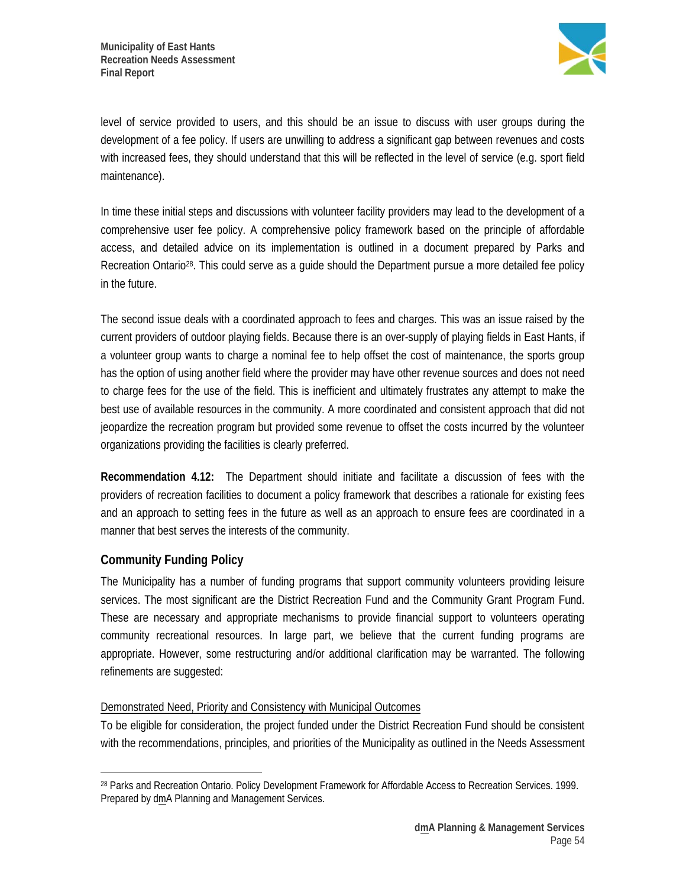level of service provided to users, and this should be an issue to discuss with user groups during the development of a fee policy. If users are unwilling to address a significant gap between revenues and costs with increased fees, they should understand that this will be reflected in the level of service (e.g. sport field maintenance).

In time these initial steps and discussions with volunteer facility providers may lead to the development of a comprehensive user fee policy. A comprehensive policy framework based on the principle of affordable access, and detailed advice on its implementation is outlined in a document prepared by Parks and Recreation Ontario[28]. This could serve as a guide should the Department pursue a more detailed fee policy in the future.

The second issue deals with a coordinated approach to fees and charges. This was an issue raised by the current providers of outdoor playing fields. Because there is an over-supply of playing fields in East Hants, if a volunteer group wants to charge a nominal fee to help offset the cost of maintenance, the sports group has the option of using another field where the provider may have other revenue sources and does not need to charge fees for the use of the field. This is inefficient and ultimately frustrates any attempt to make the best use of available resources in the community. A more coordinated and consistent approach that did not jeopardize the recreation program but provided some revenue to offset the costs incurred by the volunteer organizations providing the facilities is clearly preferred.

**Recommendation 4.12:** The Department should initiate and facilitate a discussion of fees with the providers of recreation facilities to document a policy framework that describes a rationale for existing fees and an approach to setting fees in the future as well as an approach to ensure fees are coordinated in a manner that best serves the interests of the community.

### Community Funding Policy

The Municipality has a number of funding programs that support community volunteers providing leisure services. The most significant are the District Recreation Fund and the Community Grant Program Fund. These are necessary and appropriate mechanisms to provide financial support to volunteers operating community recreational resources. In large part, we believe that the current funding programs are appropriate. However, some restructuring and/or additional clarification may be warranted. The following refinements are suggested:

<u>Demonstrated Need, Priority and Consistency with Municipal Outcomes</u>

To be eligible for consideration, the project funded under the District Recreation Fund should be consistent with the recommendations, principles, and priorities of the Municipality as outlined in the Needs Assessment

---

[28] Parks and Recreation Ontario. Policy Development Framework for Affordable Access to Recreation Services. 1999. Prepared by dmA Planning and Management Services.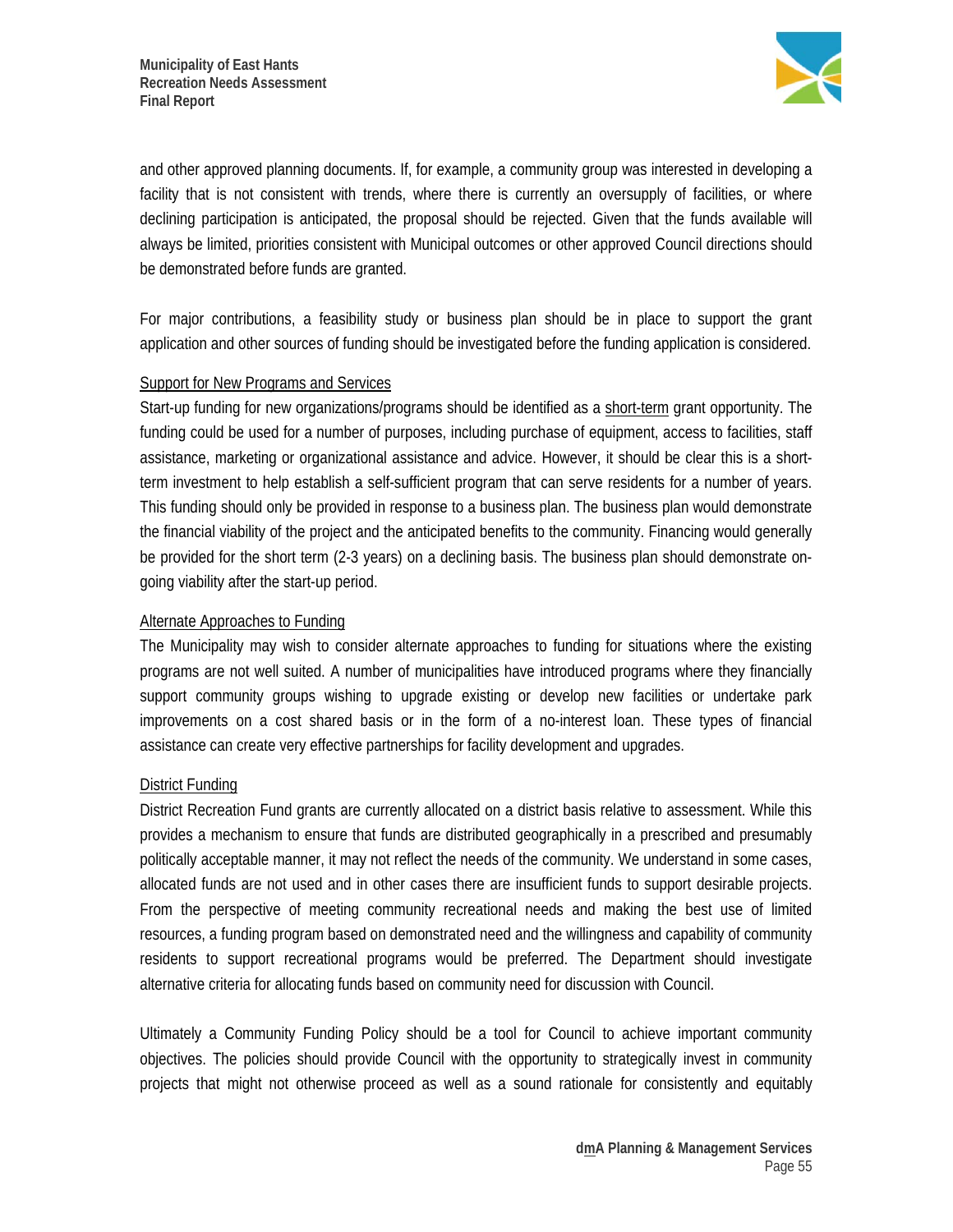and other approved planning documents. If, for example, a community group was interested in developing a facility that is not consistent with trends, where there is currently an oversupply of facilities, or where declining participation is anticipated, the proposal should be rejected. Given that the funds available will always be limited, priorities consistent with Municipal outcomes or other approved Council directions should be demonstrated before funds are granted.

For major contributions, a feasibility study or business plan should be in place to support the grant application and other sources of funding should be investigated before the funding application is considered.

<u>Support for New Programs and Services</u>

Start-up funding for new organizations/programs should be identified as a <u>short-term</u> grant opportunity. The funding could be used for a number of purposes, including purchase of equipment, access to facilities, staff assistance, marketing or organizational assistance and advice. However, it should be clear this is a short-term investment to help establish a self-sufficient program that can serve residents for a number of years. This funding should only be provided in response to a business plan. The business plan would demonstrate the financial viability of the project and the anticipated benefits to the community. Financing would generally be provided for the short term (2-3 years) on a declining basis. The business plan should demonstrate on-going viability after the start-up period.

<u>Alternate Approaches to Funding</u>

The Municipality may wish to consider alternate approaches to funding for situations where the existing programs are not well suited. A number of municipalities have introduced programs where they financially support community groups wishing to upgrade existing or develop new facilities or undertake park improvements on a cost shared basis or in the form of a no-interest loan. These types of financial assistance can create very effective partnerships for facility development and upgrades.

<u>District Funding</u>

District Recreation Fund grants are currently allocated on a district basis relative to assessment. While this provides a mechanism to ensure that funds are distributed geographically in a prescribed and presumably politically acceptable manner, it may not reflect the needs of the community. We understand in some cases, allocated funds are not used and in other cases there are insufficient funds to support desirable projects. From the perspective of meeting community recreational needs and making the best use of limited resources, a funding program based on demonstrated need and the willingness and capability of community residents to support recreational programs would be preferred. The Department should investigate alternative criteria for allocating funds based on community need for discussion with Council.

Ultimately a Community Funding Policy should be a tool for Council to achieve important community objectives. The policies should provide Council with the opportunity to strategically invest in community projects that might not otherwise proceed as well as a sound rationale for consistently and equitably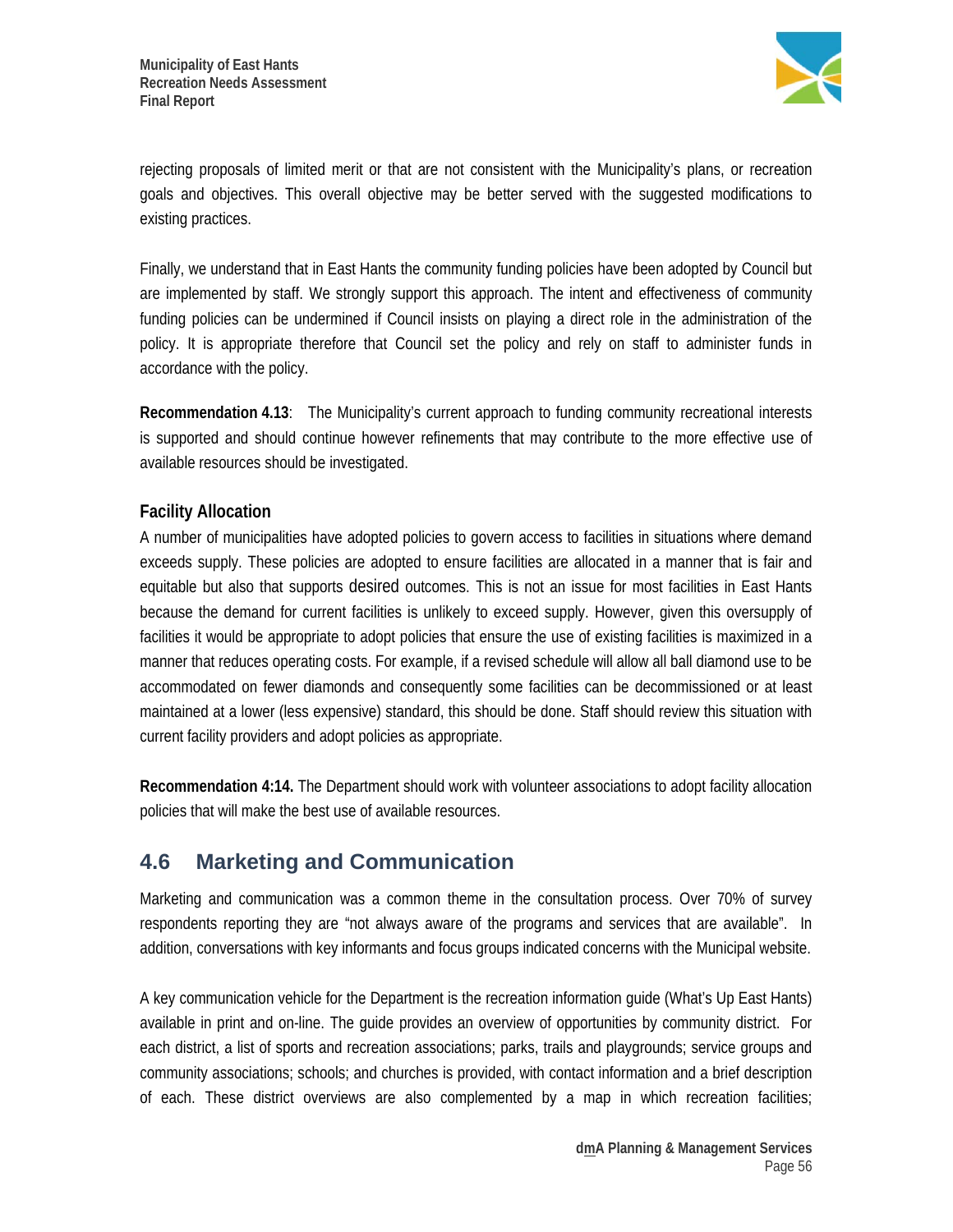rejecting proposals of limited merit or that are not consistent with the Municipality's plans, or recreation goals and objectives. This overall objective may be better served with the suggested modifications to existing practices.

Finally, we understand that in East Hants the community funding policies have been adopted by Council but are implemented by staff. We strongly support this approach. The intent and effectiveness of community funding policies can be undermined if Council insists on playing a direct role in the administration of the policy. It is appropriate therefore that Council set the policy and rely on staff to administer funds in accordance with the policy.

**Recommendation 4.13**: The Municipality's current approach to funding community recreational interests is supported and should continue however refinements that may contribute to the more effective use of available resources should be investigated.

### Facility Allocation

A number of municipalities have adopted policies to govern access to facilities in situations where demand exceeds supply. These policies are adopted to ensure facilities are allocated in a manner that is fair and equitable but also that supports desired outcomes. This is not an issue for most facilities in East Hants because the demand for current facilities is unlikely to exceed supply. However, given this oversupply of facilities it would be appropriate to adopt policies that ensure the use of existing facilities is maximized in a manner that reduces operating costs. For example, if a revised schedule will allow all ball diamond use to be accommodated on fewer diamonds and consequently some facilities can be decommissioned or at least maintained at a lower (less expensive) standard, this should be done. Staff should review this situation with current facility providers and adopt policies as appropriate.

**Recommendation 4:14.** The Department should work with volunteer associations to adopt facility allocation policies that will make the best use of available resources.

## 4.6 Marketing and Communication

Marketing and communication was a common theme in the consultation process. Over 70% of survey respondents reporting they are "not always aware of the programs and services that are available". In addition, conversations with key informants and focus groups indicated concerns with the Municipal website.

A key communication vehicle for the Department is the recreation information guide (What's Up East Hants) available in print and on-line. The guide provides an overview of opportunities by community district. For each district, a list of sports and recreation associations; parks, trails and playgrounds; service groups and community associations; schools; and churches is provided, with contact information and a brief description of each. These district overviews are also complemented by a map in which recreation facilities;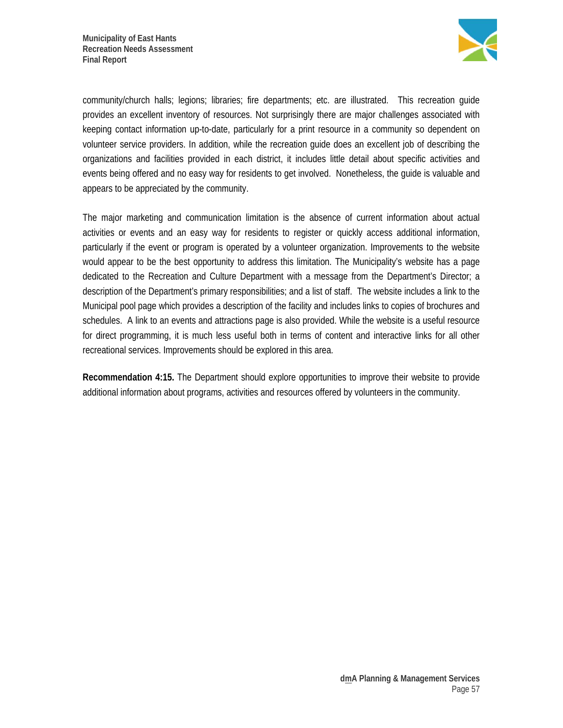community/church halls; legions; libraries; fire departments; etc. are illustrated. This recreation guide provides an excellent inventory of resources. Not surprisingly there are major challenges associated with keeping contact information up-to-date, particularly for a print resource in a community so dependent on volunteer service providers. In addition, while the recreation guide does an excellent job of describing the organizations and facilities provided in each district, it includes little detail about specific activities and events being offered and no easy way for residents to get involved. Nonetheless, the guide is valuable and appears to be appreciated by the community.

The major marketing and communication limitation is the absence of current information about actual activities or events and an easy way for residents to register or quickly access additional information, particularly if the event or program is operated by a volunteer organization. Improvements to the website would appear to be the best opportunity to address this limitation. The Municipality's website has a page dedicated to the Recreation and Culture Department with a message from the Department's Director; a description of the Department's primary responsibilities; and a list of staff. The website includes a link to the Municipal pool page which provides a description of the facility and includes links to copies of brochures and schedules. A link to an events and attractions page is also provided. While the website is a useful resource for direct programming, it is much less useful both in terms of content and interactive links for all other recreational services. Improvements should be explored in this area.

**Recommendation 4:15.** The Department should explore opportunities to improve their website to provide additional information about programs, activities and resources offered by volunteers in the community.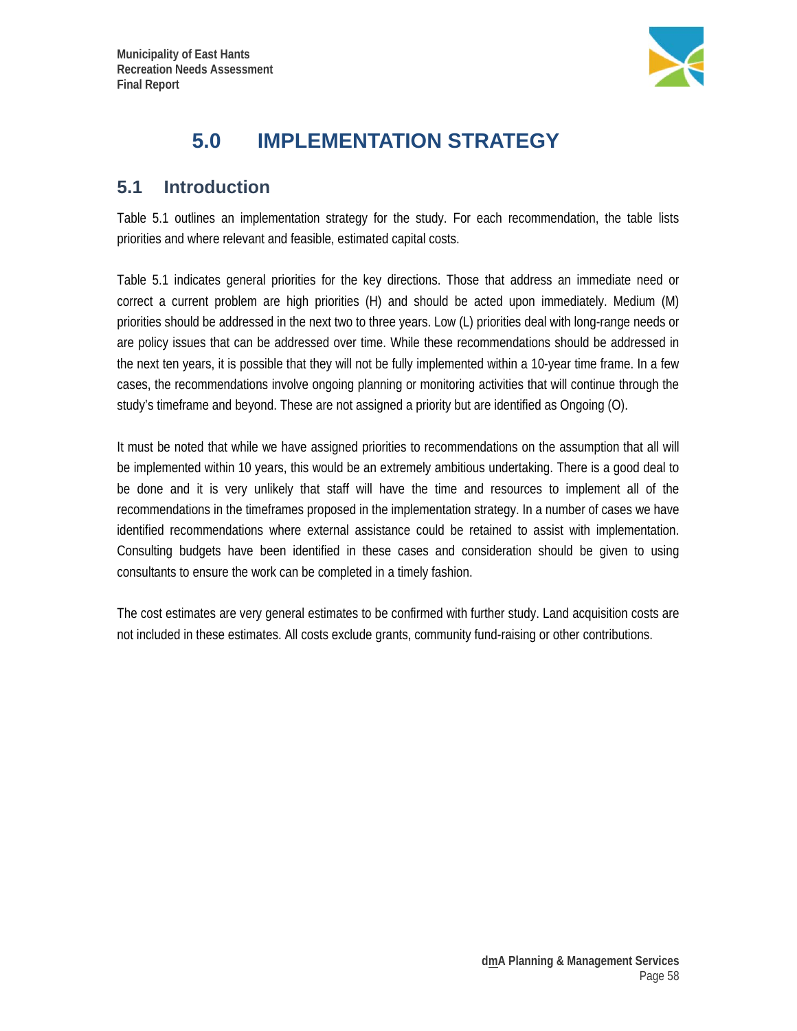# 5.0 IMPLEMENTATION STRATEGY

## 5.1 Introduction

Table 5.1 outlines an implementation strategy for the study. For each recommendation, the table lists priorities and where relevant and feasible, estimated capital costs.

Table 5.1 indicates general priorities for the key directions. Those that address an immediate need or correct a current problem are high priorities (H) and should be acted upon immediately. Medium (M) priorities should be addressed in the next two to three years. Low (L) priorities deal with long-range needs or are policy issues that can be addressed over time. While these recommendations should be addressed in the next ten years, it is possible that they will not be fully implemented within a 10-year time frame. In a few cases, the recommendations involve ongoing planning or monitoring activities that will continue through the study's timeframe and beyond. These are not assigned a priority but are identified as Ongoing (O).

It must be noted that while we have assigned priorities to recommendations on the assumption that all will be implemented within 10 years, this would be an extremely ambitious undertaking. There is a good deal to be done and it is very unlikely that staff will have the time and resources to implement all of the recommendations in the timeframes proposed in the implementation strategy. In a number of cases we have identified recommendations where external assistance could be retained to assist with implementation. Consulting budgets have been identified in these cases and consideration should be given to using consultants to ensure the work can be completed in a timely fashion.

The cost estimates are very general estimates to be confirmed with further study. Land acquisition costs are not included in these estimates. All costs exclude grants, community fund-raising or other contributions.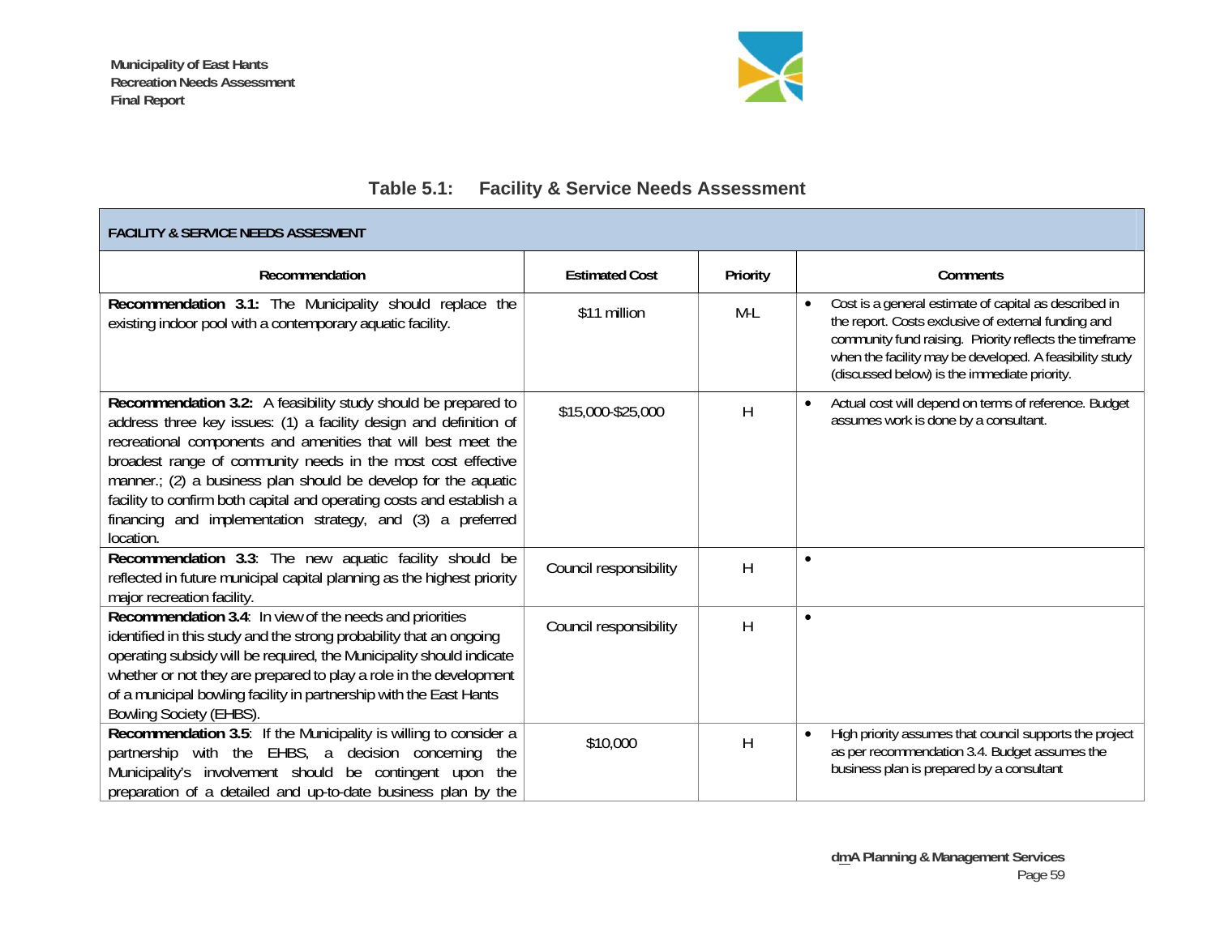## Table 5.1: Facility & Service Needs Assessment

| FACILITY & SERVICE NEEDS ASSESMENT | | | |
|---|---|---|---|
| **Recommendation** | **Estimated Cost** | **Priority** | **Comments** |
| **Recommendation 3.1:** The Municipality should replace the existing indoor pool with a contemporary aquatic facility. | $11 million | M-L | • Cost is a general estimate of capital as described in the report. Costs exclusive of external funding and community fund raising. Priority reflects the timeframe when the facility may be developed. A feasibility study (discussed below) is the immediate priority. |
| **Recommendation 3.2:** A feasibility study should be prepared to address three key issues: (1) a facility design and definition of recreational components and amenities that will best meet the broadest range of community needs in the most cost effective manner.; (2) a business plan should be develop for the aquatic facility to confirm both capital and operating costs and establish a financing and implementation strategy, and (3) a preferred location. | $15,000-$25,000 | H | • Actual cost will depend on terms of reference. Budget assumes work is done by a consultant. |
| **Recommendation 3.3**: The new aquatic facility should be reflected in future municipal capital planning as the highest priority major recreation facility. | Council responsibility | H | • |
| **Recommendation 3.4**: In view of the needs and priorities identified in this study and the strong probability that an ongoing operating subsidy will be required, the Municipality should indicate whether or not they are prepared to play a role in the development of a municipal bowling facility in partnership with the East Hants Bowling Society (EHBS). | Council responsibility | H | • |
| **Recommendation 3.5**: If the Municipality is willing to consider a partnership with the EHBS, a decision concerning the Municipality's involvement should be contingent upon the preparation of a detailed and up-to-date business plan by the | $10,000 | H | • High priority assumes that council supports the project as per recommendation 3.4. Budget assumes the business plan is prepared by a consultant |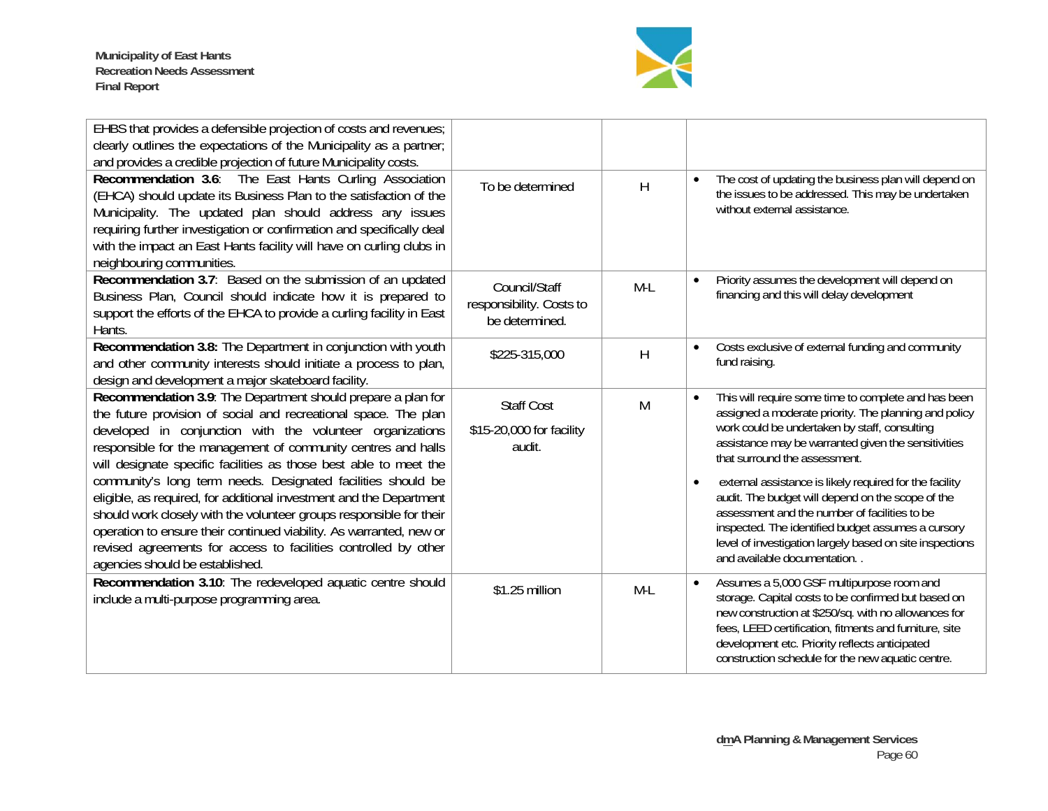| | | | |
|---|---|---|---|
| EHBS that provides a defensible projection of costs and revenues; clearly outlines the expectations of the Municipality as a partner; and provides a credible projection of future Municipality costs. | | | |
| **Recommendation 3.6**: The East Hants Curling Association (EHCA) should update its Business Plan to the satisfaction of the Municipality. The updated plan should address any issues requiring further investigation or confirmation and specifically deal with the impact an East Hants facility will have on curling clubs in neighbouring communities. | To be determined | H | • The cost of updating the business plan will depend on the issues to be addressed. This may be undertaken without external assistance. |
| **Recommendation 3.7**: Based on the submission of an updated Business Plan, Council should indicate how it is prepared to support the efforts of the EHCA to provide a curling facility in East Hants. | Council/Staff responsibility. Costs to be determined. | M-L | • Priority assumes the development will depend on financing and this will delay development |
| **Recommendation 3.8:** The Department in conjunction with youth and other community interests should initiate a process to plan, design and development a major skateboard facility. | $225-315,000 | H | • Costs exclusive of external funding and community fund raising. |
| **Recommendation 3.9**: The Department should prepare a plan for the future provision of social and recreational space. The plan developed in conjunction with the volunteer organizations responsible for the management of community centres and halls will designate specific facilities as those best able to meet the community's long term needs. Designated facilities should be eligible, as required, for additional investment and the Department should work closely with the volunteer groups responsible for their operation to ensure their continued viability. As warranted, new or revised agreements for access to facilities controlled by other agencies should be established. | Staff Cost<br><br>$15-20,000 for facility audit. | M | • This will require some time to complete and has been assigned a moderate priority. The planning and policy work could be undertaken by staff, consulting assistance may be warranted given the sensitivities that surround the assessment.<br><br>• external assistance is likely required for the facility audit. The budget will depend on the scope of the assessment and the number of facilities to be inspected. The identified budget assumes a cursory level of investigation largely based on site inspections and available documentation. . |
| **Recommendation 3.10**: The redeveloped aquatic centre should include a multi-purpose programming area. | $1.25 million | M-L | • Assumes a 5,000 GSF multipurpose room and storage. Capital costs to be confirmed but based on new construction at $250/sq. with no allowances for fees, LEED certification, fitments and furniture, site development etc. Priority reflects anticipated construction schedule for the new aquatic centre. |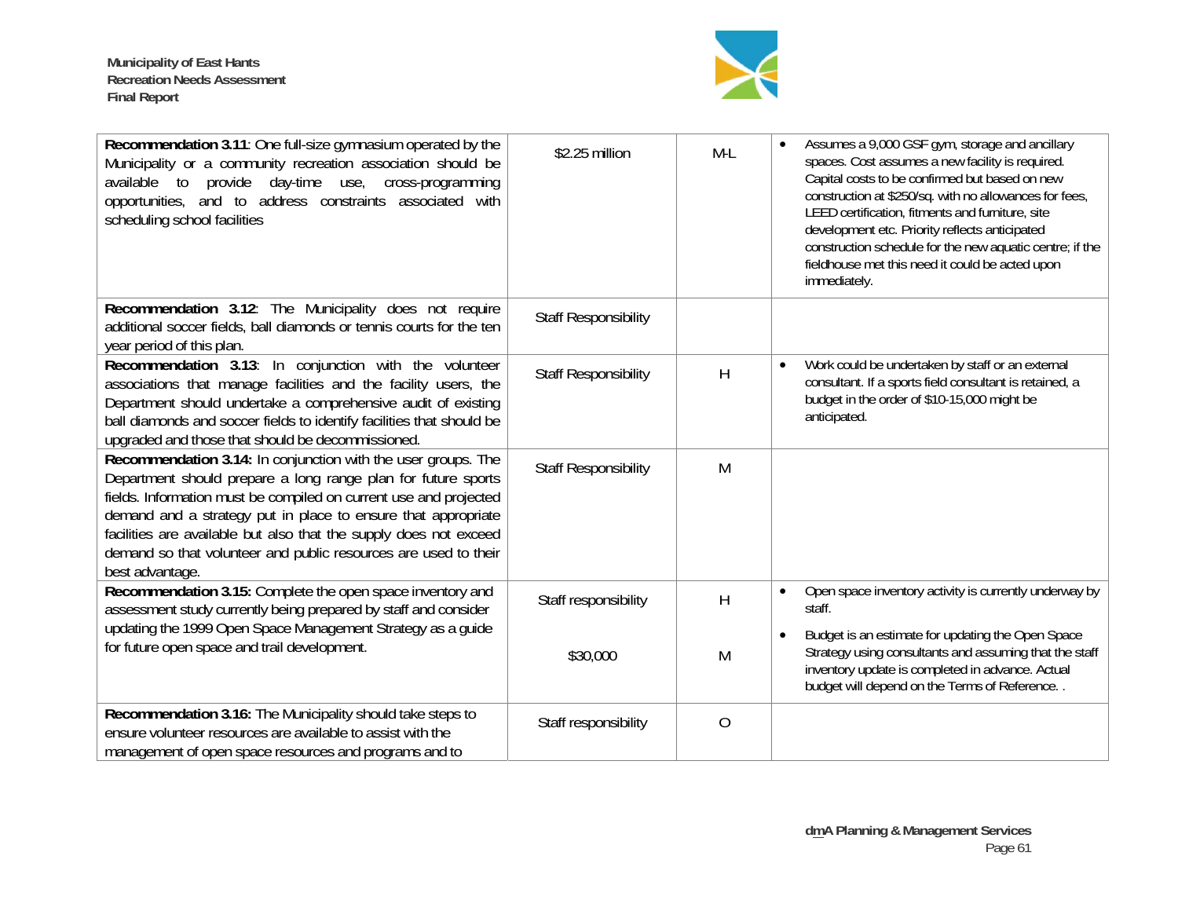| Recommendation | Cost | Priority | Notes |
|---|---|---|---|
| **Recommendation 3.11**: One full-size gymnasium operated by the Municipality or a community recreation association should be available to provide day-time use, cross-programming opportunities, and to address constraints associated with scheduling school facilities | $2.25 million | M-L | • Assumes a 9,000 GSF gym, storage and ancillary spaces. Cost assumes a new facility is required. Capital costs to be confirmed but based on new construction at $250/sq. with no allowances for fees, LEED certification, fitments and furniture, site development etc. Priority reflects anticipated construction schedule for the new aquatic centre; if the fieldhouse met this need it could be acted upon immediately. |
| **Recommendation 3.12**: The Municipality does not require additional soccer fields, ball diamonds or tennis courts for the ten year period of this plan. | Staff Responsibility | | |
| **Recommendation 3.13**: In conjunction with the volunteer associations that manage facilities and the facility users, the Department should undertake a comprehensive audit of existing ball diamonds and soccer fields to identify facilities that should be upgraded and those that should be decommissioned. | Staff Responsibility | H | • Work could be undertaken by staff or an external consultant. If a sports field consultant is retained, a budget in the order of $10-15,000 might be anticipated. |
| **Recommendation 3.14:** In conjunction with the user groups. The Department should prepare a long range plan for future sports fields. Information must be compiled on current use and projected demand and a strategy put in place to ensure that appropriate facilities are available but also that the supply does not exceed demand so that volunteer and public resources are used to their best advantage. | Staff Responsibility | M | |
| **Recommendation 3.15:** Complete the open space inventory and assessment study currently being prepared by staff and consider updating the 1999 Open Space Management Strategy as a guide for future open space and trail development. | Staff responsibility<br><br>$30,000 | H<br><br>M | • Open space inventory activity is currently underway by staff.<br>• Budget is an estimate for updating the Open Space Strategy using consultants and assuming that the staff inventory update is completed in advance. Actual budget will depend on the Terms of Reference. . |
| **Recommendation 3.16:** The Municipality should take steps to ensure volunteer resources are available to assist with the management of open space resources and programs and to | Staff responsibility | O | |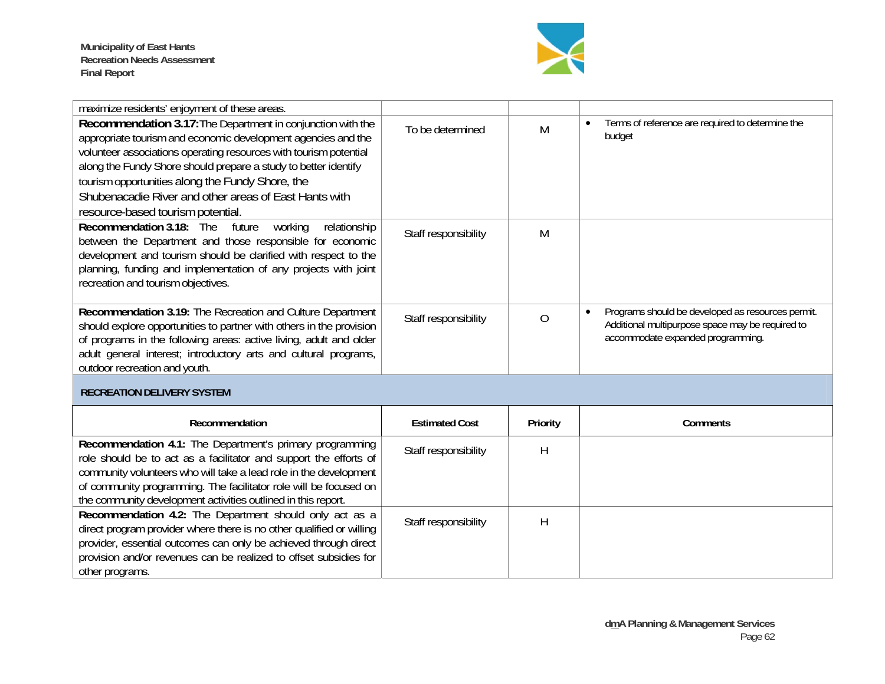| | | | |
|---|---|---|---|
| maximize residents' enjoyment of these areas. | | | |
| **Recommendation 3.17:** The Department in conjunction with the appropriate tourism and economic development agencies and the volunteer associations operating resources with tourism potential along the Fundy Shore should prepare a study to better identify tourism opportunities along the Fundy Shore, the Shubenacadie River and other areas of East Hants with resource-based tourism potential. | To be determined | M | • Terms of reference are required to determine the budget |
| **Recommendation 3.18:** The future working relationship between the Department and those responsible for economic development and tourism should be clarified with respect to the planning, funding and implementation of any projects with joint recreation and tourism objectives. | Staff responsibility | M | |
| **Recommendation 3.19:** The Recreation and Culture Department should explore opportunities to partner with others in the provision of programs in the following areas: active living, adult and older adult general interest; introductory arts and cultural programs, outdoor recreation and youth. | Staff responsibility | O | • Programs should be developed as resources permit. Additional multipurpose space may be required to accommodate expanded programming. |

**RECREATION DELIVERY SYSTEM**

| Recommendation | Estimated Cost | Priority | Comments |
|---|---|---|---|
| **Recommendation 4.1:** The Department's primary programming role should be to act as a facilitator and support the efforts of community volunteers who will take a lead role in the development of community programming. The facilitator role will be focused on the community development activities outlined in this report. | Staff responsibility | H | |
| **Recommendation 4.2:** The Department should only act as a direct program provider where there is no other qualified or willing provider, essential outcomes can only be achieved through direct provision and/or revenues can be realized to offset subsidies for other programs. | Staff responsibility | H | |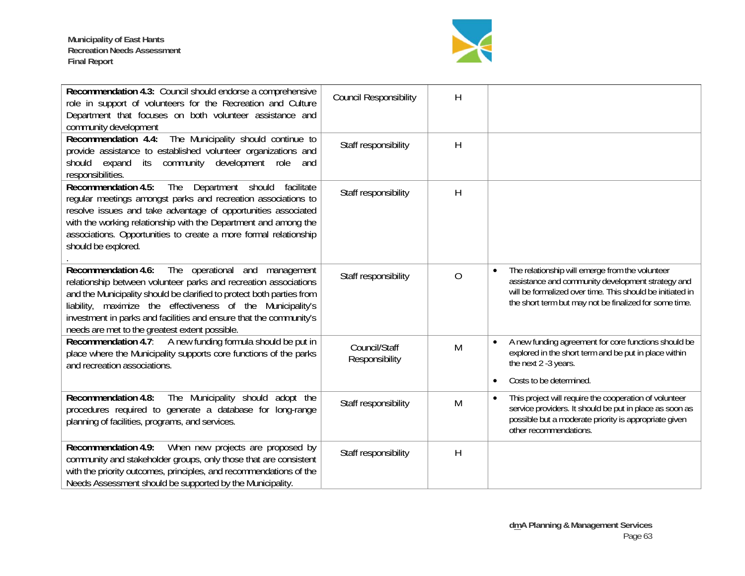| | | | |
|---|---|---|---|
| **Recommendation 4.3:** Council should endorse a comprehensive role in support of volunteers for the Recreation and Culture Department that focuses on both volunteer assistance and community development | Council Responsibility | H | |
| **Recommendation 4.4:** The Municipality should continue to provide assistance to established volunteer organizations and should expand its community development role and responsibilities. | Staff responsibility | H | |
| **Recommendation 4.5:** The Department should facilitate regular meetings amongst parks and recreation associations to resolve issues and take advantage of opportunities associated with the working relationship with the Department and among the associations. Opportunities to create a more formal relationship should be explored. . | Staff responsibility | H | |
| **Recommendation 4.6:** The operational and management relationship between volunteer parks and recreation associations and the Municipality should be clarified to protect both parties from liability, maximize the effectiveness of the Municipality's investment in parks and facilities and ensure that the community's needs are met to the greatest extent possible. | Staff responsibility | O | • The relationship will emerge from the volunteer assistance and community development strategy and will be formalized over time. This should be initiated in the short term but may not be finalized for some time. |
| **Recommendation 4.7**: A new funding formula should be put in place where the Municipality supports core functions of the parks and recreation associations. | Council/Staff Responsibility | M | • A new funding agreement for core functions should be explored in the short term and be put in place within the next 2 -3 years. <br> • Costs to be determined. |
| **Recommendation 4.8:** The Municipality should adopt the procedures required to generate a database for long-range planning of facilities, programs, and services. | Staff responsibility | M | • This project will require the cooperation of volunteer service providers. It should be put in place as soon as possible but a moderate priority is appropriate given other recommendations. |
| **Recommendation 4.9:** When new projects are proposed by community and stakeholder groups, only those that are consistent with the priority outcomes, principles, and recommendations of the Needs Assessment should be supported by the Municipality. | Staff responsibility | H | |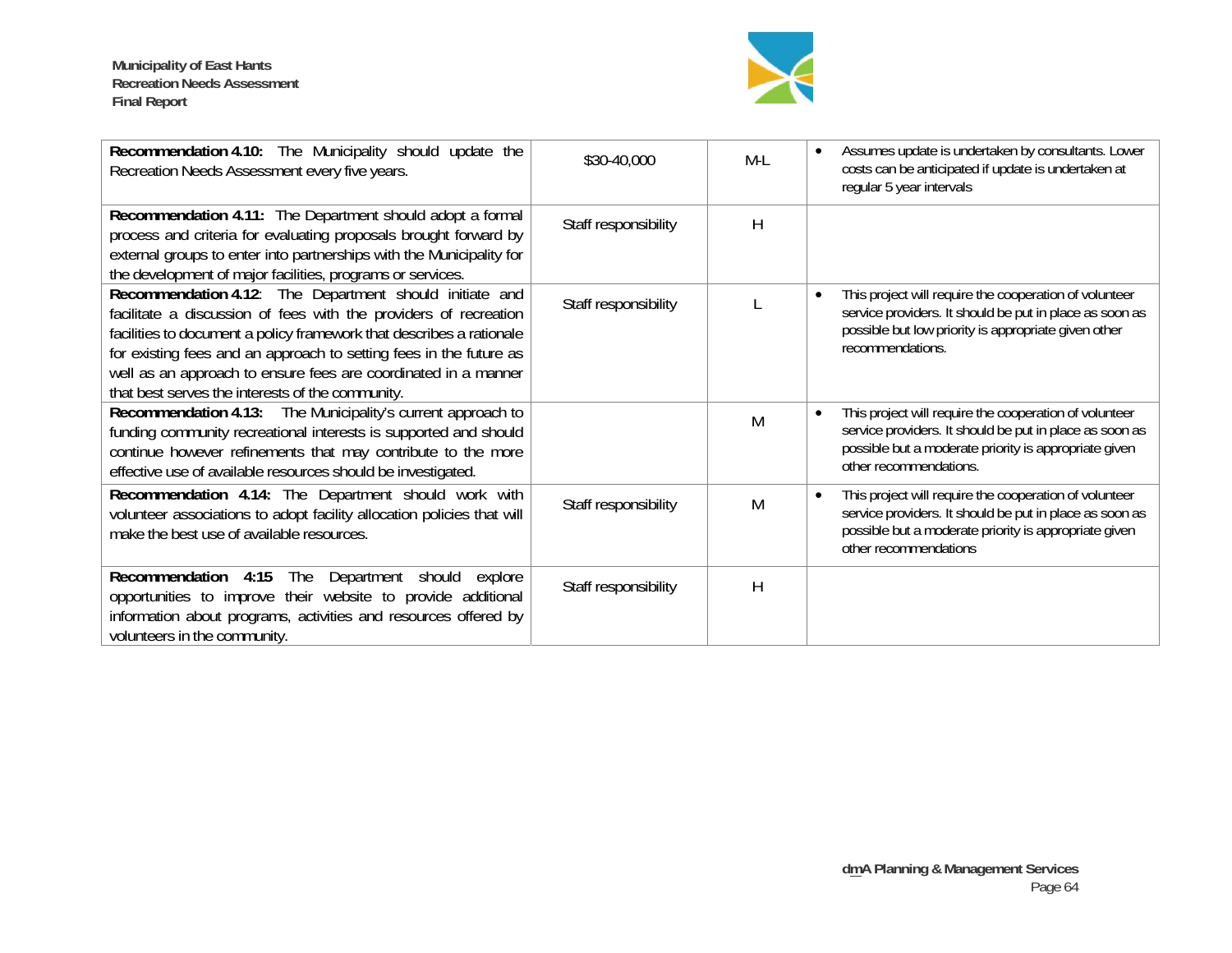| | | | |
|---|---|---|---|
| **Recommendation 4.10:** The Municipality should update the Recreation Needs Assessment every five years. | $30-40,000 | M-L | • Assumes update is undertaken by consultants. Lower costs can be anticipated if update is undertaken at regular 5 year intervals |
| **Recommendation 4.11:** The Department should adopt a formal process and criteria for evaluating proposals brought forward by external groups to enter into partnerships with the Municipality for the development of major facilities, programs or services. | Staff responsibility | H | |
| **Recommendation 4.12**: The Department should initiate and facilitate a discussion of fees with the providers of recreation facilities to document a policy framework that describes a rationale for existing fees and an approach to setting fees in the future as well as an approach to ensure fees are coordinated in a manner that best serves the interests of the community. | Staff responsibility | L | • This project will require the cooperation of volunteer service providers. It should be put in place as soon as possible but low priority is appropriate given other recommendations. |
| **Recommendation 4.13:** The Municipality's current approach to funding community recreational interests is supported and should continue however refinements that may contribute to the more effective use of available resources should be investigated. | | M | • This project will require the cooperation of volunteer service providers. It should be put in place as soon as possible but a moderate priority is appropriate given other recommendations. |
| **Recommendation 4.14:** The Department should work with volunteer associations to adopt facility allocation policies that will make the best use of available resources. | Staff responsibility | M | • This project will require the cooperation of volunteer service providers. It should be put in place as soon as possible but a moderate priority is appropriate given other recommendations |
| **Recommendation 4:15** The Department should explore opportunities to improve their website to provide additional information about programs, activities and resources offered by volunteers in the community. | Staff responsibility | H | |